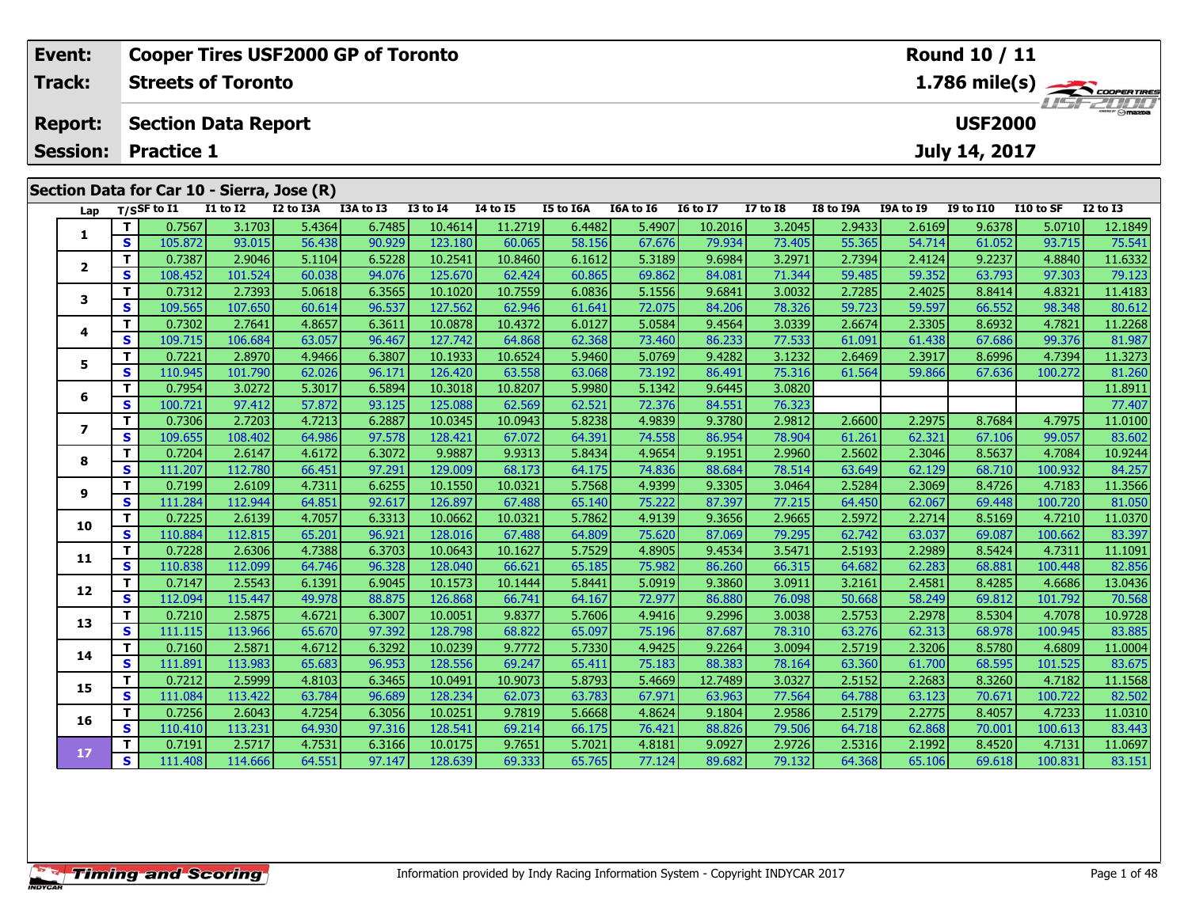| Event: | Cooper Tires USF2000 GP of Toronto | Round 10 / 11 |
|---|---|---|
| Track: | Streets of Toronto | 1.786 mile(s) |
| Report: | Section Data Report | USF2000 |
| Session: | Practice 1 | July 14, 2017 |

## Section Data for Car 10 - Sierra, Jose (R)

| Lap | T/S | SF to I1 | I1 to I2 | I2 to I3A | I3A to I3 | I3 to I4 | I4 to I5 | I5 to I6A | I6A to I6 | I6 to I7 | I7 to I8 | I8 to I9A | I9A to I9 | I9 to I10 | I10 to SF | I2 to I3 |
|---|---|---|---|---|---|---|---|---|---|---|---|---|---|---|---|---|
| 1 | T | 0.7567 | 3.1703 | 5.4364 | 6.7485 | 10.4614 | 11.2719 | 6.4482 | 5.4907 | 10.2016 | 3.2045 | 2.9433 | 2.6169 | 9.6378 | 5.0710 | 12.1849 |
| | S | 105.872 | 93.015 | 56.438 | 90.929 | 123.180 | 60.065 | 58.156 | 67.676 | 79.934 | 73.405 | 55.365 | 54.714 | 61.052 | 93.715 | 75.541 |
| 2 | T | 0.7387 | 2.9046 | 5.1104 | 6.5228 | 10.2541 | 10.8460 | 6.1612 | 5.3189 | 9.6984 | 3.2971 | 2.7394 | 2.4124 | 9.2237 | 4.8840 | 11.6332 |
| | S | 108.452 | 101.524 | 60.038 | 94.076 | 125.670 | 62.424 | 60.865 | 69.862 | 84.081 | 71.344 | 59.485 | 59.352 | 63.793 | 97.303 | 79.123 |
| 3 | T | 0.7312 | 2.7393 | 5.0618 | 6.3565 | 10.1020 | 10.7559 | 6.0836 | 5.1556 | 9.6841 | 3.0032 | 2.7285 | 2.4025 | 8.8414 | 4.8321 | 11.4183 |
| | S | 109.565 | 107.650 | 60.614 | 96.537 | 127.562 | 62.946 | 61.641 | 72.075 | 84.206 | 78.326 | 59.723 | 59.597 | 66.552 | 98.348 | 80.612 |
| 4 | T | 0.7302 | 2.7641 | 4.8657 | 6.3611 | 10.0878 | 10.4372 | 6.0127 | 5.0584 | 9.4564 | 3.0339 | 2.6674 | 2.3305 | 8.6932 | 4.7821 | 11.2268 |
| | S | 109.715 | 106.684 | 63.057 | 96.467 | 127.742 | 64.868 | 62.368 | 73.460 | 86.233 | 77.533 | 61.091 | 61.438 | 67.686 | 99.376 | 81.987 |
| 5 | T | 0.7221 | 2.8970 | 4.9466 | 6.3807 | 10.1933 | 10.6524 | 5.9460 | 5.0769 | 9.4282 | 3.1232 | 2.6469 | 2.3917 | 8.6996 | 4.7394 | 11.3273 |
| | S | 110.945 | 101.790 | 62.026 | 96.171 | 126.420 | 63.558 | 63.068 | 73.192 | 86.491 | 75.316 | 61.564 | 59.866 | 67.636 | 100.272 | 81.260 |
| 6 | T | 0.7954 | 3.0272 | 5.3017 | 6.5894 | 10.3018 | 10.8207 | 5.9980 | 5.1342 | 9.6445 | 3.0820 | | | | | 11.8911 |
| | S | 100.721 | 97.412 | 57.872 | 93.125 | 125.088 | 62.569 | 62.521 | 72.376 | 84.551 | 76.323 | | | | | 77.407 |
| 7 | T | 0.7306 | 2.7203 | 4.7213 | 6.2887 | 10.0345 | 10.0943 | 5.8238 | 4.9839 | 9.3780 | 2.9812 | 2.6600 | 2.2975 | 8.7684 | 4.7975 | 11.0100 |
| | S | 109.655 | 108.402 | 64.986 | 97.578 | 128.421 | 67.072 | 64.391 | 74.558 | 86.954 | 78.904 | 61.261 | 62.321 | 67.106 | 99.057 | 83.602 |
| 8 | T | 0.7204 | 2.6147 | 4.6172 | 6.3072 | 9.9887 | 9.9313 | 5.8434 | 4.9654 | 9.1951 | 2.9960 | 2.5602 | 2.3046 | 8.5637 | 4.7084 | 10.9244 |
| | S | 111.207 | 112.780 | 66.451 | 97.291 | 129.009 | 68.173 | 64.175 | 74.836 | 88.684 | 78.514 | 63.649 | 62.129 | 68.710 | 100.932 | 84.257 |
| 9 | T | 0.7199 | 2.6109 | 4.7311 | 6.6255 | 10.1550 | 10.0321 | 5.7568 | 4.9399 | 9.3305 | 3.0464 | 2.5284 | 2.3069 | 8.4726 | 4.7183 | 11.3566 |
| | S | 111.284 | 112.944 | 64.851 | 92.617 | 126.897 | 67.488 | 65.140 | 75.222 | 87.397 | 77.215 | 64.450 | 62.067 | 69.448 | 100.720 | 81.050 |
| 10 | T | 0.7225 | 2.6139 | 4.7057 | 6.3313 | 10.0662 | 10.0321 | 5.7862 | 4.9139 | 9.3656 | 2.9665 | 2.5972 | 2.2714 | 8.5169 | 4.7210 | 11.0370 |
| | S | 110.884 | 112.815 | 65.201 | 96.921 | 128.016 | 67.488 | 64.809 | 75.620 | 87.069 | 79.295 | 62.742 | 63.037 | 69.087 | 100.662 | 83.397 |
| 11 | T | 0.7228 | 2.6306 | 4.7388 | 6.3703 | 10.0643 | 10.1627 | 5.7529 | 4.8905 | 9.4534 | 3.5471 | 2.5193 | 2.2989 | 8.5424 | 4.7311 | 11.1091 |
| | S | 110.838 | 112.099 | 64.746 | 96.328 | 128.040 | 66.621 | 65.185 | 75.982 | 86.260 | 66.315 | 64.682 | 62.283 | 68.881 | 100.448 | 82.856 |
| 12 | T | 0.7147 | 2.5543 | 6.1391 | 6.9045 | 10.1573 | 10.1444 | 5.8441 | 5.0919 | 9.3860 | 3.0911 | 3.2161 | 2.4581 | 8.4285 | 4.6686 | 13.0436 |
| | S | 112.094 | 115.447 | 49.978 | 88.875 | 126.868 | 66.741 | 64.167 | 72.977 | 86.880 | 76.098 | 50.668 | 58.249 | 69.812 | 101.792 | 70.568 |
| 13 | T | 0.7210 | 2.5875 | 4.6721 | 6.3007 | 10.0051 | 9.8377 | 5.7606 | 4.9416 | 9.2996 | 3.0038 | 2.5753 | 2.2978 | 8.5304 | 4.7078 | 10.9728 |
| | S | 111.115 | 113.966 | 65.670 | 97.392 | 128.798 | 68.822 | 65.097 | 75.196 | 87.687 | 78.310 | 63.276 | 62.313 | 68.978 | 100.945 | 83.885 |
| 14 | T | 0.7160 | 2.5871 | 4.6712 | 6.3292 | 10.0239 | 9.7772 | 5.7330 | 4.9425 | 9.2264 | 3.0094 | 2.5719 | 2.3206 | 8.5780 | 4.6809 | 11.0004 |
| | S | 111.891 | 113.983 | 65.683 | 96.953 | 128.556 | 69.247 | 65.411 | 75.183 | 88.383 | 78.164 | 63.360 | 61.700 | 68.595 | 101.525 | 83.675 |
| 15 | T | 0.7212 | 2.5999 | 4.8103 | 6.3465 | 10.0491 | 10.9073 | 5.8793 | 5.4669 | 12.7489 | 3.0327 | 2.5152 | 2.2683 | 8.3260 | 4.7182 | 11.1568 |
| | S | 111.084 | 113.422 | 63.784 | 96.689 | 128.234 | 62.073 | 63.783 | 67.971 | 63.963 | 77.564 | 64.788 | 63.123 | 70.671 | 100.722 | 82.502 |
| 16 | T | 0.7256 | 2.6043 | 4.7254 | 6.3056 | 10.0251 | 9.7819 | 5.6668 | 4.8624 | 9.1804 | 2.9586 | 2.5179 | 2.2775 | 8.4057 | 4.7233 | 11.0310 |
| | S | 110.410 | 113.231 | 64.930 | 97.316 | 128.541 | 69.214 | 66.175 | 76.421 | 88.826 | 79.506 | 64.718 | 62.868 | 70.001 | 100.613 | 83.443 |
| 17 | T | 0.7191 | 2.5717 | 4.7531 | 6.3166 | 10.0175 | 9.7651 | 5.7021 | 4.8181 | 9.0927 | 2.9726 | 2.5316 | 2.1992 | 8.4520 | 4.7131 | 11.0697 |
| | S | 111.408 | 114.666 | 64.551 | 97.147 | 128.639 | 69.333 | 65.765 | 77.124 | 89.682 | 79.132 | 64.368 | 65.106 | 69.618 | 100.831 | 83.151 |

Information provided by Indy Racing Information System - Copyright INDYCAR 2017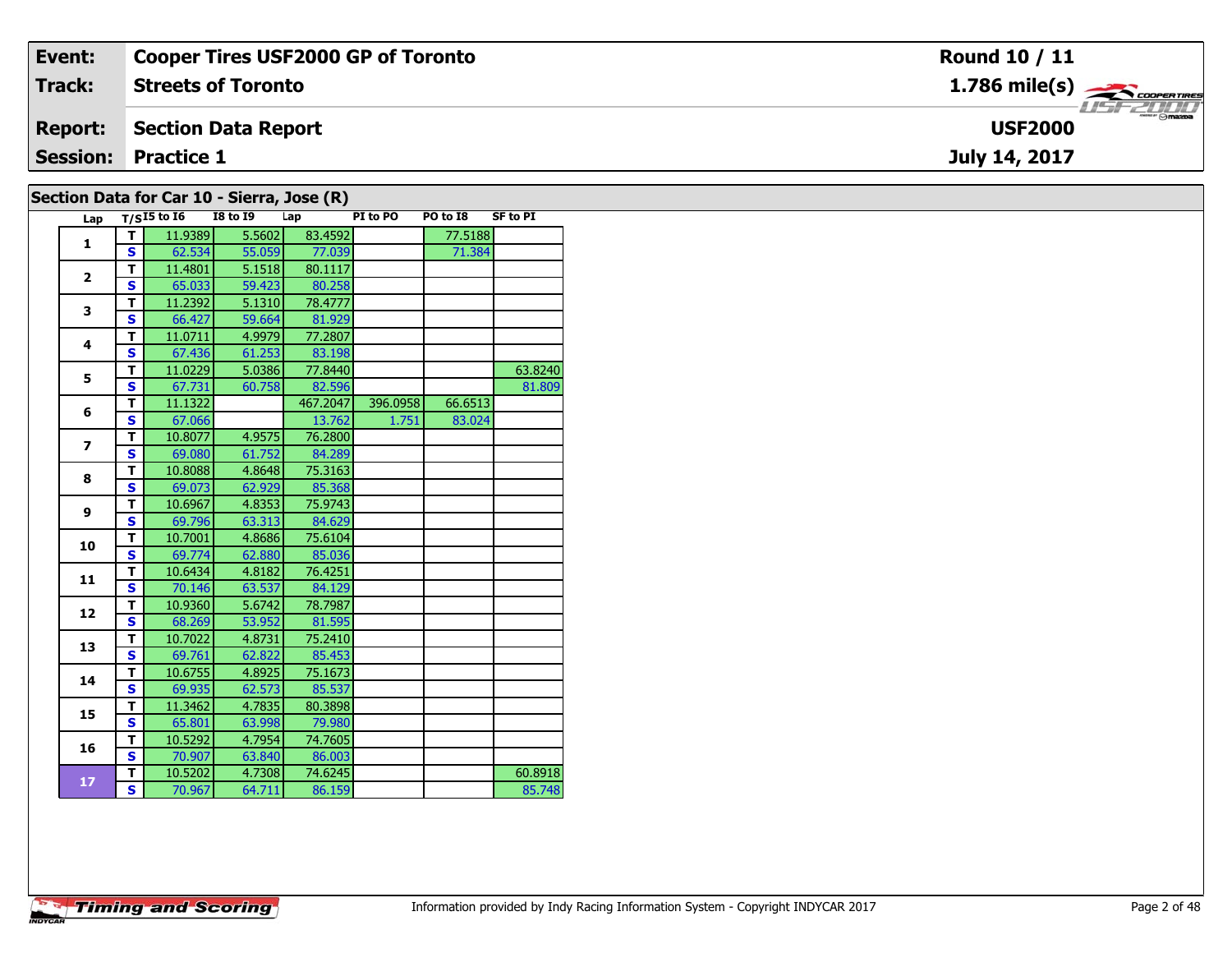| Event: | Cooper Tires USF2000 GP of Toronto | Round 10 / 11 |
|---|---|---|
| Track: | Streets of Toronto | 1.786 mile(s) |
| Report: | Section Data Report | USF2000 |
| Session: | Practice 1 | July 14, 2017 |

## Section Data for Car 10 - Sierra, Jose (R)

| Lap | T/S | I5 to I6 | I8 to I9 | Lap | PI to PO | PO to I8 | SF to PI |
|---|---|---|---|---|---|---|---|
| 1 | T | 11.9389 | 5.5602 | 83.4592 | | 77.5188 | |
| | S | 62.534 | 55.059 | 77.039 | | 71.384 | |
| 2 | T | 11.4801 | 5.1518 | 80.1117 | | | |
| | S | 65.033 | 59.423 | 80.258 | | | |
| 3 | T | 11.2392 | 5.1310 | 78.4777 | | | |
| | S | 66.427 | 59.664 | 81.929 | | | |
| 4 | T | 11.0711 | 4.9979 | 77.2807 | | | |
| | S | 67.436 | 61.253 | 83.198 | | | |
| 5 | T | 11.0229 | 5.0386 | 77.8440 | | | 63.8240 |
| | S | 67.731 | 60.758 | 82.596 | | | 81.809 |
| 6 | T | 11.1322 | | 467.2047 | 396.0958 | 66.6513 | |
| | S | 67.066 | | 13.762 | 1.751 | 83.024 | |
| 7 | T | 10.8077 | 4.9575 | 76.2800 | | | |
| | S | 69.080 | 61.752 | 84.289 | | | |
| 8 | T | 10.8088 | 4.8648 | 75.3163 | | | |
| | S | 69.073 | 62.929 | 85.368 | | | |
| 9 | T | 10.6967 | 4.8353 | 75.9743 | | | |
| | S | 69.796 | 63.313 | 84.629 | | | |
| 10 | T | 10.7001 | 4.8686 | 75.6104 | | | |
| | S | 69.774 | 62.880 | 85.036 | | | |
| 11 | T | 10.6434 | 4.8182 | 76.4251 | | | |
| | S | 70.146 | 63.537 | 84.129 | | | |
| 12 | T | 10.9360 | 5.6742 | 78.7987 | | | |
| | S | 68.269 | 53.952 | 81.595 | | | |
| 13 | T | 10.7022 | 4.8731 | 75.2410 | | | |
| | S | 69.761 | 62.822 | 85.453 | | | |
| 14 | T | 10.6755 | 4.8925 | 75.1673 | | | |
| | S | 69.935 | 62.573 | 85.537 | | | |
| 15 | T | 11.3462 | 4.7835 | 80.3898 | | | |
| | S | 65.801 | 63.998 | 79.980 | | | |
| 16 | T | 10.5292 | 4.7954 | 74.7605 | | | |
| | S | 70.907 | 63.840 | 86.003 | | | |
| 17 | T | 10.5202 | 4.7308 | 74.6245 | | | 60.8918 |
| | S | 70.967 | 64.711 | 86.159 | | | 85.748 |

Information provided by Indy Racing Information System - Copyright INDYCAR 2017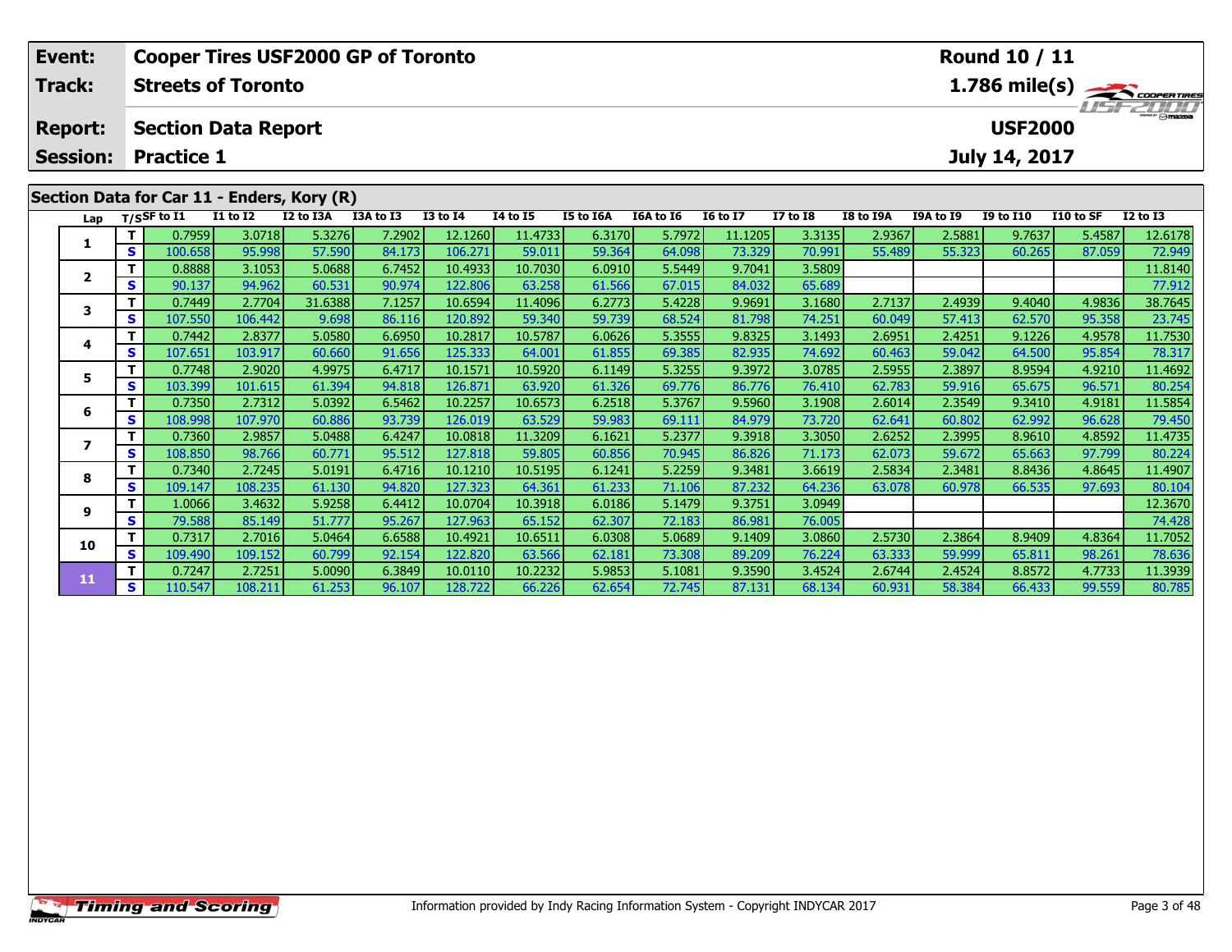| Event: | Cooper Tires USF2000 GP of Toronto | Round 10 / 11 |
|---|---|---|
| Track: | Streets of Toronto | 1.786 mile(s) |
| Report: | Section Data Report | USF2000 |
| Session: | Practice 1 | July 14, 2017 |

## Section Data for Car 11 - Enders, Kory (R)

| Lap | T/S | SF to I1 | I1 to I2 | I2 to I3A | I3A to I3 | I3 to I4 | I4 to I5 | I5 to I6A | I6A to I6 | I6 to I7 | I7 to I8 | I8 to I9A | I9A to I9 | I9 to I10 | I10 to SF | I2 to I3 |
|---|---|---|---|---|---|---|---|---|---|---|---|---|---|---|---|---|
| 1 | T | 0.7959 | 3.0718 | 5.3276 | 7.2902 | 12.1260 | 11.4733 | 6.3170 | 5.7972 | 11.1205 | 3.3135 | 2.9367 | 2.5881 | 9.7637 | 5.4587 | 12.6178 |
| | S | 100.658 | 95.998 | 57.590 | 84.173 | 106.271 | 59.011 | 59.364 | 64.098 | 73.329 | 70.991 | 55.489 | 55.323 | 60.265 | 87.059 | 72.949 |
| 2 | T | 0.8888 | 3.1053 | 5.0688 | 6.7452 | 10.4933 | 10.7030 | 6.0910 | 5.5449 | 9.7041 | 3.5809 | | | | | 11.8140 |
| | S | 90.137 | 94.962 | 60.531 | 90.974 | 122.806 | 63.258 | 61.566 | 67.015 | 84.032 | 65.689 | | | | | 77.912 |
| 3 | T | 0.7449 | 2.7704 | 31.6388 | 7.1257 | 10.6594 | 11.4096 | 6.2773 | 5.4228 | 9.9691 | 3.1680 | 2.7137 | 2.4939 | 9.4040 | 4.9836 | 38.7645 |
| | S | 107.550 | 106.442 | 9.698 | 86.116 | 120.892 | 59.340 | 59.739 | 68.524 | 81.798 | 74.251 | 60.049 | 57.413 | 62.570 | 95.358 | 23.745 |
| 4 | T | 0.7442 | 2.8377 | 5.0580 | 6.6950 | 10.2817 | 10.5787 | 6.0626 | 5.3555 | 9.8325 | 3.1493 | 2.6951 | 2.4251 | 9.1226 | 4.9578 | 11.7530 |
| | S | 107.651 | 103.917 | 60.660 | 91.656 | 125.333 | 64.001 | 61.855 | 69.385 | 82.935 | 74.692 | 60.463 | 59.042 | 64.500 | 95.854 | 78.317 |
| 5 | T | 0.7748 | 2.9020 | 4.9975 | 6.4717 | 10.1571 | 10.5920 | 6.1149 | 5.3255 | 9.3972 | 3.0785 | 2.5955 | 2.3897 | 8.9594 | 4.9210 | 11.4692 |
| | S | 103.399 | 101.615 | 61.394 | 94.818 | 126.871 | 63.920 | 61.326 | 69.776 | 86.776 | 76.410 | 62.783 | 59.916 | 65.675 | 96.571 | 80.254 |
| 6 | T | 0.7350 | 2.7312 | 5.0392 | 6.5462 | 10.2257 | 10.6573 | 6.2518 | 5.3767 | 9.5960 | 3.1908 | 2.6014 | 2.3549 | 9.3410 | 4.9181 | 11.5854 |
| | S | 108.998 | 107.970 | 60.886 | 93.739 | 126.019 | 63.529 | 59.983 | 69.111 | 84.979 | 73.720 | 62.641 | 60.802 | 62.992 | 96.628 | 79.450 |
| 7 | T | 0.7360 | 2.9857 | 5.0488 | 6.4247 | 10.0818 | 11.3209 | 6.1621 | 5.2377 | 9.3918 | 3.3050 | 2.6252 | 2.3995 | 8.9610 | 4.8592 | 11.4735 |
| | S | 108.850 | 98.766 | 60.771 | 95.512 | 127.818 | 59.805 | 60.856 | 70.945 | 86.826 | 71.173 | 62.073 | 59.672 | 65.663 | 97.799 | 80.224 |
| 8 | T | 0.7340 | 2.7245 | 5.0191 | 6.4716 | 10.1210 | 10.5195 | 6.1241 | 5.2259 | 9.3481 | 3.6619 | 2.5834 | 2.3481 | 8.8436 | 4.8645 | 11.4907 |
| | S | 109.147 | 108.235 | 61.130 | 94.820 | 127.323 | 64.361 | 61.233 | 71.106 | 87.232 | 64.236 | 63.078 | 60.978 | 66.535 | 97.693 | 80.104 |
| 9 | T | 1.0066 | 3.4632 | 5.9258 | 6.4412 | 10.0704 | 10.3918 | 6.0186 | 5.1479 | 9.3751 | 3.0949 | | | | | 12.3670 |
| | S | 79.588 | 85.149 | 51.777 | 95.267 | 127.963 | 65.152 | 62.307 | 72.183 | 86.981 | 76.005 | | | | | 74.428 |
| 10 | T | 0.7317 | 2.7016 | 5.0464 | 6.6588 | 10.4921 | 10.6511 | 6.0308 | 5.0689 | 9.1409 | 3.0860 | 2.5730 | 2.3864 | 8.9409 | 4.8364 | 11.7052 |
| | S | 109.490 | 109.152 | 60.799 | 92.154 | 122.820 | 63.566 | 62.181 | 73.308 | 89.209 | 76.224 | 63.333 | 59.999 | 65.811 | 98.261 | 78.636 |
| 11 | T | 0.7247 | 2.7251 | 5.0090 | 6.3849 | 10.0110 | 10.2232 | 5.9853 | 5.1081 | 9.3590 | 3.4524 | 2.6744 | 2.4524 | 8.8572 | 4.7733 | 11.3939 |
| | S | 110.547 | 108.211 | 61.253 | 96.107 | 128.722 | 66.226 | 62.654 | 72.745 | 87.131 | 68.134 | 60.931 | 58.384 | 66.433 | 99.559 | 80.785 |

Information provided by Indy Racing Information System - Copyright INDYCAR 2017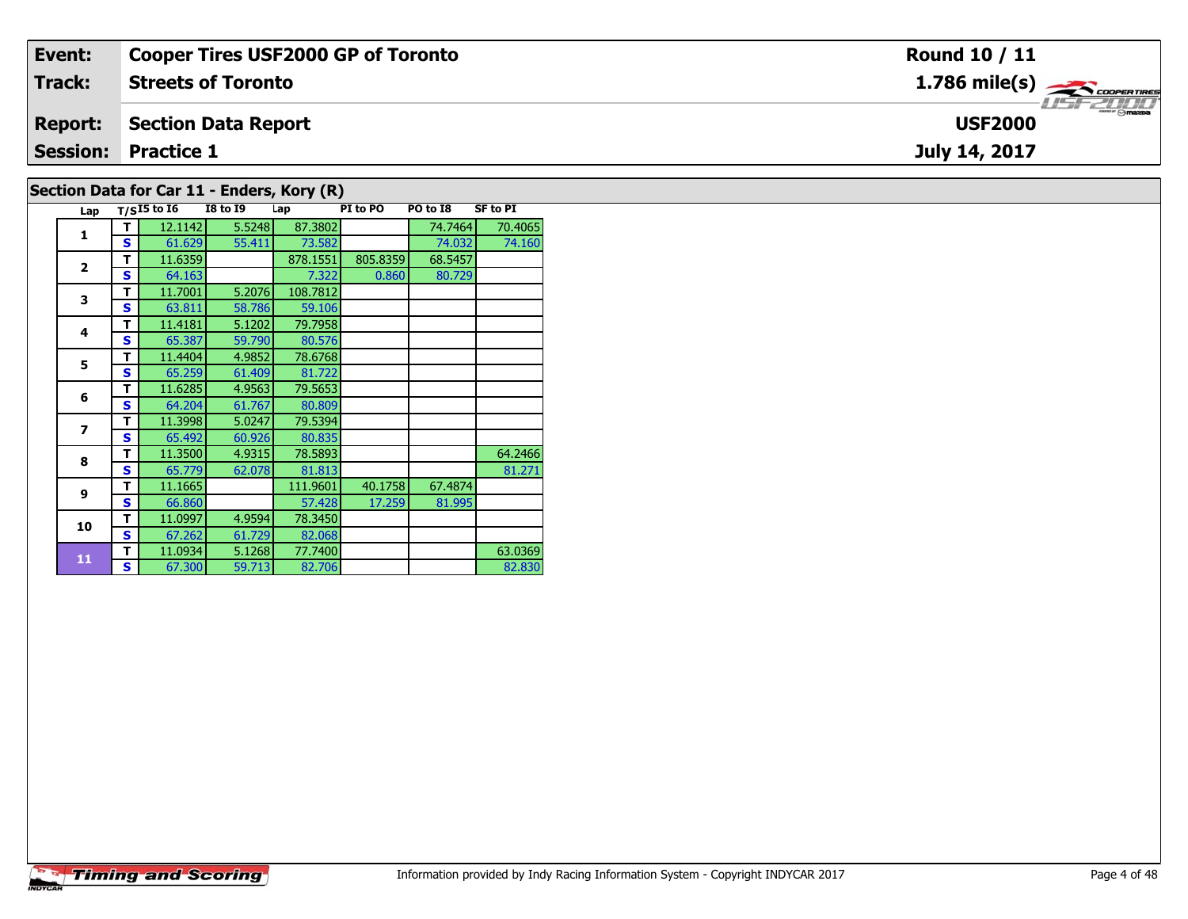| Event: | Cooper Tires USF2000 GP of Toronto | Round 10 / 11 |
|---|---|---|
| Track: | Streets of Toronto | 1.786 mile(s) |
| Report: | Section Data Report | USF2000 |
| Session: | Practice 1 | July 14, 2017 |

## Section Data for Car 11 - Enders, Kory (R)

| Lap | T/S | I5 to I6 | I8 to I9 | Lap | PI to PO | PO to I8 | SF to PI |
|---|---|---|---|---|---|---|---|
| 1 | T | 12.1142 | 5.5248 | 87.3802 | | 74.7464 | 70.4065 |
| | S | 61.629 | 55.411 | 73.582 | | 74.032 | 74.160 |
| 2 | T | 11.6359 | | 878.1551 | 805.8359 | 68.5457 | |
| | S | 64.163 | | 7.322 | 0.860 | 80.729 | |
| 3 | T | 11.7001 | 5.2076 | 108.7812 | | | |
| | S | 63.811 | 58.786 | 59.106 | | | |
| 4 | T | 11.4181 | 5.1202 | 79.7958 | | | |
| | S | 65.387 | 59.790 | 80.576 | | | |
| 5 | T | 11.4404 | 4.9852 | 78.6768 | | | |
| | S | 65.259 | 61.409 | 81.722 | | | |
| 6 | T | 11.6285 | 4.9563 | 79.5653 | | | |
| | S | 64.204 | 61.767 | 80.809 | | | |
| 7 | T | 11.3998 | 5.0247 | 79.5394 | | | |
| | S | 65.492 | 60.926 | 80.835 | | | |
| 8 | T | 11.3500 | 4.9315 | 78.5893 | | | 64.2466 |
| | S | 65.779 | 62.078 | 81.813 | | | 81.271 |
| 9 | T | 11.1665 | | 111.9601 | 40.1758 | 67.4874 | |
| | S | 66.860 | | 57.428 | 17.259 | 81.995 | |
| 10 | T | 11.0997 | 4.9594 | 78.3450 | | | |
| | S | 67.262 | 61.729 | 82.068 | | | |
| 11 | T | 11.0934 | 5.1268 | 77.7400 | | | 63.0369 |
| | S | 67.300 | 59.713 | 82.706 | | | 82.830 |

Information provided by Indy Racing Information System - Copyright INDYCAR 2017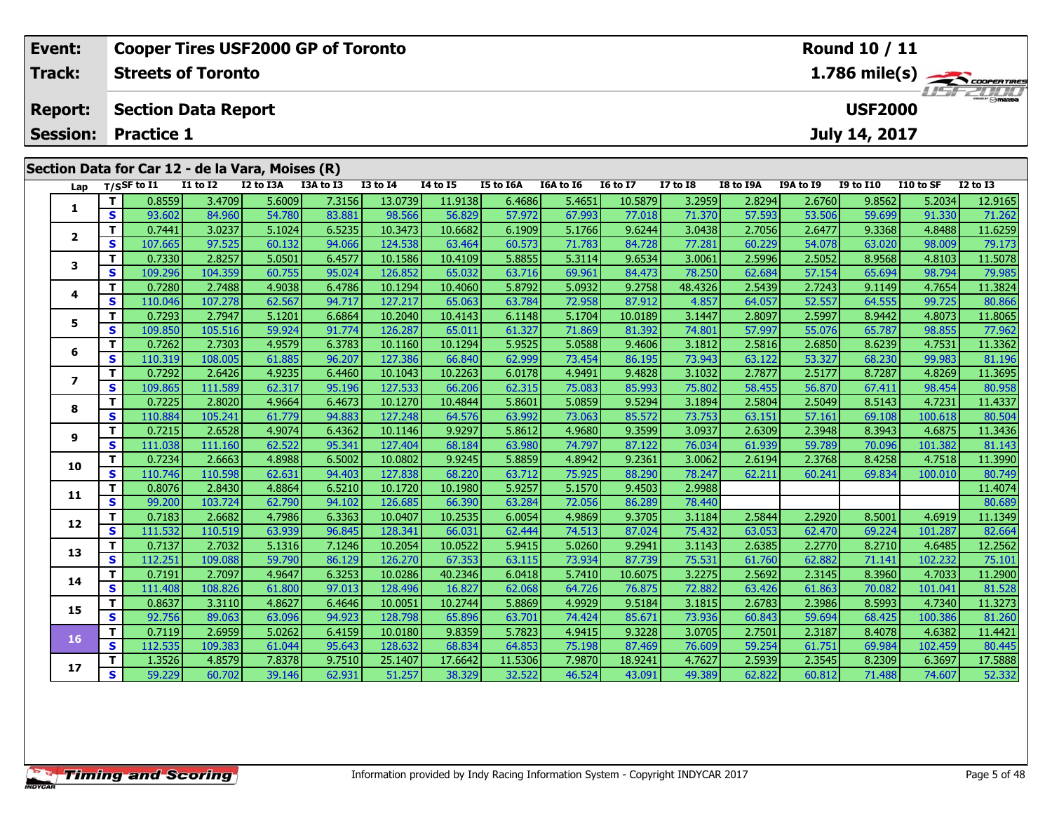| Event: | Cooper Tires USF2000 GP of Toronto | Round 10 / 11 |
|---|---|---|
| Track: | Streets of Toronto | 1.786 mile(s) |
| Report: | Section Data Report | USF2000 |
| Session: | Practice 1 | July 14, 2017 |

## Section Data for Car 12 - de la Vara, Moises (R)

| Lap | T/S | SF to I1 | I1 to I2 | I2 to I3A | I3A to I3 | I3 to I4 | I4 to I5 | I5 to I6A | I6A to I6 | I6 to I7 | I7 to I8 | I8 to I9A | I9A to I9 | I9 to I10 | I10 to SF | I2 to I3 |
|---|---|---|---|---|---|---|---|---|---|---|---|---|---|---|---|---|
| 1 | T | 0.8559 | 3.4709 | 5.6009 | 7.3156 | 13.0739 | 11.9138 | 6.4686 | 5.4651 | 10.5879 | 3.2959 | 2.8294 | 2.6760 | 9.8562 | 5.2034 | 12.9165 |
| | S | 93.602 | 84.960 | 54.780 | 83.881 | 98.566 | 56.829 | 57.972 | 67.993 | 77.018 | 71.370 | 57.593 | 53.506 | 59.699 | 91.330 | 71.262 |
| 2 | T | 0.7441 | 3.0237 | 5.1024 | 6.5235 | 10.3473 | 10.6682 | 6.1909 | 5.1766 | 9.6244 | 3.0438 | 2.7056 | 2.6477 | 9.3368 | 4.8488 | 11.6259 |
| | S | 107.665 | 97.525 | 60.132 | 94.066 | 124.538 | 63.464 | 60.573 | 71.783 | 84.728 | 77.281 | 60.229 | 54.078 | 63.020 | 98.009 | 79.173 |
| 3 | T | 0.7330 | 2.8257 | 5.0501 | 6.4577 | 10.1586 | 10.4109 | 5.8855 | 5.3114 | 9.6534 | 3.0061 | 2.5996 | 2.5052 | 8.9568 | 4.8103 | 11.5078 |
| | S | 109.296 | 104.359 | 60.755 | 95.024 | 126.852 | 65.032 | 63.716 | 69.961 | 84.473 | 78.250 | 62.684 | 57.154 | 65.694 | 98.794 | 79.985 |
| 4 | T | 0.7280 | 2.7488 | 4.9038 | 6.4786 | 10.1294 | 10.4060 | 5.8792 | 5.0932 | 9.2758 | 48.4326 | 2.5439 | 2.7243 | 9.1149 | 4.7654 | 11.3824 |
| | S | 110.046 | 107.278 | 62.567 | 94.717 | 127.217 | 65.063 | 63.784 | 72.958 | 87.912 | 4.857 | 64.057 | 52.557 | 64.555 | 99.725 | 80.866 |
| 5 | T | 0.7293 | 2.7947 | 5.1201 | 6.6864 | 10.2040 | 10.4143 | 6.1148 | 5.1704 | 10.0189 | 3.1447 | 2.8097 | 2.5997 | 8.9442 | 4.8073 | 11.8065 |
| | S | 109.850 | 105.516 | 59.924 | 91.774 | 126.287 | 65.011 | 61.327 | 71.869 | 81.392 | 74.801 | 57.997 | 55.076 | 65.787 | 98.855 | 77.962 |
| 6 | T | 0.7262 | 2.7303 | 4.9579 | 6.3783 | 10.1160 | 10.1294 | 5.9525 | 5.0588 | 9.4606 | 3.1812 | 2.5816 | 2.6850 | 8.6239 | 4.7531 | 11.3362 |
| | S | 110.319 | 108.005 | 61.885 | 96.207 | 127.386 | 66.840 | 62.999 | 73.454 | 86.195 | 73.943 | 63.122 | 53.327 | 68.230 | 99.983 | 81.196 |
| 7 | T | 0.7292 | 2.6426 | 4.9235 | 6.4460 | 10.1043 | 10.2263 | 6.0178 | 4.9491 | 9.4828 | 3.1032 | 2.7877 | 2.5177 | 8.7287 | 4.8269 | 11.3695 |
| | S | 109.865 | 111.589 | 62.317 | 95.196 | 127.533 | 66.206 | 62.315 | 75.083 | 85.993 | 75.802 | 58.455 | 56.870 | 67.411 | 98.454 | 80.958 |
| 8 | T | 0.7225 | 2.8020 | 4.9664 | 6.4673 | 10.1270 | 10.4844 | 5.8601 | 5.0859 | 9.5294 | 3.1894 | 2.5804 | 2.5049 | 8.5143 | 4.7231 | 11.4337 |
| | S | 110.884 | 105.241 | 61.779 | 94.883 | 127.248 | 64.576 | 63.992 | 73.063 | 85.572 | 73.753 | 63.151 | 57.161 | 69.108 | 100.618 | 80.504 |
| 9 | T | 0.7215 | 2.6528 | 4.9074 | 6.4362 | 10.1146 | 9.9297 | 5.8612 | 4.9680 | 9.3599 | 3.0937 | 2.6309 | 2.3948 | 8.3943 | 4.6875 | 11.3436 |
| | S | 111.038 | 111.160 | 62.522 | 95.341 | 127.404 | 68.184 | 63.980 | 74.797 | 87.122 | 76.034 | 61.939 | 59.789 | 70.096 | 101.382 | 81.143 |
| 10 | T | 0.7234 | 2.6663 | 4.8988 | 6.5002 | 10.0802 | 9.9245 | 5.8859 | 4.8942 | 9.2361 | 3.0062 | 2.6194 | 2.3768 | 8.4258 | 4.7518 | 11.3990 |
| | S | 110.746 | 110.598 | 62.631 | 94.403 | 127.838 | 68.220 | 63.712 | 75.925 | 88.290 | 78.247 | 62.211 | 60.241 | 69.834 | 100.010 | 80.749 |
| 11 | T | 0.8076 | 2.8430 | 4.8864 | 6.5210 | 10.1720 | 10.1980 | 5.9257 | 5.1570 | 9.4503 | 2.9988 | | | | | 11.4074 |
| | S | 99.200 | 103.724 | 62.790 | 94.102 | 126.685 | 66.390 | 63.284 | 72.056 | 86.289 | 78.440 | | | | | 80.689 |
| 12 | T | 0.7183 | 2.6682 | 4.7986 | 6.3363 | 10.0407 | 10.2535 | 6.0054 | 4.9869 | 9.3705 | 3.1184 | 2.5844 | 2.2920 | 8.5001 | 4.6919 | 11.1349 |
| | S | 111.532 | 110.519 | 63.939 | 96.845 | 128.341 | 66.031 | 62.444 | 74.513 | 87.024 | 75.432 | 63.053 | 62.470 | 69.224 | 101.287 | 82.664 |
| 13 | T | 0.7137 | 2.7032 | 5.1316 | 7.1246 | 10.2054 | 10.0522 | 5.9415 | 5.0260 | 9.2941 | 3.1143 | 2.6385 | 2.2770 | 8.2710 | 4.6485 | 12.2562 |
| | S | 112.251 | 109.088 | 59.790 | 86.129 | 126.270 | 67.353 | 63.115 | 73.934 | 87.739 | 75.531 | 61.760 | 62.882 | 71.141 | 102.232 | 75.101 |
| 14 | T | 0.7191 | 2.7097 | 4.9647 | 6.3253 | 10.0286 | 40.2346 | 6.0418 | 5.7410 | 10.6075 | 3.2275 | 2.5692 | 2.3145 | 8.3960 | 4.7033 | 11.2900 |
| | S | 111.408 | 108.826 | 61.800 | 97.013 | 128.496 | 16.827 | 62.068 | 64.726 | 76.875 | 72.882 | 63.426 | 61.863 | 70.082 | 101.041 | 81.528 |
| 15 | T | 0.8637 | 3.3110 | 4.8627 | 6.4646 | 10.0051 | 10.2744 | 5.8869 | 4.9929 | 9.5184 | 3.1815 | 2.6783 | 2.3986 | 8.5993 | 4.7340 | 11.3273 |
| | S | 92.756 | 89.063 | 63.096 | 94.923 | 128.798 | 65.896 | 63.701 | 74.424 | 85.671 | 73.936 | 60.843 | 59.694 | 68.425 | 100.386 | 81.260 |
| 16 | T | 0.7119 | 2.6959 | 5.0262 | 6.4159 | 10.0180 | 9.8359 | 5.7823 | 4.9415 | 9.3228 | 3.0705 | 2.7501 | 2.3187 | 8.4078 | 4.6382 | 11.4421 |
| | S | 112.535 | 109.383 | 61.044 | 95.643 | 128.632 | 68.834 | 64.853 | 75.198 | 87.469 | 76.609 | 59.254 | 61.751 | 69.984 | 102.459 | 80.445 |
| 17 | T | 1.3526 | 4.8579 | 7.8378 | 9.7510 | 25.1407 | 17.6642 | 11.5306 | 7.9870 | 18.9241 | 4.7627 | 2.5939 | 2.3545 | 8.2309 | 6.3697 | 17.5888 |
| | S | 59.229 | 60.702 | 39.146 | 62.931 | 51.257 | 38.329 | 32.522 | 46.524 | 43.091 | 49.389 | 62.822 | 60.812 | 71.488 | 74.607 | 52.332 |

Information provided by Indy Racing Information System - Copyright INDYCAR 2017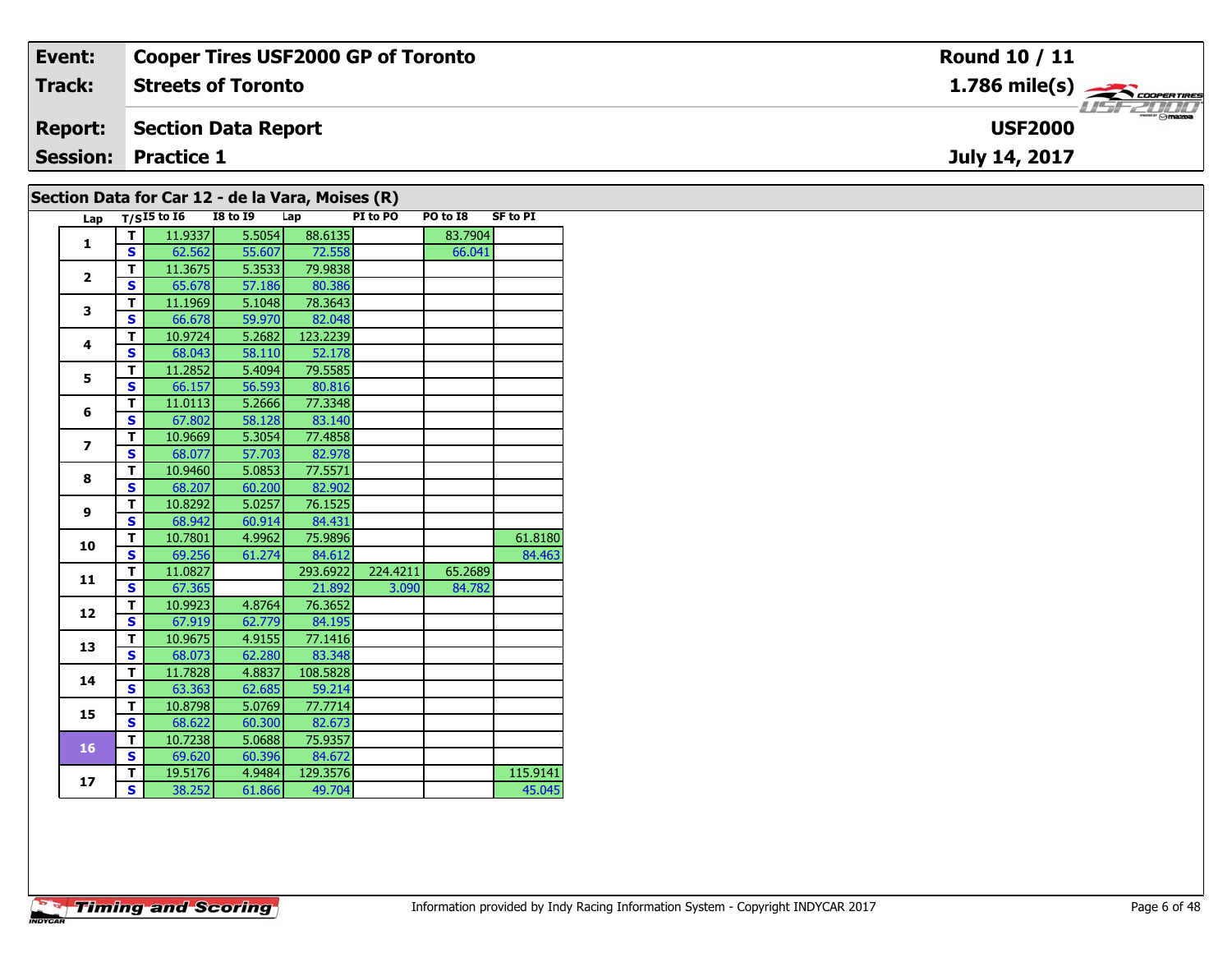| Event: | Cooper Tires USF2000 GP of Toronto | Round 10 / 11 |
|---|---|---|
| Track: | Streets of Toronto | 1.786 mile(s) |
| Report: | Section Data Report | USF2000 |
| Session: | Practice 1 | July 14, 2017 |

## Section Data for Car 12 - de la Vara, Moises (R)

| Lap | T/S | I5 to I6 | I8 to I9 | Lap | PI to PO | PO to I8 | SF to PI |
|---|---|---|---|---|---|---|---|
| 1 | T | 11.9337 | 5.5054 | 88.6135 | | 83.7904 | |
| | S | 62.562 | 55.607 | 72.558 | | 66.041 | |
| 2 | T | 11.3675 | 5.3533 | 79.9838 | | | |
| | S | 65.678 | 57.186 | 80.386 | | | |
| 3 | T | 11.1969 | 5.1048 | 78.3643 | | | |
| | S | 66.678 | 59.970 | 82.048 | | | |
| 4 | T | 10.9724 | 5.2682 | 123.2239 | | | |
| | S | 68.043 | 58.110 | 52.178 | | | |
| 5 | T | 11.2852 | 5.4094 | 79.5585 | | | |
| | S | 66.157 | 56.593 | 80.816 | | | |
| 6 | T | 11.0113 | 5.2666 | 77.3348 | | | |
| | S | 67.802 | 58.128 | 83.140 | | | |
| 7 | T | 10.9669 | 5.3054 | 77.4858 | | | |
| | S | 68.077 | 57.703 | 82.978 | | | |
| 8 | T | 10.9460 | 5.0853 | 77.5571 | | | |
| | S | 68.207 | 60.200 | 82.902 | | | |
| 9 | T | 10.8292 | 5.0257 | 76.1525 | | | |
| | S | 68.942 | 60.914 | 84.431 | | | |
| 10 | T | 10.7801 | 4.9962 | 75.9896 | | | 61.8180 |
| | S | 69.256 | 61.274 | 84.612 | | | 84.463 |
| 11 | T | 11.0827 | | 293.6922 | 224.4211 | 65.2689 | |
| | S | 67.365 | | 21.892 | 3.090 | 84.782 | |
| 12 | T | 10.9923 | 4.8764 | 76.3652 | | | |
| | S | 67.919 | 62.779 | 84.195 | | | |
| 13 | T | 10.9675 | 4.9155 | 77.1416 | | | |
| | S | 68.073 | 62.280 | 83.348 | | | |
| 14 | T | 11.7828 | 4.8837 | 108.5828 | | | |
| | S | 63.363 | 62.685 | 59.214 | | | |
| 15 | T | 10.8798 | 5.0769 | 77.7714 | | | |
| | S | 68.622 | 60.300 | 82.673 | | | |
| 16 | T | 10.7238 | 5.0688 | 75.9357 | | | |
| | S | 69.620 | 60.396 | 84.672 | | | |
| 17 | T | 19.5176 | 4.9484 | 129.3576 | | | 115.9141 |
| | S | 38.252 | 61.866 | 49.704 | | | 45.045 |

Timing and Scoring

Information provided by Indy Racing Information System - Copyright INDYCAR 2017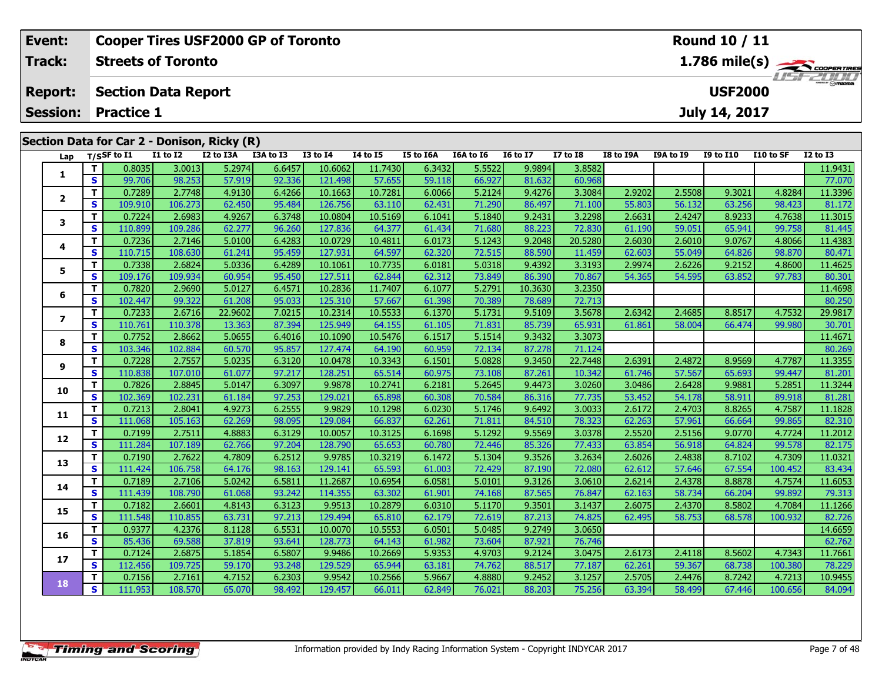| Event: | Cooper Tires USF2000 GP of Toronto | Round 10 / 11 |
|---|---|---|
| Track: | Streets of Toronto | 1.786 mile(s) |
| Report: | Section Data Report | USF2000 |
| Session: | Practice 1 | July 14, 2017 |

## Section Data for Car 2 - Donison, Ricky (R)

| Lap | T/S | SF to I1 | I1 to I2 | I2 to I3A | I3A to I3 | I3 to I4 | I4 to I5 | I5 to I6A | I6A to I6 | I6 to I7 | I7 to I8 | I8 to I9A | I9A to I9 | I9 to I10 | I10 to SF | I2 to I3 |
|---|---|---|---|---|---|---|---|---|---|---|---|---|---|---|---|---|
| 1 | T | 0.8035 | 3.0013 | 5.2974 | 6.6457 | 10.6062 | 11.7430 | 6.3432 | 5.5522 | 9.9894 | 3.8582 | | | | | 11.9431 |
| | S | 99.706 | 98.253 | 57.919 | 92.336 | 121.498 | 57.655 | 59.118 | 66.927 | 81.632 | 60.968 | | | | | 77.070 |
| 2 | T | 0.7289 | 2.7748 | 4.9130 | 6.4266 | 10.1663 | 10.7281 | 6.0066 | 5.2124 | 9.4276 | 3.3084 | 2.9202 | 2.5508 | 9.3021 | 4.8284 | 11.3396 |
| | S | 109.910 | 106.273 | 62.450 | 95.484 | 126.756 | 63.110 | 62.431 | 71.290 | 86.497 | 71.100 | 55.803 | 56.132 | 63.256 | 98.423 | 81.172 |
| 3 | T | 0.7224 | 2.6983 | 4.9267 | 6.3748 | 10.0804 | 10.5169 | 6.1041 | 5.1840 | 9.2431 | 3.2298 | 2.6631 | 2.4247 | 8.9233 | 4.7638 | 11.3015 |
| | S | 110.899 | 109.286 | 62.277 | 96.260 | 127.836 | 64.377 | 61.434 | 71.680 | 88.223 | 72.830 | 61.190 | 59.051 | 65.941 | 99.758 | 81.445 |
| 4 | T | 0.7236 | 2.7146 | 5.0100 | 6.4283 | 10.0729 | 10.4811 | 6.0173 | 5.1243 | 9.2048 | 20.5280 | 2.6030 | 2.6010 | 9.0767 | 4.8066 | 11.4383 |
| | S | 110.715 | 108.630 | 61.241 | 95.459 | 127.931 | 64.597 | 62.320 | 72.515 | 88.590 | 11.459 | 62.603 | 55.049 | 64.826 | 98.870 | 80.471 |
| 5 | T | 0.7338 | 2.6824 | 5.0336 | 6.4289 | 10.1061 | 10.7735 | 6.0181 | 5.0318 | 9.4392 | 3.3193 | 2.9974 | 2.6226 | 9.2152 | 4.8600 | 11.4625 |
| | S | 109.176 | 109.934 | 60.954 | 95.450 | 127.511 | 62.844 | 62.312 | 73.849 | 86.390 | 70.867 | 54.365 | 54.595 | 63.852 | 97.783 | 80.301 |
| 6 | T | 0.7820 | 2.9690 | 5.0127 | 6.4571 | 10.2836 | 11.7407 | 6.1077 | 5.2791 | 10.3630 | 3.2350 | | | | | 11.4698 |
| | S | 102.447 | 99.322 | 61.208 | 95.033 | 125.310 | 57.667 | 61.398 | 70.389 | 78.689 | 72.713 | | | | | 80.250 |
| 7 | T | 0.7233 | 2.6716 | 22.9602 | 7.0215 | 10.2314 | 10.5533 | 6.1370 | 5.1731 | 9.5109 | 3.5678 | 2.6342 | 2.4685 | 8.8517 | 4.7532 | 29.9817 |
| | S | 110.761 | 110.378 | 13.363 | 87.394 | 125.949 | 64.155 | 61.105 | 71.831 | 85.739 | 65.931 | 61.861 | 58.004 | 66.474 | 99.980 | 30.701 |
| 8 | T | 0.7752 | 2.8662 | 5.0655 | 6.4016 | 10.1090 | 10.5476 | 6.1517 | 5.1514 | 9.3432 | 3.3073 | | | | | 11.4671 |
| | S | 103.346 | 102.884 | 60.570 | 95.857 | 127.474 | 64.190 | 60.959 | 72.134 | 87.278 | 71.124 | | | | | 80.269 |
| 9 | T | 0.7228 | 2.7557 | 5.0235 | 6.3120 | 10.0478 | 10.3343 | 6.1501 | 5.0828 | 9.3450 | 22.7448 | 2.6391 | 2.4872 | 8.9569 | 4.7787 | 11.3355 |
| | S | 110.838 | 107.010 | 61.077 | 97.217 | 128.251 | 65.514 | 60.975 | 73.108 | 87.261 | 10.342 | 61.746 | 57.567 | 65.693 | 99.447 | 81.201 |
| 10 | T | 0.7826 | 2.8845 | 5.0147 | 6.3097 | 9.9878 | 10.2741 | 6.2181 | 5.2645 | 9.4473 | 3.0260 | 3.0486 | 2.6428 | 9.9881 | 5.2851 | 11.3244 |
| | S | 102.369 | 102.231 | 61.184 | 97.253 | 129.021 | 65.898 | 60.308 | 70.584 | 86.316 | 77.735 | 53.452 | 54.178 | 58.911 | 89.918 | 81.281 |
| 11 | T | 0.7213 | 2.8041 | 4.9273 | 6.2555 | 9.9829 | 10.1298 | 6.0230 | 5.1746 | 9.6492 | 3.0033 | 2.6172 | 2.4703 | 8.8265 | 4.7587 | 11.1828 |
| | S | 111.068 | 105.163 | 62.269 | 98.095 | 129.084 | 66.837 | 62.261 | 71.811 | 84.510 | 78.323 | 62.263 | 57.961 | 66.664 | 99.865 | 82.310 |
| 12 | T | 0.7199 | 2.7511 | 4.8883 | 6.3129 | 10.0057 | 10.3125 | 6.1698 | 5.1292 | 9.5569 | 3.0378 | 2.5520 | 2.5156 | 9.0770 | 4.7724 | 11.2012 |
| | S | 111.284 | 107.189 | 62.766 | 97.204 | 128.790 | 65.653 | 60.780 | 72.446 | 85.326 | 77.433 | 63.854 | 56.918 | 64.824 | 99.578 | 82.175 |
| 13 | T | 0.7190 | 2.7622 | 4.7809 | 6.2512 | 9.9785 | 10.3219 | 6.1472 | 5.1304 | 9.3526 | 3.2634 | 2.6026 | 2.4838 | 8.7102 | 4.7309 | 11.0321 |
| | S | 111.424 | 106.758 | 64.176 | 98.163 | 129.141 | 65.593 | 61.003 | 72.429 | 87.190 | 72.080 | 62.612 | 57.646 | 67.554 | 100.452 | 83.434 |
| 14 | T | 0.7189 | 2.7106 | 5.0242 | 6.5811 | 11.2687 | 10.6954 | 6.0581 | 5.0101 | 9.3126 | 3.0610 | 2.6214 | 2.4378 | 8.8878 | 4.7574 | 11.6053 |
| | S | 111.439 | 108.790 | 61.068 | 93.242 | 114.355 | 63.302 | 61.901 | 74.168 | 87.565 | 76.847 | 62.163 | 58.734 | 66.204 | 99.892 | 79.313 |
| 15 | T | 0.7182 | 2.6601 | 4.8143 | 6.3123 | 9.9513 | 10.2879 | 6.0310 | 5.1170 | 9.3501 | 3.1437 | 2.6075 | 2.4370 | 8.5802 | 4.7084 | 11.1266 |
| | S | 111.548 | 110.855 | 63.731 | 97.213 | 129.494 | 65.810 | 62.179 | 72.619 | 87.213 | 74.825 | 62.495 | 58.753 | 68.578 | 100.932 | 82.726 |
| 16 | T | 0.9377 | 4.2376 | 8.1128 | 6.5531 | 10.0070 | 10.5553 | 6.0501 | 5.0485 | 9.2749 | 3.0650 | | | | | 14.6659 |
| | S | 85.436 | 69.588 | 37.819 | 93.641 | 128.773 | 64.143 | 61.982 | 73.604 | 87.921 | 76.746 | | | | | 62.762 |
| 17 | T | 0.7124 | 2.6875 | 5.1854 | 6.5807 | 9.9486 | 10.2669 | 5.9353 | 4.9703 | 9.2124 | 3.0475 | 2.6173 | 2.4118 | 8.5602 | 4.7343 | 11.7661 |
| | S | 112.456 | 109.725 | 59.170 | 93.248 | 129.529 | 65.944 | 63.181 | 74.762 | 88.517 | 77.187 | 62.261 | 59.367 | 68.738 | 100.380 | 78.229 |
| 18 | T | 0.7156 | 2.7161 | 4.7152 | 6.2303 | 9.9542 | 10.2566 | 5.9667 | 4.8880 | 9.2452 | 3.1257 | 2.5705 | 2.4476 | 8.7242 | 4.7213 | 10.9455 |
| | S | 111.953 | 108.570 | 65.070 | 98.492 | 129.457 | 66.011 | 62.849 | 76.021 | 88.203 | 75.256 | 63.394 | 58.499 | 67.446 | 100.656 | 84.094 |

Information provided by Indy Racing Information System - Copyright INDYCAR 2017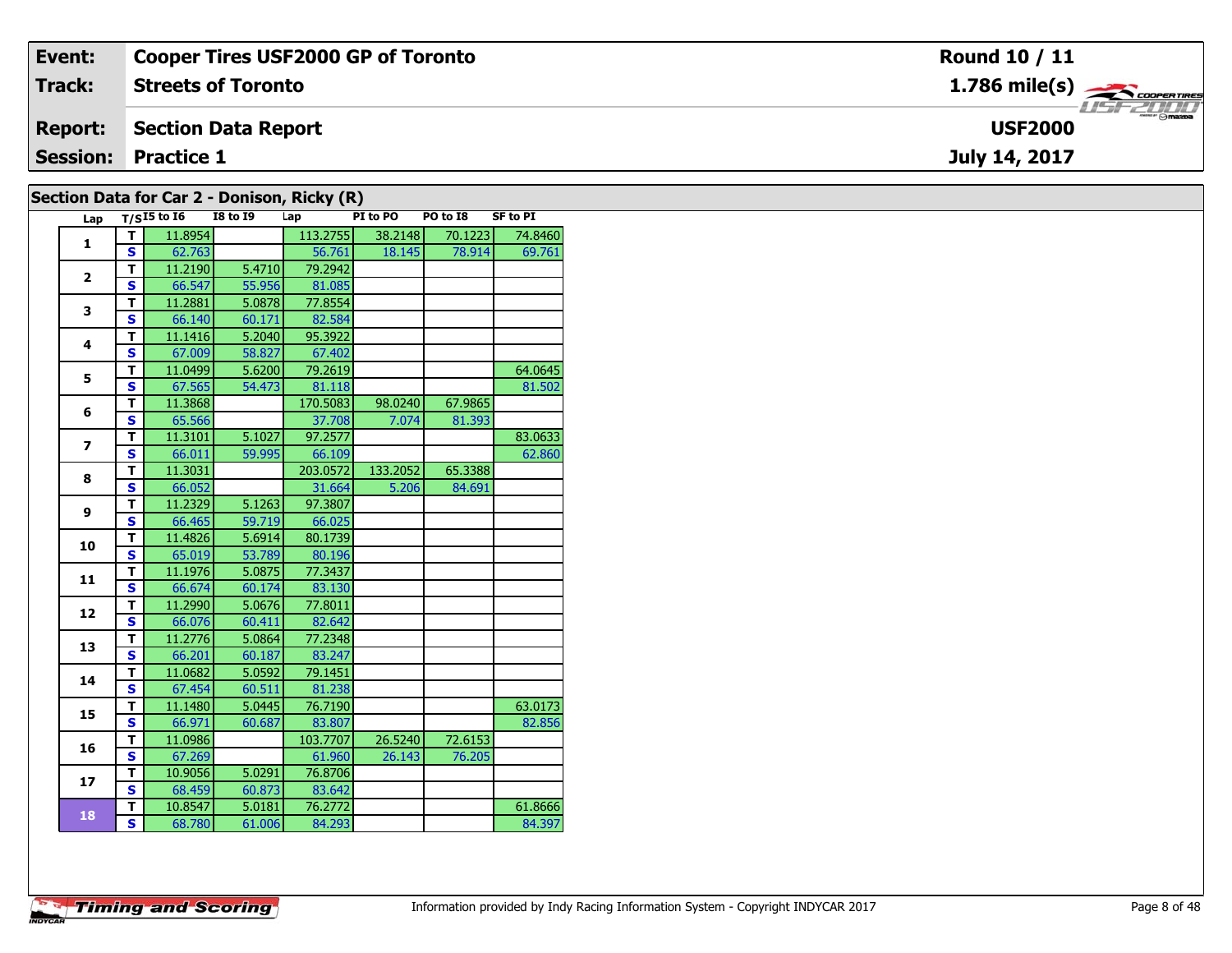| Event: | Cooper Tires USF2000 GP of Toronto | Round 10 / 11 |
|---|---|---|
| Track: | Streets of Toronto | 1.786 mile(s) |
| Report: | Section Data Report | USF2000 |
| Session: | Practice 1 | July 14, 2017 |

## Section Data for Car 2 - Donison, Ricky (R)

| Lap | T/S | I5 to I6 | I8 to I9 | Lap | PI to PO | PO to I8 | SF to PI |
|---|---|---|---|---|---|---|---|
| 1 | T | 11.8954 | | 113.2755 | 38.2148 | 70.1223 | 74.8460 |
| | S | 62.763 | | 56.761 | 18.145 | 78.914 | 69.761 |
| 2 | T | 11.2190 | 5.4710 | 79.2942 | | | |
| | S | 66.547 | 55.956 | 81.085 | | | |
| 3 | T | 11.2881 | 5.0878 | 77.8554 | | | |
| | S | 66.140 | 60.171 | 82.584 | | | |
| 4 | T | 11.1416 | 5.2040 | 95.3922 | | | |
| | S | 67.009 | 58.827 | 67.402 | | | |
| 5 | T | 11.0499 | 5.6200 | 79.2619 | | | 64.0645 |
| | S | 67.565 | 54.473 | 81.118 | | | 81.502 |
| 6 | T | 11.3868 | | 170.5083 | 98.0240 | 67.9865 | |
| | S | 65.566 | | 37.708 | 7.074 | 81.393 | |
| 7 | T | 11.3101 | 5.1027 | 97.2577 | | | 83.0633 |
| | S | 66.011 | 59.995 | 66.109 | | | 62.860 |
| 8 | T | 11.3031 | | 203.0572 | 133.2052 | 65.3388 | |
| | S | 66.052 | | 31.664 | 5.206 | 84.691 | |
| 9 | T | 11.2329 | 5.1263 | 97.3807 | | | |
| | S | 66.465 | 59.719 | 66.025 | | | |
| 10 | T | 11.4826 | 5.6914 | 80.1739 | | | |
| | S | 65.019 | 53.789 | 80.196 | | | |
| 11 | T | 11.1976 | 5.0875 | 77.3437 | | | |
| | S | 66.674 | 60.174 | 83.130 | | | |
| 12 | T | 11.2990 | 5.0676 | 77.8011 | | | |
| | S | 66.076 | 60.411 | 82.642 | | | |
| 13 | T | 11.2776 | 5.0864 | 77.2348 | | | |
| | S | 66.201 | 60.187 | 83.247 | | | |
| 14 | T | 11.0682 | 5.0592 | 79.1451 | | | |
| | S | 67.454 | 60.511 | 81.238 | | | |
| 15 | T | 11.1480 | 5.0445 | 76.7190 | | | 63.0173 |
| | S | 66.971 | 60.687 | 83.807 | | | 82.856 |
| 16 | T | 11.0986 | | 103.7707 | 26.5240 | 72.6153 | |
| | S | 67.269 | | 61.960 | 26.143 | 76.205 | |
| 17 | T | 10.9056 | 5.0291 | 76.8706 | | | |
| | S | 68.459 | 60.873 | 83.642 | | | |
| 18 | T | 10.8547 | 5.0181 | 76.2772 | | | 61.8666 |
| | S | 68.780 | 61.006 | 84.293 | | | 84.397 |

Information provided by Indy Racing Information System - Copyright INDYCAR 2017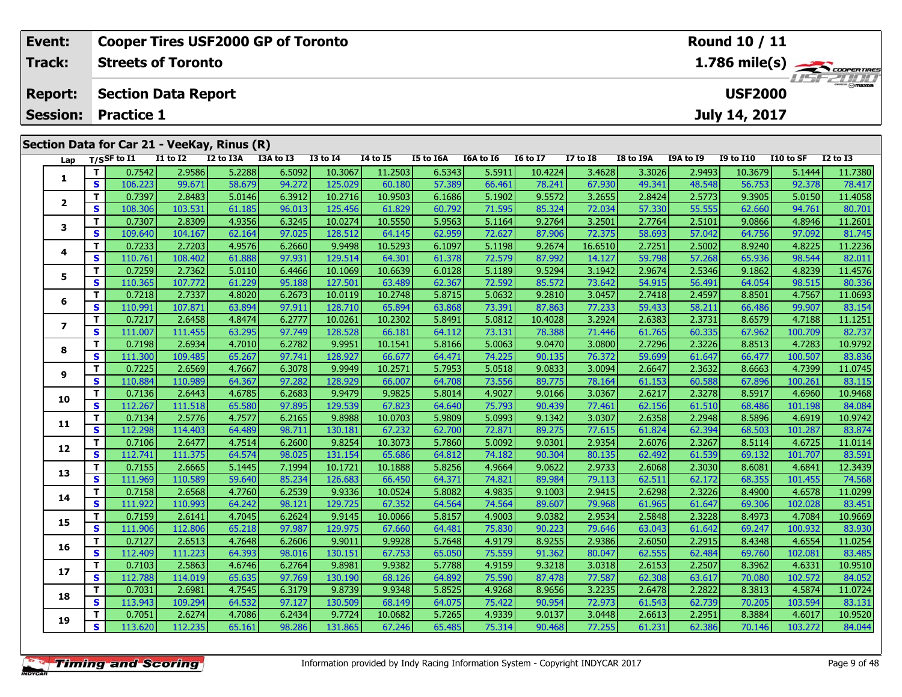| Event: | Cooper Tires USF2000 GP of Toronto | Round 10 / 11 |
|---|---|---|
| Track: | Streets of Toronto | 1.786 mile(s) |
| Report: | Section Data Report | USF2000 |
| Session: | Practice 1 | July 14, 2017 |

## Section Data for Car 21 - VeeKay, Rinus (R)

| Lap | T/S | SF to I1 | I1 to I2 | I2 to I3A | I3A to I3 | I3 to I4 | I4 to I5 | I5 to I6A | I6A to I6 | I6 to I7 | I7 to I8 | I8 to I9A | I9A to I9 | I9 to I10 | I10 to SF | I2 to I3 |
|---|---|---|---|---|---|---|---|---|---|---|---|---|---|---|---|---|
| 1 | T | 0.7542 | 2.9586 | 5.2288 | 6.5092 | 10.3067 | 11.2503 | 6.5343 | 5.5911 | 10.4224 | 3.4628 | 3.3026 | 2.9493 | 10.3679 | 5.1444 | 11.7380 |
| | S | 106.223 | 99.671 | 58.679 | 94.272 | 125.029 | 60.180 | 57.389 | 66.461 | 78.241 | 67.930 | 49.341 | 48.548 | 56.753 | 92.378 | 78.417 |
| 2 | T | 0.7397 | 2.8483 | 5.0146 | 6.3912 | 10.2716 | 10.9503 | 6.1686 | 5.1902 | 9.5572 | 3.2655 | 2.8424 | 2.5773 | 9.3905 | 5.0150 | 11.4058 |
| | S | 108.306 | 103.531 | 61.185 | 96.013 | 125.456 | 61.829 | 60.792 | 71.595 | 85.324 | 72.034 | 57.330 | 55.555 | 62.660 | 94.761 | 80.701 |
| 3 | T | 0.7307 | 2.8309 | 4.9356 | 6.3245 | 10.0274 | 10.5550 | 5.9563 | 5.1164 | 9.2764 | 3.2501 | 2.7764 | 2.5101 | 9.0866 | 4.8946 | 11.2601 |
| | S | 109.640 | 104.167 | 62.164 | 97.025 | 128.512 | 64.145 | 62.959 | 72.627 | 87.906 | 72.375 | 58.693 | 57.042 | 64.756 | 97.092 | 81.745 |
| 4 | T | 0.7233 | 2.7203 | 4.9576 | 6.2660 | 9.9498 | 10.5293 | 6.1097 | 5.1198 | 9.2674 | 16.6510 | 2.7251 | 2.5002 | 8.9240 | 4.8225 | 11.2236 |
| | S | 110.761 | 108.402 | 61.888 | 97.931 | 129.514 | 64.301 | 61.378 | 72.579 | 87.992 | 14.127 | 59.798 | 57.268 | 65.936 | 98.544 | 82.011 |
| 5 | T | 0.7259 | 2.7362 | 5.0110 | 6.4466 | 10.1069 | 10.6639 | 6.0128 | 5.1189 | 9.5294 | 3.1942 | 2.9674 | 2.5346 | 9.1862 | 4.8239 | 11.4576 |
| | S | 110.365 | 107.772 | 61.229 | 95.188 | 127.501 | 63.489 | 62.367 | 72.592 | 85.572 | 73.642 | 54.915 | 56.491 | 64.054 | 98.515 | 80.336 |
| 6 | T | 0.7218 | 2.7337 | 4.8020 | 6.2673 | 10.0119 | 10.2748 | 5.8715 | 5.0632 | 9.2810 | 3.0457 | 2.7418 | 2.4597 | 8.8501 | 4.7567 | 11.0693 |
| | S | 110.991 | 107.871 | 63.894 | 97.911 | 128.710 | 65.894 | 63.868 | 73.391 | 87.863 | 77.233 | 59.433 | 58.211 | 66.486 | 99.907 | 83.154 |
| 7 | T | 0.7217 | 2.6458 | 4.8474 | 6.2777 | 10.0261 | 10.2302 | 5.8491 | 5.0812 | 10.4028 | 3.2924 | 2.6383 | 2.3731 | 8.6579 | 4.7188 | 11.1251 |
| | S | 111.007 | 111.455 | 63.295 | 97.749 | 128.528 | 66.181 | 64.112 | 73.131 | 78.388 | 71.446 | 61.765 | 60.335 | 67.962 | 100.709 | 82.737 |
| 8 | T | 0.7198 | 2.6934 | 4.7010 | 6.2782 | 9.9951 | 10.1541 | 5.8166 | 5.0063 | 9.0470 | 3.0800 | 2.7296 | 2.3226 | 8.8513 | 4.7283 | 10.9792 |
| | S | 111.300 | 109.485 | 65.267 | 97.741 | 128.927 | 66.677 | 64.471 | 74.225 | 90.135 | 76.372 | 59.699 | 61.647 | 66.477 | 100.507 | 83.836 |
| 9 | T | 0.7225 | 2.6569 | 4.7667 | 6.3078 | 9.9949 | 10.2571 | 5.7953 | 5.0518 | 9.0833 | 3.0094 | 2.6647 | 2.3632 | 8.6663 | 4.7399 | 11.0745 |
| | S | 110.884 | 110.989 | 64.367 | 97.282 | 128.929 | 66.007 | 64.708 | 73.556 | 89.775 | 78.164 | 61.153 | 60.588 | 67.896 | 100.261 | 83.115 |
| 10 | T | 0.7136 | 2.6443 | 4.6785 | 6.2683 | 9.9479 | 9.9825 | 5.8014 | 4.9027 | 9.0166 | 3.0367 | 2.6217 | 2.3278 | 8.5917 | 4.6960 | 10.9468 |
| | S | 112.267 | 111.518 | 65.580 | 97.895 | 129.539 | 67.823 | 64.640 | 75.793 | 90.439 | 77.461 | 62.156 | 61.510 | 68.486 | 101.198 | 84.084 |
| 11 | T | 0.7134 | 2.5776 | 4.7577 | 6.2165 | 9.8988 | 10.0703 | 5.9809 | 5.0993 | 9.1342 | 3.0307 | 2.6358 | 2.2948 | 8.5896 | 4.6919 | 10.9742 |
| | S | 112.298 | 114.403 | 64.489 | 98.711 | 130.181 | 67.232 | 62.700 | 72.871 | 89.275 | 77.615 | 61.824 | 62.394 | 68.503 | 101.287 | 83.874 |
| 12 | T | 0.7106 | 2.6477 | 4.7514 | 6.2600 | 9.8254 | 10.3073 | 5.7860 | 5.0092 | 9.0301 | 2.9354 | 2.6076 | 2.3267 | 8.5114 | 4.6725 | 11.0114 |
| | S | 112.741 | 111.375 | 64.574 | 98.025 | 131.154 | 65.686 | 64.812 | 74.182 | 90.304 | 80.135 | 62.492 | 61.539 | 69.132 | 101.707 | 83.591 |
| 13 | T | 0.7155 | 2.6665 | 5.1445 | 7.1994 | 10.1721 | 10.1888 | 5.8256 | 4.9664 | 9.0622 | 2.9733 | 2.6068 | 2.3030 | 8.6081 | 4.6841 | 12.3439 |
| | S | 111.969 | 110.589 | 59.640 | 85.234 | 126.683 | 66.450 | 64.371 | 74.821 | 89.984 | 79.113 | 62.511 | 62.172 | 68.355 | 101.455 | 74.568 |
| 14 | T | 0.7158 | 2.6568 | 4.7760 | 6.2539 | 9.9336 | 10.0524 | 5.8082 | 4.9835 | 9.1003 | 2.9415 | 2.6298 | 2.3226 | 8.4900 | 4.6578 | 11.0299 |
| | S | 111.922 | 110.993 | 64.242 | 98.121 | 129.725 | 67.352 | 64.564 | 74.564 | 89.607 | 79.968 | 61.965 | 61.647 | 69.306 | 102.028 | 83.451 |
| 15 | T | 0.7159 | 2.6141 | 4.7045 | 6.2624 | 9.9145 | 10.0066 | 5.8157 | 4.9003 | 9.0382 | 2.9534 | 2.5848 | 2.3228 | 8.4973 | 4.7084 | 10.9669 |
| | S | 111.906 | 112.806 | 65.218 | 97.987 | 129.975 | 67.660 | 64.481 | 75.830 | 90.223 | 79.646 | 63.043 | 61.642 | 69.247 | 100.932 | 83.930 |
| 16 | T | 0.7127 | 2.6513 | 4.7648 | 6.2606 | 9.9011 | 9.9928 | 5.7648 | 4.9179 | 8.9255 | 2.9386 | 2.6050 | 2.2915 | 8.4348 | 4.6554 | 11.0254 |
| | S | 112.409 | 111.223 | 64.393 | 98.016 | 130.151 | 67.753 | 65.050 | 75.559 | 91.362 | 80.047 | 62.555 | 62.484 | 69.760 | 102.081 | 83.485 |
| 17 | T | 0.7103 | 2.5863 | 4.6746 | 6.2764 | 9.8981 | 9.9382 | 5.7788 | 4.9159 | 9.3218 | 3.0318 | 2.6153 | 2.2507 | 8.3962 | 4.6331 | 10.9510 |
| | S | 112.788 | 114.019 | 65.635 | 97.769 | 130.190 | 68.126 | 64.892 | 75.590 | 87.478 | 77.587 | 62.308 | 63.617 | 70.080 | 102.572 | 84.052 |
| 18 | T | 0.7031 | 2.6981 | 4.7545 | 6.3179 | 9.8739 | 9.9348 | 5.8525 | 4.9268 | 8.9656 | 3.2235 | 2.6478 | 2.2822 | 8.3813 | 4.5874 | 11.0724 |
| | S | 113.943 | 109.294 | 64.532 | 97.127 | 130.509 | 68.149 | 64.075 | 75.422 | 90.954 | 72.973 | 61.543 | 62.739 | 70.205 | 103.594 | 83.131 |
| 19 | T | 0.7051 | 2.6274 | 4.7086 | 6.2434 | 9.7724 | 10.0682 | 5.7265 | 4.9339 | 9.0137 | 3.0448 | 2.6613 | 2.2951 | 8.3884 | 4.6017 | 10.9520 |
| | S | 113.620 | 112.235 | 65.161 | 98.286 | 131.865 | 67.246 | 65.485 | 75.314 | 90.468 | 77.255 | 61.231 | 62.386 | 70.146 | 103.272 | 84.044 |

Information provided by Indy Racing Information System - Copyright INDYCAR 2017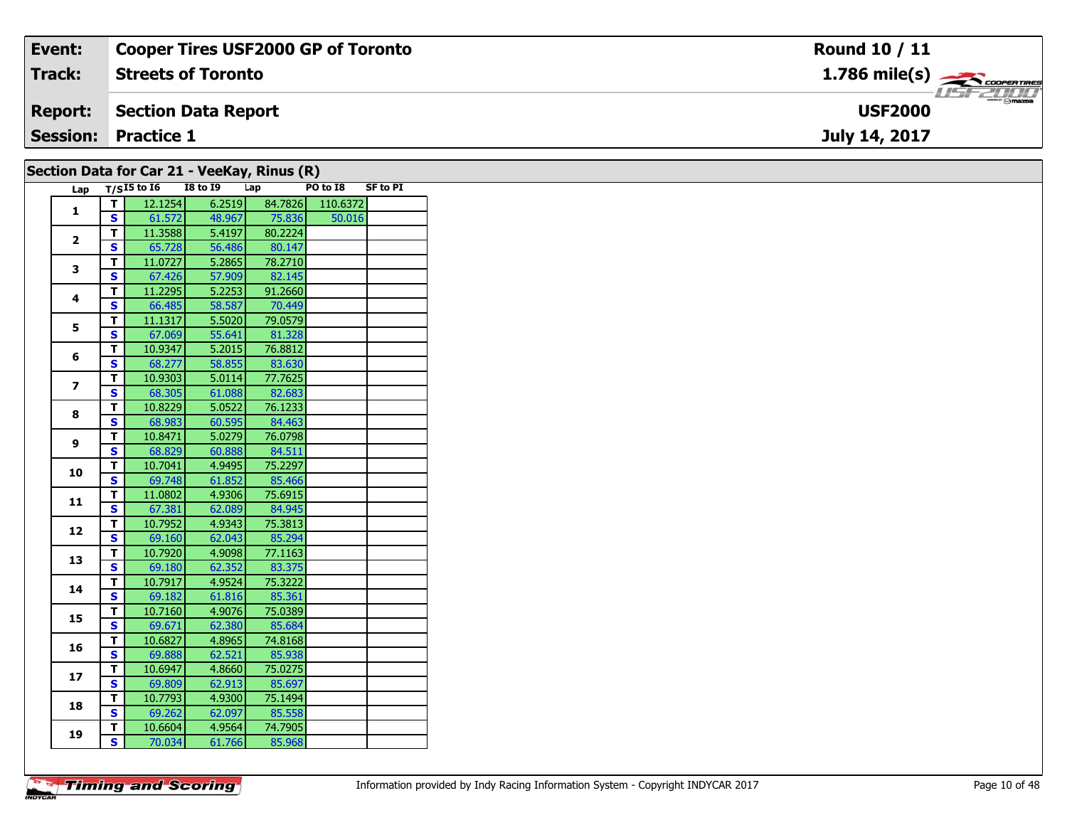| Event: | Cooper Tires USF2000 GP of Toronto | Round 10 / 11 |
|---|---|---|
| Track: | Streets of Toronto | 1.786 mile(s) |
| Report: | Section Data Report | USF2000 |
| Session: | Practice 1 | July 14, 2017 |

## Section Data for Car 21 - VeeKay, Rinus (R)

| Lap | T/S | I5 to I6 | I8 to I9 | Lap | PO to I8 | SF to PI |
|---|---|---|---|---|---|---|
| 1 | T | 12.1254 | 6.2519 | 84.7826 | 110.6372 | |
| | S | 61.572 | 48.967 | 75.836 | 50.016 | |
| 2 | T | 11.3588 | 5.4197 | 80.2224 | | |
| | S | 65.728 | 56.486 | 80.147 | | |
| 3 | T | 11.0727 | 5.2865 | 78.2710 | | |
| | S | 67.426 | 57.909 | 82.145 | | |
| 4 | T | 11.2295 | 5.2253 | 91.2660 | | |
| | S | 66.485 | 58.587 | 70.449 | | |
| 5 | T | 11.1317 | 5.5020 | 79.0579 | | |
| | S | 67.069 | 55.641 | 81.328 | | |
| 6 | T | 10.9347 | 5.2015 | 76.8812 | | |
| | S | 68.277 | 58.855 | 83.630 | | |
| 7 | T | 10.9303 | 5.0114 | 77.7625 | | |
| | S | 68.305 | 61.088 | 82.683 | | |
| 8 | T | 10.8229 | 5.0522 | 76.1233 | | |
| | S | 68.983 | 60.595 | 84.463 | | |
| 9 | T | 10.8471 | 5.0279 | 76.0798 | | |
| | S | 68.829 | 60.888 | 84.511 | | |
| 10 | T | 10.7041 | 4.9495 | 75.2297 | | |
| | S | 69.748 | 61.852 | 85.466 | | |
| 11 | T | 11.0802 | 4.9306 | 75.6915 | | |
| | S | 67.381 | 62.089 | 84.945 | | |
| 12 | T | 10.7952 | 4.9343 | 75.3813 | | |
| | S | 69.160 | 62.043 | 85.294 | | |
| 13 | T | 10.7920 | 4.9098 | 77.1163 | | |
| | S | 69.180 | 62.352 | 83.375 | | |
| 14 | T | 10.7917 | 4.9524 | 75.3222 | | |
| | S | 69.182 | 61.816 | 85.361 | | |
| 15 | T | 10.7160 | 4.9076 | 75.0389 | | |
| | S | 69.671 | 62.380 | 85.684 | | |
| 16 | T | 10.6827 | 4.8965 | 74.8168 | | |
| | S | 69.888 | 62.521 | 85.938 | | |
| 17 | T | 10.6947 | 4.8660 | 75.0275 | | |
| | S | 69.809 | 62.913 | 85.697 | | |
| 18 | T | 10.7793 | 4.9300 | 75.1494 | | |
| | S | 69.262 | 62.097 | 85.558 | | |
| 19 | T | 10.6604 | 4.9564 | 74.7905 | | |
| | S | 70.034 | 61.766 | 85.968 | | |

Information provided by Indy Racing Information System - Copyright INDYCAR 2017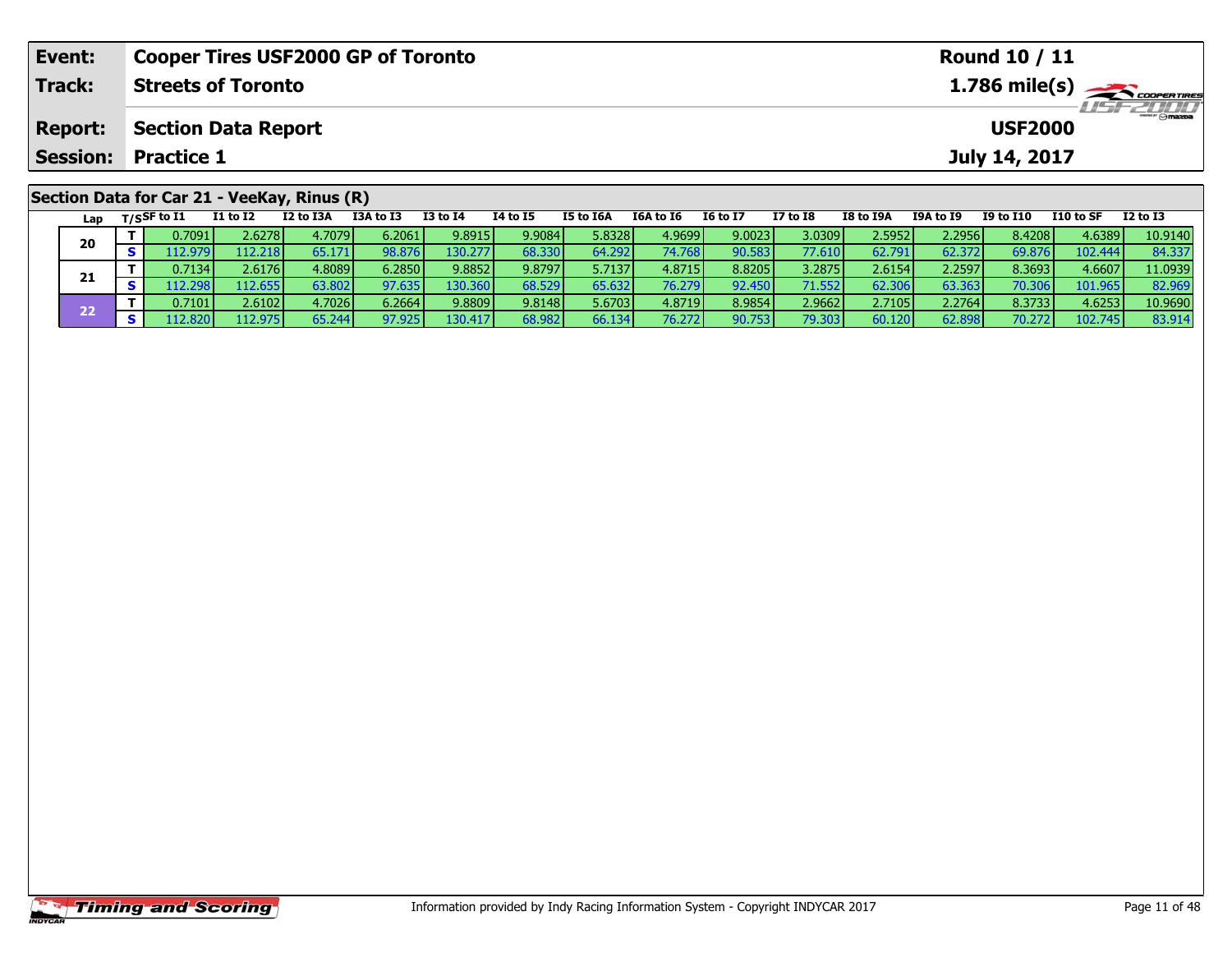| Event: | Cooper Tires USF2000 GP of Toronto | Round 10 / 11 |
|---|---|---|
| Track: | Streets of Toronto | 1.786 mile(s) |
| Report: | Section Data Report | USF2000 |
| Session: | Practice 1 | July 14, 2017 |

## Section Data for Car 21 - VeeKay, Rinus (R)

| Lap | T/S | SF to I1 | I1 to I2 | I2 to I3A | I3A to I3 | I3 to I4 | I4 to I5 | I5 to I6A | I6A to I6 | I6 to I7 | I7 to I8 | I8 to I9A | I9A to I9 | I9 to I10 | I10 to SF | I2 to I3 |
|---|---|---|---|---|---|---|---|---|---|---|---|---|---|---|---|---|
| 20 | T | 0.7091 | 2.6278 | 4.7079 | 6.2061 | 9.8915 | 9.9084 | 5.8328 | 4.9699 | 9.0023 | 3.0309 | 2.5952 | 2.2956 | 8.4208 | 4.6389 | 10.9140 |
| | S | 112.979 | 112.218 | 65.171 | 98.876 | 130.277 | 68.330 | 64.292 | 74.768 | 90.583 | 77.610 | 62.791 | 62.372 | 69.876 | 102.444 | 84.337 |
| 21 | T | 0.7134 | 2.6176 | 4.8089 | 6.2850 | 9.8852 | 9.8797 | 5.7137 | 4.8715 | 8.8205 | 3.2875 | 2.6154 | 2.2597 | 8.3693 | 4.6607 | 11.0939 |
| | S | 112.298 | 112.655 | 63.802 | 97.635 | 130.360 | 68.529 | 65.632 | 76.279 | 92.450 | 71.552 | 62.306 | 63.363 | 70.306 | 101.965 | 82.969 |
| 22 | T | 0.7101 | 2.6102 | 4.7026 | 6.2664 | 9.8809 | 9.8148 | 5.6703 | 4.8719 | 8.9854 | 2.9662 | 2.7105 | 2.2764 | 8.3733 | 4.6253 | 10.9690 |
| | S | 112.820 | 112.975 | 65.244 | 97.925 | 130.417 | 68.982 | 66.134 | 76.272 | 90.753 | 79.303 | 60.120 | 62.898 | 70.272 | 102.745 | 83.914 |

Information provided by Indy Racing Information System - Copyright INDYCAR 2017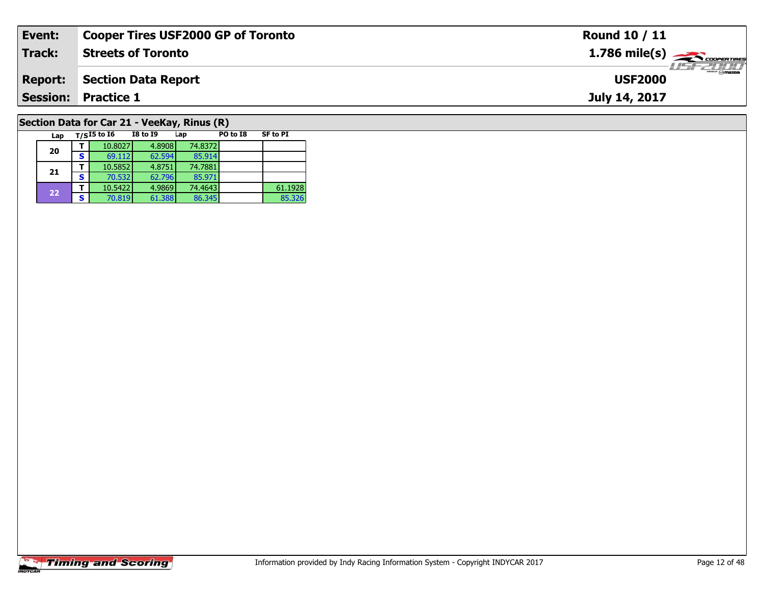| Event: | Cooper Tires USF2000 GP of Toronto | Round 10 / 11 |
|---|---|---|
| Track: | Streets of Toronto | 1.786 mile(s) |
| Report: | Section Data Report | USF2000 |
| Session: | Practice 1 | July 14, 2017 |

## Section Data for Car 21 - VeeKay, Rinus (R)

| Lap | T/S | I5 to I6 | I8 to I9 | Lap | PO to I8 | SF to PI |
|---|---|---|---|---|---|---|
| 20 | T | 10.8027 | 4.8908 | 74.8372 | | |
| | S | 69.112 | 62.594 | 85.914 | | |
| 21 | T | 10.5852 | 4.8751 | 74.7881 | | |
| | S | 70.532 | 62.796 | 85.971 | | |
| 22 | T | 10.5422 | 4.9869 | 74.4643 | | 61.1928 |
| | S | 70.819 | 61.388 | 86.345 | | 85.326 |

Information provided by Indy Racing Information System - Copyright INDYCAR 2017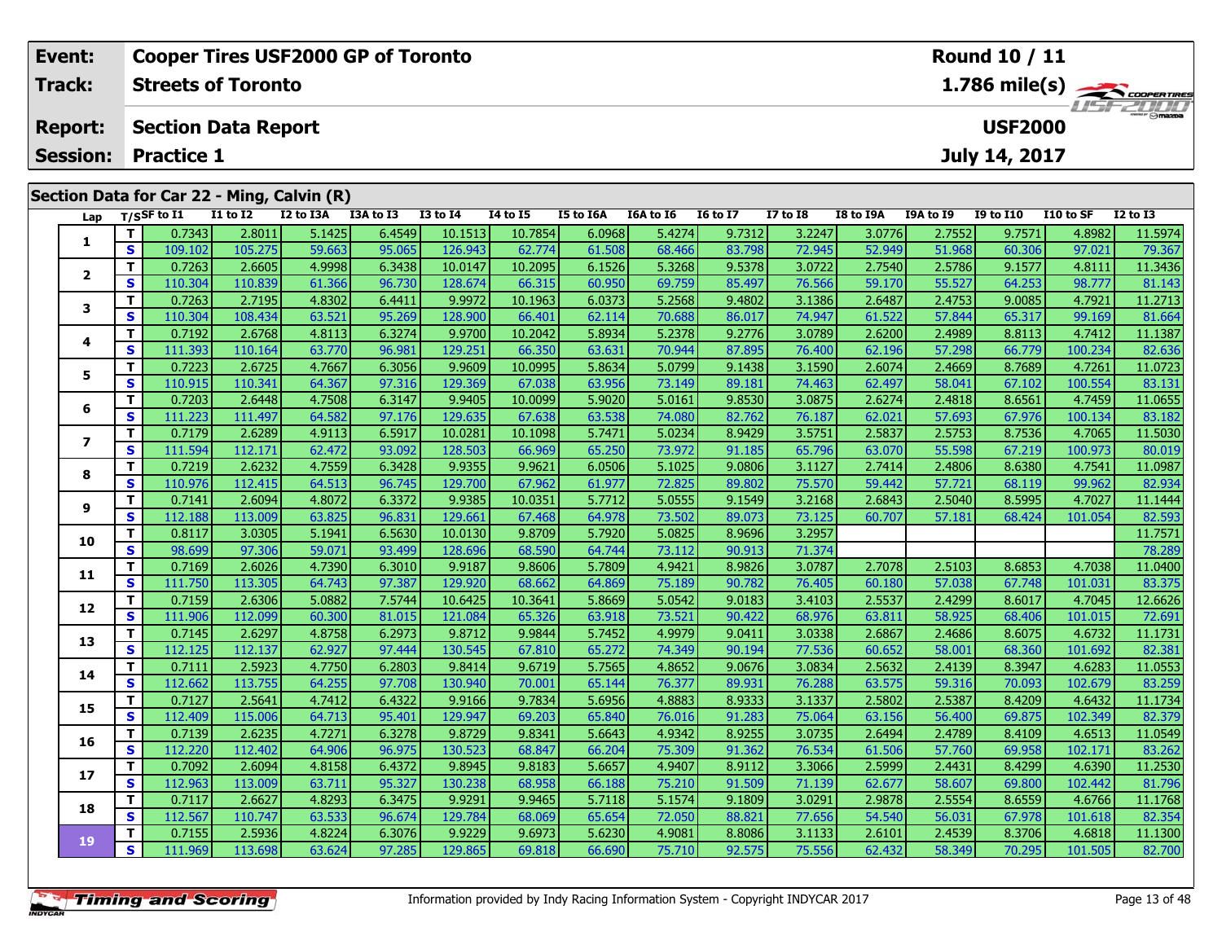| Event: | Cooper Tires USF2000 GP of Toronto | Round 10 / 11 |
|---|---|---|
| Track: | Streets of Toronto | 1.786 mile(s) |
| Report: | Section Data Report | USF2000 |
| Session: | Practice 1 | July 14, 2017 |

## Section Data for Car 22 - Ming, Calvin (R)

| Lap | T/S | SF to I1 | I1 to I2 | I2 to I3A | I3A to I3 | I3 to I4 | I4 to I5 | I5 to I6A | I6A to I6 | I6 to I7 | I7 to I8 | I8 to I9A | I9A to I9 | I9 to I10 | I10 to SF | I2 to I3 |
|---|---|---|---|---|---|---|---|---|---|---|---|---|---|---|---|---|
| 1 | T | 0.7343 | 2.8011 | 5.1425 | 6.4549 | 10.1513 | 10.7854 | 6.0968 | 5.4274 | 9.7312 | 3.2247 | 3.0776 | 2.7552 | 9.7571 | 4.8982 | 11.5974 |
| | S | 109.102 | 105.275 | 59.663 | 95.065 | 126.943 | 62.774 | 61.508 | 68.466 | 83.798 | 72.945 | 52.949 | 51.968 | 60.306 | 97.021 | 79.367 |
| 2 | T | 0.7263 | 2.6605 | 4.9998 | 6.3438 | 10.0147 | 10.2095 | 6.1526 | 5.3268 | 9.5378 | 3.0722 | 2.7540 | 2.5786 | 9.1577 | 4.8111 | 11.3436 |
| | S | 110.304 | 110.839 | 61.366 | 96.730 | 128.674 | 66.315 | 60.950 | 69.759 | 85.497 | 76.566 | 59.170 | 55.527 | 64.253 | 98.777 | 81.143 |
| 3 | T | 0.7263 | 2.7195 | 4.8302 | 6.4411 | 9.9972 | 10.1963 | 6.0373 | 5.2568 | 9.4802 | 3.1386 | 2.6487 | 2.4753 | 9.0085 | 4.7921 | 11.2713 |
| | S | 110.304 | 108.434 | 63.521 | 95.269 | 128.900 | 66.401 | 62.114 | 70.688 | 86.017 | 74.947 | 61.522 | 57.844 | 65.317 | 99.169 | 81.664 |
| 4 | T | 0.7192 | 2.6768 | 4.8113 | 6.3274 | 9.9700 | 10.2042 | 5.8934 | 5.2378 | 9.2776 | 3.0789 | 2.6200 | 2.4989 | 8.8113 | 4.7412 | 11.1387 |
| | S | 111.393 | 110.164 | 63.770 | 96.981 | 129.251 | 66.350 | 63.631 | 70.944 | 87.895 | 76.400 | 62.196 | 57.298 | 66.779 | 100.234 | 82.636 |
| 5 | T | 0.7223 | 2.6725 | 4.7667 | 6.3056 | 9.9609 | 10.0995 | 5.8634 | 5.0799 | 9.1438 | 3.1590 | 2.6074 | 2.4669 | 8.7689 | 4.7261 | 11.0723 |
| | S | 110.915 | 110.341 | 64.367 | 97.316 | 129.369 | 67.038 | 63.956 | 73.149 | 89.181 | 74.463 | 62.497 | 58.041 | 67.102 | 100.554 | 83.131 |
| 6 | T | 0.7203 | 2.6448 | 4.7508 | 6.3147 | 9.9405 | 10.0099 | 5.9020 | 5.0161 | 9.8530 | 3.0875 | 2.6274 | 2.4818 | 8.6561 | 4.7459 | 11.0655 |
| | S | 111.223 | 111.497 | 64.582 | 97.176 | 129.635 | 67.638 | 63.538 | 74.080 | 82.762 | 76.187 | 62.021 | 57.693 | 67.976 | 100.134 | 83.182 |
| 7 | T | 0.7179 | 2.6289 | 4.9113 | 6.5917 | 10.0281 | 10.1098 | 5.7471 | 5.0234 | 8.9429 | 3.5751 | 2.5837 | 2.5753 | 8.7536 | 4.7065 | 11.5030 |
| | S | 111.594 | 112.171 | 62.472 | 93.092 | 128.503 | 66.969 | 65.250 | 73.972 | 91.185 | 65.796 | 63.070 | 55.598 | 67.219 | 100.973 | 80.019 |
| 8 | T | 0.7219 | 2.6232 | 4.7559 | 6.3428 | 9.9355 | 9.9621 | 6.0506 | 5.1025 | 9.0806 | 3.1127 | 2.7414 | 2.4806 | 8.6380 | 4.7541 | 11.0987 |
| | S | 110.976 | 112.415 | 64.513 | 96.745 | 129.700 | 67.962 | 61.977 | 72.825 | 89.802 | 75.570 | 59.442 | 57.721 | 68.119 | 99.962 | 82.934 |
| 9 | T | 0.7141 | 2.6094 | 4.8072 | 6.3372 | 9.9385 | 10.0351 | 5.7712 | 5.0555 | 9.1549 | 3.2168 | 2.6843 | 2.5040 | 8.5995 | 4.7027 | 11.1444 |
| | S | 112.188 | 113.009 | 63.825 | 96.831 | 129.661 | 67.468 | 64.978 | 73.502 | 89.073 | 73.125 | 60.707 | 57.181 | 68.424 | 101.054 | 82.593 |
| 10 | T | 0.8117 | 3.0305 | 5.1941 | 6.5630 | 10.0130 | 9.8709 | 5.7920 | 5.0825 | 8.9696 | 3.2957 | | | | | 11.7571 |
| | S | 98.699 | 97.306 | 59.071 | 93.499 | 128.696 | 68.590 | 64.744 | 73.112 | 90.913 | 71.374 | | | | | 78.289 |
| 11 | T | 0.7169 | 2.6026 | 4.7390 | 6.3010 | 9.9187 | 9.8606 | 5.7809 | 4.9421 | 8.9826 | 3.0787 | 2.7078 | 2.5103 | 8.6853 | 4.7038 | 11.0400 |
| | S | 111.750 | 113.305 | 64.743 | 97.387 | 129.920 | 68.662 | 64.869 | 75.189 | 90.782 | 76.405 | 60.180 | 57.038 | 67.748 | 101.031 | 83.375 |
| 12 | T | 0.7159 | 2.6306 | 5.0882 | 7.5744 | 10.6425 | 10.3641 | 5.8669 | 5.0542 | 9.0183 | 3.4103 | 2.5537 | 2.4299 | 8.6017 | 4.7045 | 12.6626 |
| | S | 111.906 | 112.099 | 60.300 | 81.015 | 121.084 | 65.326 | 63.918 | 73.521 | 90.422 | 68.976 | 63.811 | 58.925 | 68.406 | 101.015 | 72.691 |
| 13 | T | 0.7145 | 2.6297 | 4.8758 | 6.2973 | 9.8712 | 9.9844 | 5.7452 | 4.9979 | 9.0411 | 3.0338 | 2.6867 | 2.4686 | 8.6075 | 4.6732 | 11.1731 |
| | S | 112.125 | 112.137 | 62.927 | 97.444 | 130.545 | 67.810 | 65.272 | 74.349 | 90.194 | 77.536 | 60.652 | 58.001 | 68.360 | 101.692 | 82.381 |
| 14 | T | 0.7111 | 2.5923 | 4.7750 | 6.2803 | 9.8414 | 9.6719 | 5.7565 | 4.8652 | 9.0676 | 3.0834 | 2.5632 | 2.4139 | 8.3947 | 4.6283 | 11.0553 |
| | S | 112.662 | 113.755 | 64.255 | 97.708 | 130.940 | 70.001 | 65.144 | 76.377 | 89.931 | 76.288 | 63.575 | 59.316 | 70.093 | 102.679 | 83.259 |
| 15 | T | 0.7127 | 2.5641 | 4.7412 | 6.4322 | 9.9166 | 9.7834 | 5.6956 | 4.8883 | 8.9333 | 3.1337 | 2.5802 | 2.5387 | 8.4209 | 4.6432 | 11.1734 |
| | S | 112.409 | 115.006 | 64.713 | 95.401 | 129.947 | 69.203 | 65.840 | 76.016 | 91.283 | 75.064 | 63.156 | 56.400 | 69.875 | 102.349 | 82.379 |
| 16 | T | 0.7139 | 2.6235 | 4.7271 | 6.3278 | 9.8729 | 9.8341 | 5.6643 | 4.9342 | 8.9255 | 3.0735 | 2.6494 | 2.4789 | 8.4109 | 4.6513 | 11.0549 |
| | S | 112.220 | 112.402 | 64.906 | 96.975 | 130.523 | 68.847 | 66.204 | 75.309 | 91.362 | 76.534 | 61.506 | 57.760 | 69.958 | 102.171 | 83.262 |
| 17 | T | 0.7092 | 2.6094 | 4.8158 | 6.4372 | 9.8945 | 9.8183 | 5.6657 | 4.9407 | 8.9112 | 3.3066 | 2.5999 | 2.4431 | 8.4299 | 4.6390 | 11.2530 |
| | S | 112.963 | 113.009 | 63.711 | 95.327 | 130.238 | 68.958 | 66.188 | 75.210 | 91.509 | 71.139 | 62.677 | 58.607 | 69.800 | 102.442 | 81.796 |
| 18 | T | 0.7117 | 2.6627 | 4.8293 | 6.3475 | 9.9291 | 9.9465 | 5.7118 | 5.1574 | 9.1809 | 3.0291 | 2.9878 | 2.5554 | 8.6559 | 4.6766 | 11.1768 |
| | S | 112.567 | 110.747 | 63.533 | 96.674 | 129.784 | 68.069 | 65.654 | 72.050 | 88.821 | 77.656 | 54.540 | 56.031 | 67.978 | 101.618 | 82.354 |
| 19 | T | 0.7155 | 2.5936 | 4.8224 | 6.3076 | 9.9229 | 9.6973 | 5.6230 | 4.9081 | 8.8086 | 3.1133 | 2.6101 | 2.4539 | 8.3706 | 4.6818 | 11.1300 |
| | S | 111.969 | 113.698 | 63.624 | 97.285 | 129.865 | 69.818 | 66.690 | 75.710 | 92.575 | 75.556 | 62.432 | 58.349 | 70.295 | 101.505 | 82.700 |

Information provided by Indy Racing Information System - Copyright INDYCAR 2017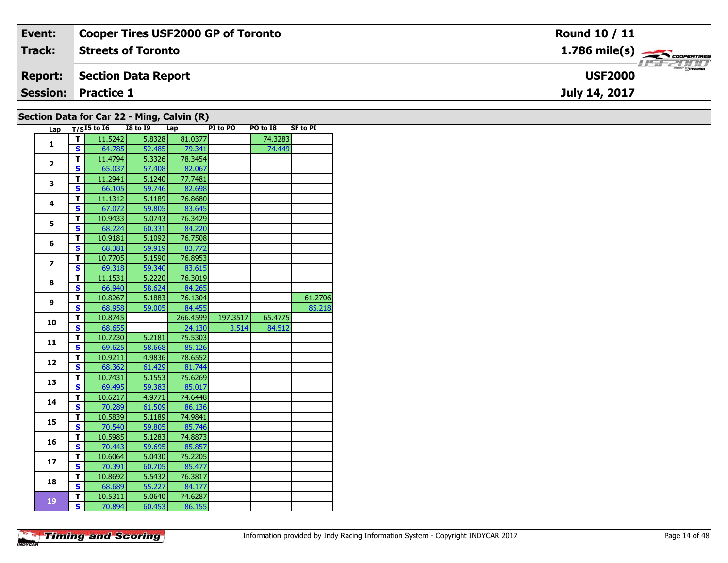| Event: | Cooper Tires USF2000 GP of Toronto | Round 10 / 11 |
|---|---|---|
| Track: | Streets of Toronto | 1.786 mile(s) |
| Report: | Section Data Report | USF2000 |
| Session: | Practice 1 | July 14, 2017 |

## Section Data for Car 22 - Ming, Calvin (R)

| Lap | T/S | I5 to I6 | I8 to I9 | Lap | PI to PO | PO to I8 | SF to PI |
|---|---|---|---|---|---|---|---|
| 1 | T | 11.5242 | 5.8328 | 81.0377 | | 74.3283 | |
| | S | 64.785 | 52.485 | 79.341 | | 74.449 | |
| 2 | T | 11.4794 | 5.3326 | 78.3454 | | | |
| | S | 65.037 | 57.408 | 82.067 | | | |
| 3 | T | 11.2941 | 5.1240 | 77.7481 | | | |
| | S | 66.105 | 59.746 | 82.698 | | | |
| 4 | T | 11.1312 | 5.1189 | 76.8680 | | | |
| | S | 67.072 | 59.805 | 83.645 | | | |
| 5 | T | 10.9433 | 5.0743 | 76.3429 | | | |
| | S | 68.224 | 60.331 | 84.220 | | | |
| 6 | T | 10.9181 | 5.1092 | 76.7508 | | | |
| | S | 68.381 | 59.919 | 83.772 | | | |
| 7 | T | 10.7705 | 5.1590 | 76.8953 | | | |
| | S | 69.318 | 59.340 | 83.615 | | | |
| 8 | T | 11.1531 | 5.2220 | 76.3019 | | | |
| | S | 66.940 | 58.624 | 84.265 | | | |
| 9 | T | 10.8267 | 5.1883 | 76.1304 | | | 61.2706 |
| | S | 68.958 | 59.005 | 84.455 | | | 85.218 |
| 10 | T | 10.8745 | | 266.4599 | 197.3517 | 65.4775 | |
| | S | 68.655 | | 24.130 | 3.514 | 84.512 | |
| 11 | T | 10.7230 | 5.2181 | 75.5303 | | | |
| | S | 69.625 | 58.668 | 85.126 | | | |
| 12 | T | 10.9211 | 4.9836 | 78.6552 | | | |
| | S | 68.362 | 61.429 | 81.744 | | | |
| 13 | T | 10.7431 | 5.1553 | 75.6269 | | | |
| | S | 69.495 | 59.383 | 85.017 | | | |
| 14 | T | 10.6217 | 4.9771 | 74.6448 | | | |
| | S | 70.289 | 61.509 | 86.136 | | | |
| 15 | T | 10.5839 | 5.1189 | 74.9841 | | | |
| | S | 70.540 | 59.805 | 85.746 | | | |
| 16 | T | 10.5985 | 5.1283 | 74.8873 | | | |
| | S | 70.443 | 59.695 | 85.857 | | | |
| 17 | T | 10.6064 | 5.0430 | 75.2205 | | | |
| | S | 70.391 | 60.705 | 85.477 | | | |
| 18 | T | 10.8692 | 5.5432 | 76.3817 | | | |
| | S | 68.689 | 55.227 | 84.177 | | | |
| 19 | T | 10.5311 | 5.0640 | 74.6287 | | | |
| | S | 70.894 | 60.453 | 86.155 | | | |

Information provided by Indy Racing Information System - Copyright INDYCAR 2017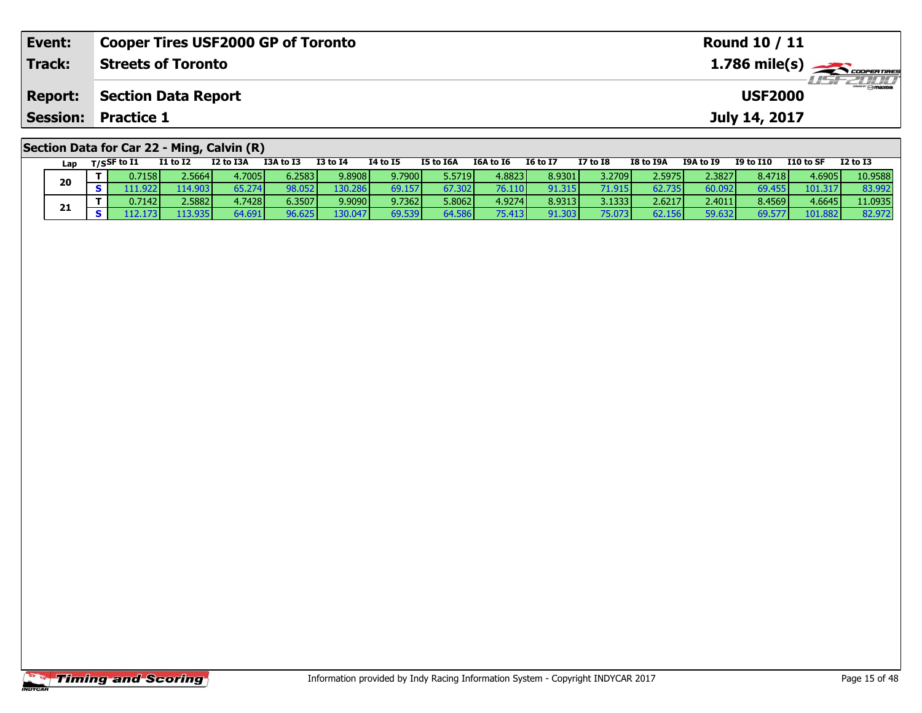| **Event:** | **Cooper Tires USF2000 GP of Toronto** | **Round 10 / 11** |
|---|---|---|
| **Track:** | **Streets of Toronto** | **1.786 mile(s)** |
| **Report:** | **Section Data Report** | **USF2000** |
| **Session:** | **Practice 1** | **July 14, 2017** |

## Section Data for Car 22 - Ming, Calvin (R)

| Lap | T/S | SF to I1 | I1 to I2 | I2 to I3A | I3A to I3 | I3 to I4 | I4 to I5 | I5 to I6A | I6A to I6 | I6 to I7 | I7 to I8 | I8 to I9A | I9A to I9 | I9 to I10 | I10 to SF | I2 to I3 |
|---|---|---|---|---|---|---|---|---|---|---|---|---|---|---|---|---|
| 20 | T | 0.7158 | 2.5664 | 4.7005 | 6.2583 | 9.8908 | 9.7900 | 5.5719 | 4.8823 | 8.9301 | 3.2709 | 2.5975 | 2.3827 | 8.4718 | 4.6905 | 10.9588 |
| | S | 111.922 | 114.903 | 65.274 | 98.052 | 130.286 | 69.157 | 67.302 | 76.110 | 91.315 | 71.915 | 62.735 | 60.092 | 69.455 | 101.317 | 83.992 |
| 21 | T | 0.7142 | 2.5882 | 4.7428 | 6.3507 | 9.9090 | 9.7362 | 5.8062 | 4.9274 | 8.9313 | 3.1333 | 2.6217 | 2.4011 | 8.4569 | 4.6645 | 11.0935 |
| | S | 112.173 | 113.935 | 64.691 | 96.625 | 130.047 | 69.539 | 64.586 | 75.413 | 91.303 | 75.073 | 62.156 | 59.632 | 69.577 | 101.882 | 82.972 |

Information provided by Indy Racing Information System - Copyright INDYCAR 2017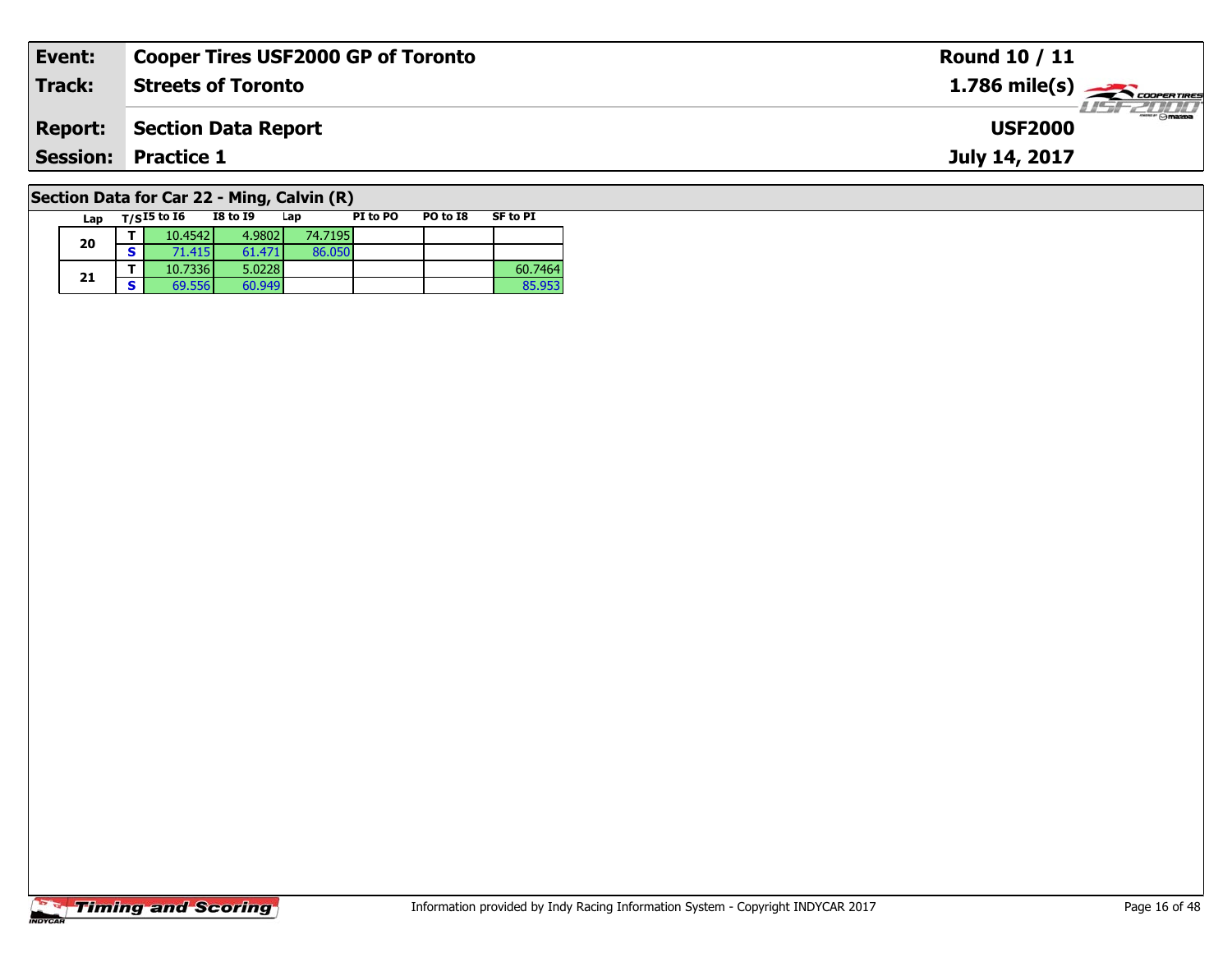| Event: | Cooper Tires USF2000 GP of Toronto | Round 10 / 11 |
|---|---|---|
| Track: | Streets of Toronto | 1.786 mile(s) |
| Report: | Section Data Report | USF2000 |
| Session: | Practice 1 | July 14, 2017 |

## Section Data for Car 22 - Ming, Calvin (R)

| Lap | T/S | I5 to I6 | I8 to I9 | Lap | PI to PO | PO to I8 | SF to PI |
|---|---|---|---|---|---|---|---|
| 20 | T | 10.4542 | 4.9802 | 74.7195 | | | |
| | S | 71.415 | 61.471 | 86.050 | | | |
| 21 | T | 10.7336 | 5.0228 | | | | 60.7464 |
| | S | 69.556 | 60.949 | | | | 85.953 |

Information provided by Indy Racing Information System - Copyright INDYCAR 2017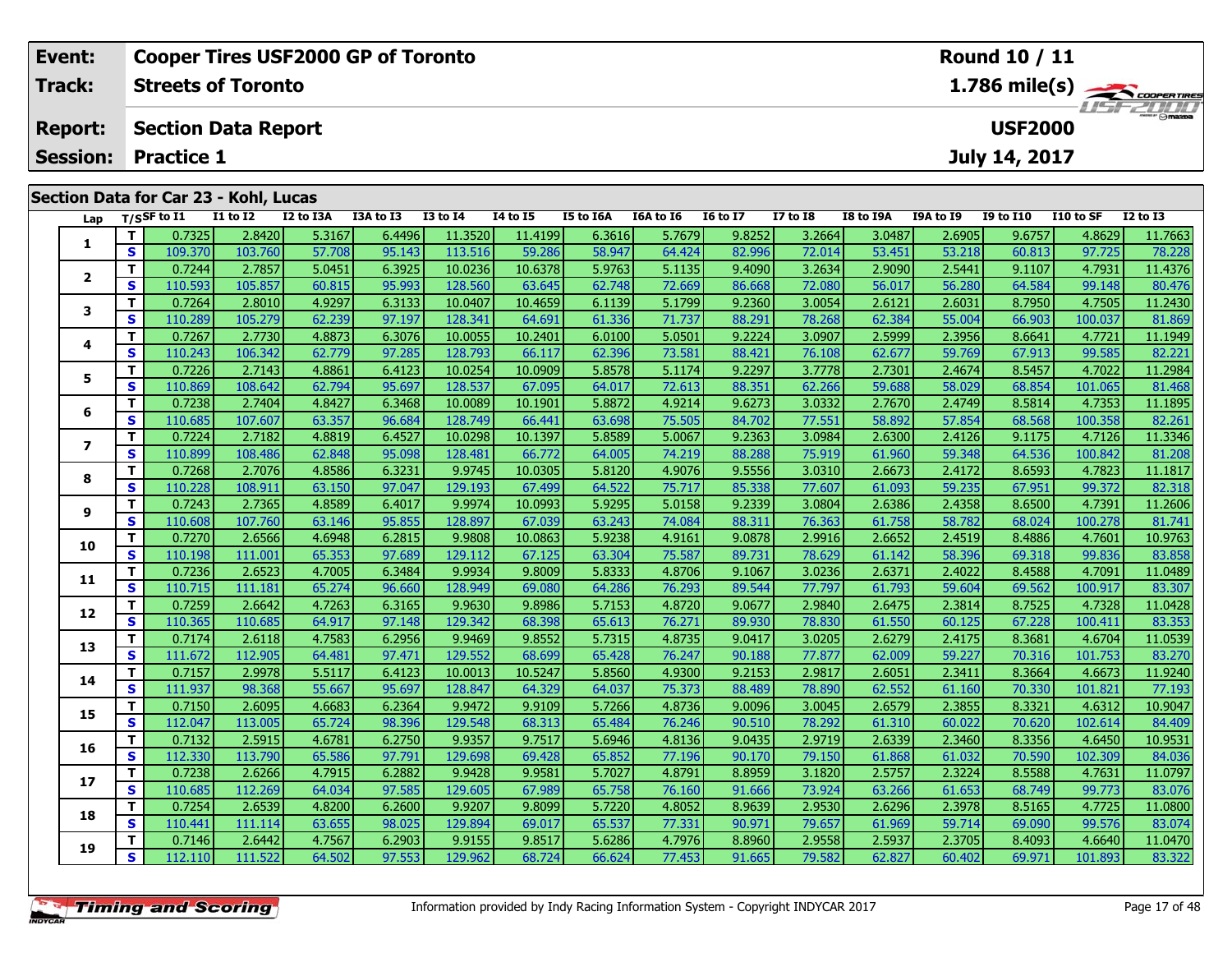| Event: | Cooper Tires USF2000 GP of Toronto | Round 10 / 11 |
|---|---|---|
| Track: | Streets of Toronto | 1.786 mile(s) |
| Report: | Section Data Report | USF2000 |
| Session: | Practice 1 | July 14, 2017 |

## Section Data for Car 23 - Kohl, Lucas

| Lap | T/S | SF to I1 | I1 to I2 | I2 to I3A | I3A to I3 | I3 to I4 | I4 to I5 | I5 to I6A | I6A to I6 | I6 to I7 | I7 to I8 | I8 to I9A | I9A to I9 | I9 to I10 | I10 to SF | I2 to I3 |
|---|---|---|---|---|---|---|---|---|---|---|---|---|---|---|---|---|
| 1 | T | 0.7325 | 2.8420 | 5.3167 | 6.4496 | 11.3520 | 11.4199 | 6.3616 | 5.7679 | 9.8252 | 3.2664 | 3.0487 | 2.6905 | 9.6757 | 4.8629 | 11.7663 |
| | S | 109.370 | 103.760 | 57.708 | 95.143 | 113.516 | 59.286 | 58.947 | 64.424 | 82.996 | 72.014 | 53.451 | 53.218 | 60.813 | 97.725 | 78.228 |
| 2 | T | 0.7244 | 2.7857 | 5.0451 | 6.3925 | 10.0236 | 10.6378 | 5.9763 | 5.1135 | 9.4090 | 3.2634 | 2.9090 | 2.5441 | 9.1107 | 4.7931 | 11.4376 |
| | S | 110.593 | 105.857 | 60.815 | 95.993 | 128.560 | 63.645 | 62.748 | 72.669 | 86.668 | 72.080 | 56.017 | 56.280 | 64.584 | 99.148 | 80.476 |
| 3 | T | 0.7264 | 2.8010 | 4.9297 | 6.3133 | 10.0407 | 10.4659 | 6.1139 | 5.1799 | 9.2360 | 3.0054 | 2.6121 | 2.6031 | 8.7950 | 4.7505 | 11.2430 |
| | S | 110.289 | 105.279 | 62.239 | 97.197 | 128.341 | 64.691 | 61.336 | 71.737 | 88.291 | 78.268 | 62.384 | 55.004 | 66.903 | 100.037 | 81.869 |
| 4 | T | 0.7267 | 2.7730 | 4.8873 | 6.3076 | 10.0055 | 10.2401 | 6.0100 | 5.0501 | 9.2224 | 3.0907 | 2.5999 | 2.3956 | 8.6641 | 4.7721 | 11.1949 |
| | S | 110.243 | 106.342 | 62.779 | 97.285 | 128.793 | 66.117 | 62.396 | 73.581 | 88.421 | 76.108 | 62.677 | 59.769 | 67.913 | 99.585 | 82.221 |
| 5 | T | 0.7226 | 2.7143 | 4.8861 | 6.4123 | 10.0254 | 10.0909 | 5.8578 | 5.1174 | 9.2297 | 3.7778 | 2.7301 | 2.4674 | 8.5457 | 4.7022 | 11.2984 |
| | S | 110.869 | 108.642 | 62.794 | 95.697 | 128.537 | 67.095 | 64.017 | 72.613 | 88.351 | 62.266 | 59.688 | 58.029 | 68.854 | 101.065 | 81.468 |
| 6 | T | 0.7238 | 2.7404 | 4.8427 | 6.3468 | 10.0089 | 10.1901 | 5.8872 | 4.9214 | 9.6273 | 3.0332 | 2.7670 | 2.4749 | 8.5814 | 4.7353 | 11.1895 |
| | S | 110.685 | 107.607 | 63.357 | 96.684 | 128.749 | 66.441 | 63.698 | 75.505 | 84.702 | 77.551 | 58.892 | 57.854 | 68.568 | 100.358 | 82.261 |
| 7 | T | 0.7224 | 2.7182 | 4.8819 | 6.4527 | 10.0298 | 10.1397 | 5.8589 | 5.0067 | 9.2363 | 3.0984 | 2.6300 | 2.4126 | 9.1175 | 4.7126 | 11.3346 |
| | S | 110.899 | 108.486 | 62.848 | 95.098 | 128.481 | 66.772 | 64.005 | 74.219 | 88.288 | 75.919 | 61.960 | 59.348 | 64.536 | 100.842 | 81.208 |
| 8 | T | 0.7268 | 2.7076 | 4.8586 | 6.3231 | 9.9745 | 10.0305 | 5.8120 | 4.9076 | 9.5556 | 3.0310 | 2.6673 | 2.4172 | 8.6593 | 4.7823 | 11.1817 |
| | S | 110.228 | 108.911 | 63.150 | 97.047 | 129.193 | 67.499 | 64.522 | 75.717 | 85.338 | 77.607 | 61.093 | 59.235 | 67.951 | 99.372 | 82.318 |
| 9 | T | 0.7243 | 2.7365 | 4.8589 | 6.4017 | 9.9974 | 10.0993 | 5.9295 | 5.0158 | 9.2339 | 3.0804 | 2.6386 | 2.4358 | 8.6500 | 4.7391 | 11.2606 |
| | S | 110.608 | 107.760 | 63.146 | 95.855 | 128.897 | 67.039 | 63.243 | 74.084 | 88.311 | 76.363 | 61.758 | 58.782 | 68.024 | 100.278 | 81.741 |
| 10 | T | 0.7270 | 2.6566 | 4.6948 | 6.2815 | 9.9808 | 10.0863 | 5.9238 | 4.9161 | 9.0878 | 2.9916 | 2.6652 | 2.4519 | 8.4886 | 4.7601 | 10.9763 |
| | S | 110.198 | 111.001 | 65.353 | 97.689 | 129.112 | 67.125 | 63.304 | 75.587 | 89.731 | 78.629 | 61.142 | 58.396 | 69.318 | 99.836 | 83.858 |
| 11 | T | 0.7236 | 2.6523 | 4.7005 | 6.3484 | 9.9934 | 9.8009 | 5.8333 | 4.8706 | 9.1067 | 3.0236 | 2.6371 | 2.4022 | 8.4588 | 4.7091 | 11.0489 |
| | S | 110.715 | 111.181 | 65.274 | 96.660 | 128.949 | 69.080 | 64.286 | 76.293 | 89.544 | 77.797 | 61.793 | 59.604 | 69.562 | 100.917 | 83.307 |
| 12 | T | 0.7259 | 2.6642 | 4.7263 | 6.3165 | 9.9630 | 9.8986 | 5.7153 | 4.8720 | 9.0677 | 2.9840 | 2.6475 | 2.3814 | 8.7525 | 4.7328 | 11.0428 |
| | S | 110.365 | 110.685 | 64.917 | 97.148 | 129.342 | 68.398 | 65.613 | 76.271 | 89.930 | 78.830 | 61.550 | 60.125 | 67.228 | 100.411 | 83.353 |
| 13 | T | 0.7174 | 2.6118 | 4.7583 | 6.2956 | 9.9469 | 9.8552 | 5.7315 | 4.8735 | 9.0417 | 3.0205 | 2.6279 | 2.4175 | 8.3681 | 4.6704 | 11.0539 |
| | S | 111.672 | 112.905 | 64.481 | 97.471 | 129.552 | 68.699 | 65.428 | 76.247 | 90.188 | 77.877 | 62.009 | 59.227 | 70.316 | 101.753 | 83.270 |
| 14 | T | 0.7157 | 2.9978 | 5.5117 | 6.4123 | 10.0013 | 10.5247 | 5.8560 | 4.9300 | 9.2153 | 2.9817 | 2.6051 | 2.3411 | 8.3664 | 4.6673 | 11.9240 |
| | S | 111.937 | 98.368 | 55.667 | 95.697 | 128.847 | 64.329 | 64.037 | 75.373 | 88.489 | 78.890 | 62.552 | 61.160 | 70.330 | 101.821 | 77.193 |
| 15 | T | 0.7150 | 2.6095 | 4.6683 | 6.2364 | 9.9472 | 9.9109 | 5.7266 | 4.8736 | 9.0096 | 3.0045 | 2.6579 | 2.3855 | 8.3321 | 4.6312 | 10.9047 |
| | S | 112.047 | 113.005 | 65.724 | 98.396 | 129.548 | 68.313 | 65.484 | 76.246 | 90.510 | 78.292 | 61.310 | 60.022 | 70.620 | 102.614 | 84.409 |
| 16 | T | 0.7132 | 2.5915 | 4.6781 | 6.2750 | 9.9357 | 9.7517 | 5.6946 | 4.8136 | 9.0435 | 2.9719 | 2.6339 | 2.3460 | 8.3356 | 4.6450 | 10.9531 |
| | S | 112.330 | 113.790 | 65.586 | 97.791 | 129.698 | 69.428 | 65.852 | 77.196 | 90.170 | 79.150 | 61.868 | 61.032 | 70.590 | 102.309 | 84.036 |
| 17 | T | 0.7238 | 2.6266 | 4.7915 | 6.2882 | 9.9428 | 9.9581 | 5.7027 | 4.8791 | 8.8959 | 3.1820 | 2.5757 | 2.3224 | 8.5588 | 4.7631 | 11.0797 |
| | S | 110.685 | 112.269 | 64.034 | 97.585 | 129.605 | 67.989 | 65.758 | 76.160 | 91.666 | 73.924 | 63.266 | 61.653 | 68.749 | 99.773 | 83.076 |
| 18 | T | 0.7254 | 2.6539 | 4.8200 | 6.2600 | 9.9207 | 9.8099 | 5.7220 | 4.8052 | 8.9639 | 2.9530 | 2.6296 | 2.3978 | 8.5165 | 4.7725 | 11.0800 |
| | S | 110.441 | 111.114 | 63.655 | 98.025 | 129.894 | 69.017 | 65.537 | 77.331 | 90.971 | 79.657 | 61.969 | 59.714 | 69.090 | 99.576 | 83.074 |
| 19 | T | 0.7146 | 2.6442 | 4.7567 | 6.2903 | 9.9155 | 9.8517 | 5.6286 | 4.7976 | 8.8960 | 2.9558 | 2.5937 | 2.3705 | 8.4093 | 4.6640 | 11.0470 |
| | S | 112.110 | 111.522 | 64.502 | 97.553 | 129.962 | 68.724 | 66.624 | 77.453 | 91.665 | 79.582 | 62.827 | 60.402 | 69.971 | 101.893 | 83.322 |

Information provided by Indy Racing Information System - Copyright INDYCAR 2017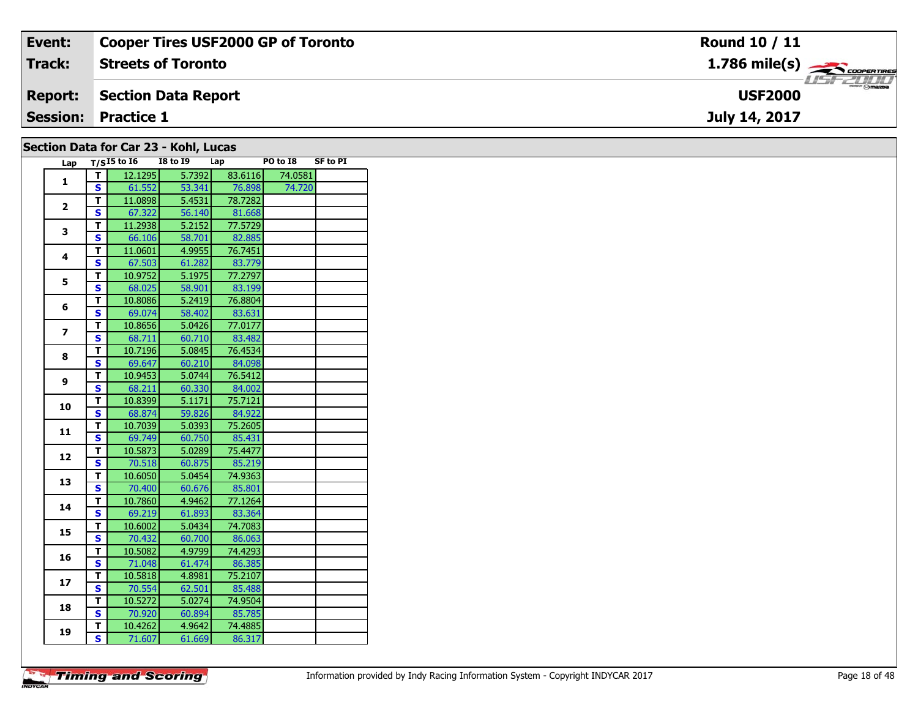| Event: | Cooper Tires USF2000 GP of Toronto | Round 10 / 11 |
|---|---|---|
| Track: | Streets of Toronto | 1.786 mile(s) |
| Report: | Section Data Report | USF2000 |
| Session: | Practice 1 | July 14, 2017 |

## Section Data for Car 23 - Kohl, Lucas

| Lap | T/S | I5 to I6 | I8 to I9 | Lap | PO to I8 | SF to PI |
|---|---|---|---|---|---|---|
| 1 | T | 12.1295 | 5.7392 | 83.6116 | 74.0581 | |
| | S | 61.552 | 53.341 | 76.898 | 74.720 | |
| 2 | T | 11.0898 | 5.4531 | 78.7282 | | |
| | S | 67.322 | 56.140 | 81.668 | | |
| 3 | T | 11.2938 | 5.2152 | 77.5729 | | |
| | S | 66.106 | 58.701 | 82.885 | | |
| 4 | T | 11.0601 | 4.9955 | 76.7451 | | |
| | S | 67.503 | 61.282 | 83.779 | | |
| 5 | T | 10.9752 | 5.1975 | 77.2797 | | |
| | S | 68.025 | 58.901 | 83.199 | | |
| 6 | T | 10.8086 | 5.2419 | 76.8804 | | |
| | S | 69.074 | 58.402 | 83.631 | | |
| 7 | T | 10.8656 | 5.0426 | 77.0177 | | |
| | S | 68.711 | 60.710 | 83.482 | | |
| 8 | T | 10.7196 | 5.0845 | 76.4534 | | |
| | S | 69.647 | 60.210 | 84.098 | | |
| 9 | T | 10.9453 | 5.0744 | 76.5412 | | |
| | S | 68.211 | 60.330 | 84.002 | | |
| 10 | T | 10.8399 | 5.1171 | 75.7121 | | |
| | S | 68.874 | 59.826 | 84.922 | | |
| 11 | T | 10.7039 | 5.0393 | 75.2605 | | |
| | S | 69.749 | 60.750 | 85.431 | | |
| 12 | T | 10.5873 | 5.0289 | 75.4477 | | |
| | S | 70.518 | 60.875 | 85.219 | | |
| 13 | T | 10.6050 | 5.0454 | 74.9363 | | |
| | S | 70.400 | 60.676 | 85.801 | | |
| 14 | T | 10.7860 | 4.9462 | 77.1264 | | |
| | S | 69.219 | 61.893 | 83.364 | | |
| 15 | T | 10.6002 | 5.0434 | 74.7083 | | |
| | S | 70.432 | 60.700 | 86.063 | | |
| 16 | T | 10.5082 | 4.9799 | 74.4293 | | |
| | S | 71.048 | 61.474 | 86.385 | | |
| 17 | T | 10.5818 | 4.8981 | 75.2107 | | |
| | S | 70.554 | 62.501 | 85.488 | | |
| 18 | T | 10.5272 | 5.0274 | 74.9504 | | |
| | S | 70.920 | 60.894 | 85.785 | | |
| 19 | T | 10.4262 | 4.9642 | 74.4885 | | |
| | S | 71.607 | 61.669 | 86.317 | | |

Information provided by Indy Racing Information System - Copyright INDYCAR 2017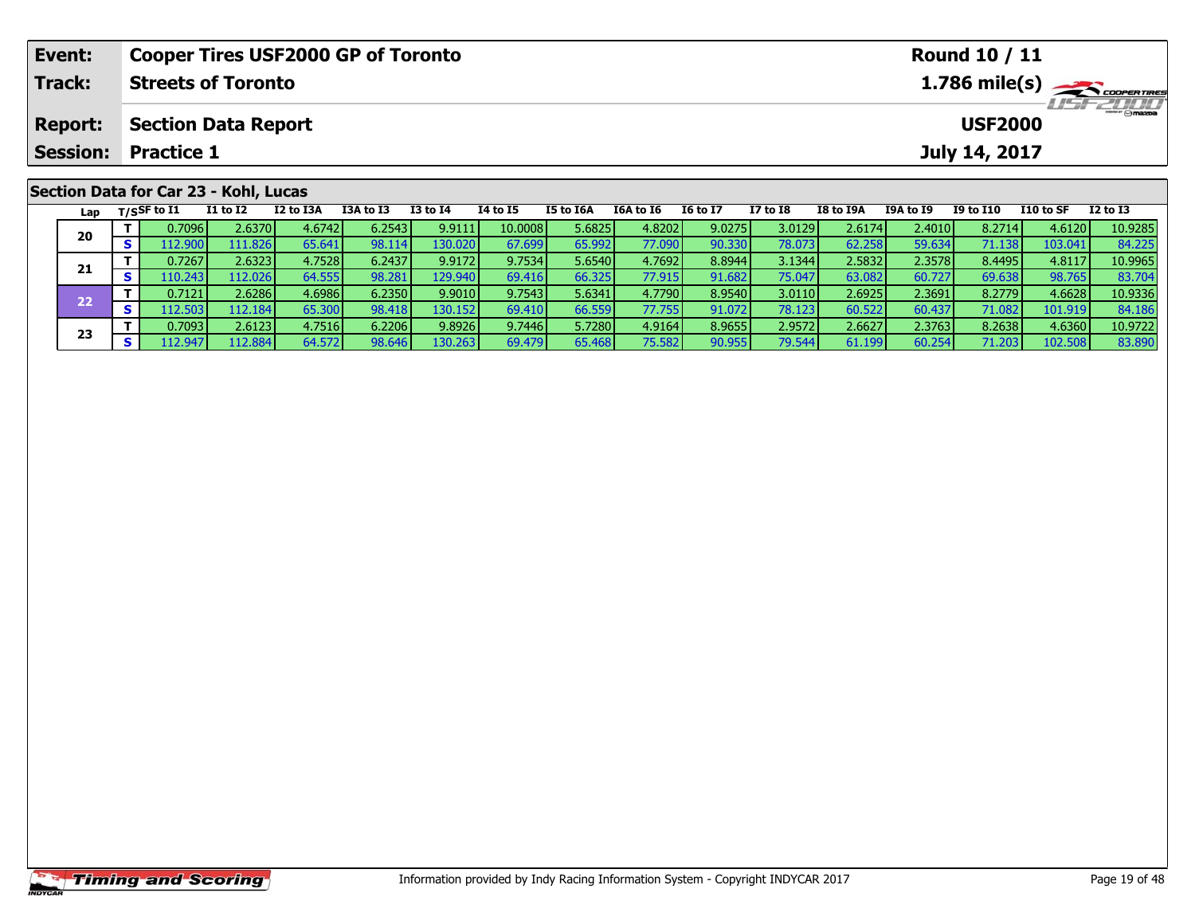| Event: | Cooper Tires USF2000 GP of Toronto | Round 10 / 11 |
|---|---|---|
| Track: | Streets of Toronto | 1.786 mile(s) |
| Report: | Section Data Report | USF2000 |
| Session: | Practice 1 | July 14, 2017 |

## Section Data for Car 23 - Kohl, Lucas

| Lap | T/S | SF to I1 | I1 to I2 | I2 to I3A | I3A to I3 | I3 to I4 | I4 to I5 | I5 to I6A | I6A to I6 | I6 to I7 | I7 to I8 | I8 to I9A | I9A to I9 | I9 to I10 | I10 to SF | I2 to I3 |
|---|---|---|---|---|---|---|---|---|---|---|---|---|---|---|---|---|
| 20 | T | 0.7096 | 2.6370 | 4.6742 | 6.2543 | 9.9111 | 10.0008 | 5.6825 | 4.8202 | 9.0275 | 3.0129 | 2.6174 | 2.4010 | 8.2714 | 4.6120 | 10.9285 |
| | S | 112.900 | 111.826 | 65.641 | 98.114 | 130.020 | 67.699 | 65.992 | 77.090 | 90.330 | 78.073 | 62.258 | 59.634 | 71.138 | 103.041 | 84.225 |
| 21 | T | 0.7267 | 2.6323 | 4.7528 | 6.2437 | 9.9172 | 9.7534 | 5.6540 | 4.7692 | 8.8944 | 3.1344 | 2.5832 | 2.3578 | 8.4495 | 4.8117 | 10.9965 |
| | S | 110.243 | 112.026 | 64.555 | 98.281 | 129.940 | 69.416 | 66.325 | 77.915 | 91.682 | 75.047 | 63.082 | 60.727 | 69.638 | 98.765 | 83.704 |
| 22 | T | 0.7121 | 2.6286 | 4.6986 | 6.2350 | 9.9010 | 9.7543 | 5.6341 | 4.7790 | 8.9540 | 3.0110 | 2.6925 | 2.3691 | 8.2779 | 4.6628 | 10.9336 |
| | S | 112.503 | 112.184 | 65.300 | 98.418 | 130.152 | 69.410 | 66.559 | 77.755 | 91.072 | 78.123 | 60.522 | 60.437 | 71.082 | 101.919 | 84.186 |
| 23 | T | 0.7093 | 2.6123 | 4.7516 | 6.2206 | 9.8926 | 9.7446 | 5.7280 | 4.9164 | 8.9655 | 2.9572 | 2.6627 | 2.3763 | 8.2638 | 4.6360 | 10.9722 |
| | S | 112.947 | 112.884 | 64.572 | 98.646 | 130.263 | 69.479 | 65.468 | 75.582 | 90.955 | 79.544 | 61.199 | 60.254 | 71.203 | 102.508 | 83.890 |

Information provided by Indy Racing Information System - Copyright INDYCAR 2017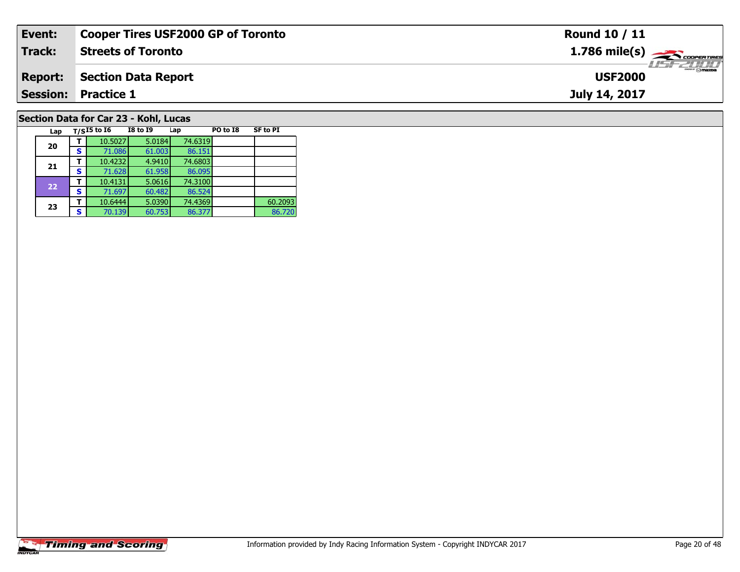| Event: | Cooper Tires USF2000 GP of Toronto | Round 10 / 11 |
|---|---|---|
| Track: | Streets of Toronto | 1.786 mile(s) |
| Report: | Section Data Report | USF2000 |
| Session: | Practice 1 | July 14, 2017 |

## Section Data for Car 23 - Kohl, Lucas

| Lap | T/S | I5 to I6 | I8 to I9 | Lap | PO to I8 | SF to PI |
|---|---|---|---|---|---|---|
| 20 | T | 10.5027 | 5.0184 | 74.6319 | | |
| | S | 71.086 | 61.003 | 86.151 | | |
| 21 | T | 10.4232 | 4.9410 | 74.6803 | | |
| | S | 71.628 | 61.958 | 86.095 | | |
| 22 | T | 10.4131 | 5.0616 | 74.3100 | | |
| | S | 71.697 | 60.482 | 86.524 | | |
| 23 | T | 10.6444 | 5.0390 | 74.4369 | | 60.2093 |
| | S | 70.139 | 60.753 | 86.377 | | 86.720 |

Information provided by Indy Racing Information System - Copyright INDYCAR 2017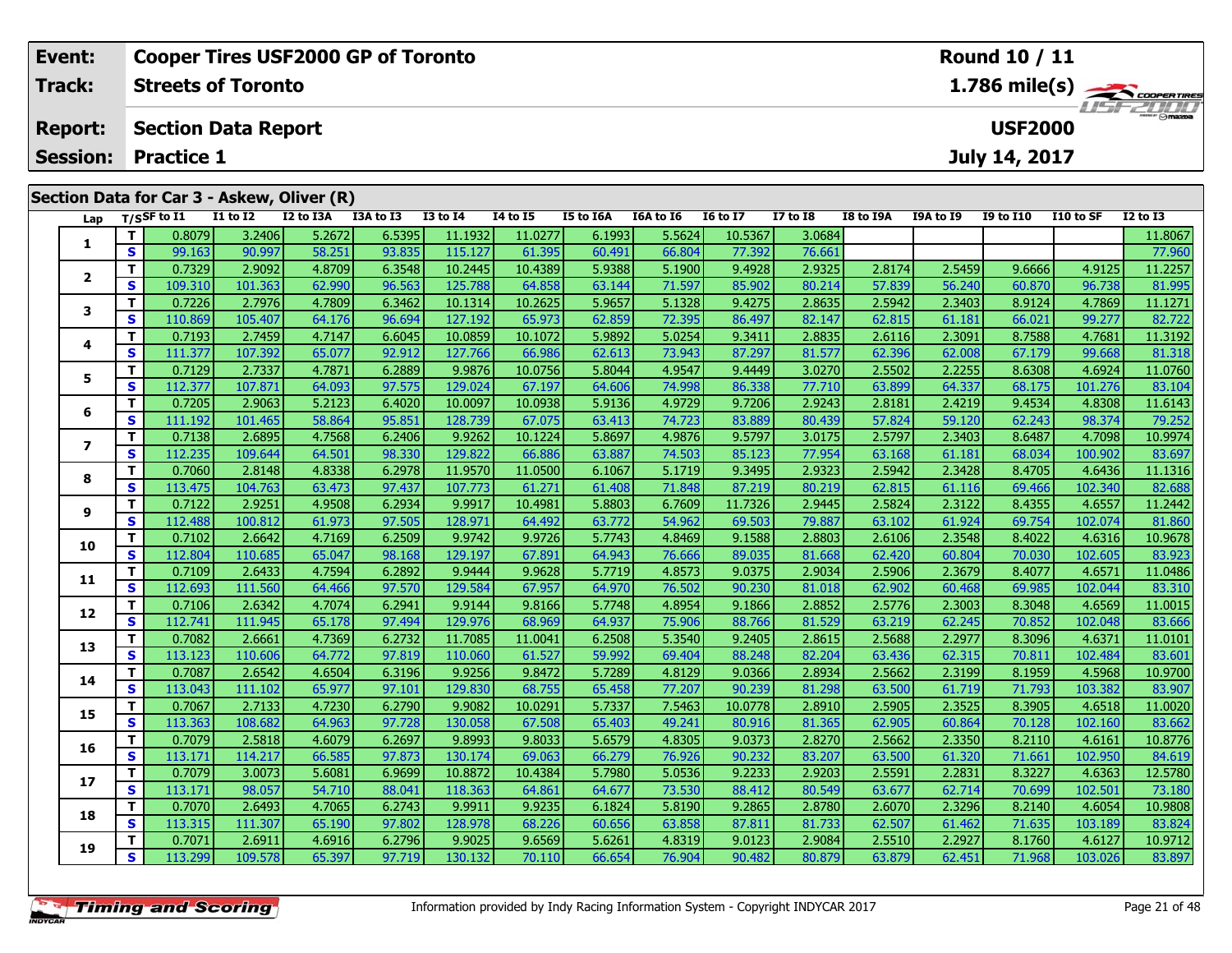| Event: | Cooper Tires USF2000 GP of Toronto | Round 10 / 11 |
|---|---|---|
| Track: | Streets of Toronto | 1.786 mile(s) |
| Report: | Section Data Report | USF2000 |
| Session: | Practice 1 | July 14, 2017 |

## Section Data for Car 3 - Askew, Oliver (R)

| Lap | T/S | SF to I1 | I1 to I2 | I2 to I3A | I3A to I3 | I3 to I4 | I4 to I5 | I5 to I6A | I6A to I6 | I6 to I7 | I7 to I8 | I8 to I9A | I9A to I9 | I9 to I10 | I10 to SF | I2 to I3 |
|---|---|---|---|---|---|---|---|---|---|---|---|---|---|---|---|---|
| 1 | T | 0.8079 | 3.2406 | 5.2672 | 6.5395 | 11.1932 | 11.0277 | 6.1993 | 5.5624 | 10.5367 | 3.0684 | | | | | 11.8067 |
| | S | 99.163 | 90.997 | 58.251 | 93.835 | 115.127 | 61.395 | 60.491 | 66.804 | 77.392 | 76.661 | | | | | 77.960 |
| 2 | T | 0.7329 | 2.9092 | 4.8709 | 6.3548 | 10.2445 | 10.4389 | 5.9388 | 5.1900 | 9.4928 | 2.9325 | 2.8174 | 2.5459 | 9.6666 | 4.9125 | 11.2257 |
| | S | 109.310 | 101.363 | 62.990 | 96.563 | 125.788 | 64.858 | 63.144 | 71.597 | 85.902 | 80.214 | 57.839 | 56.240 | 60.870 | 96.738 | 81.995 |
| 3 | T | 0.7226 | 2.7976 | 4.7809 | 6.3462 | 10.1314 | 10.2625 | 5.9657 | 5.1328 | 9.4275 | 2.8635 | 2.5942 | 2.3403 | 8.9124 | 4.7869 | 11.1271 |
| | S | 110.869 | 105.407 | 64.176 | 96.694 | 127.192 | 65.973 | 62.859 | 72.395 | 86.497 | 82.147 | 62.815 | 61.181 | 66.021 | 99.277 | 82.722 |
| 4 | T | 0.7193 | 2.7459 | 4.7147 | 6.6045 | 10.0859 | 10.1072 | 5.9892 | 5.0254 | 9.3411 | 2.8835 | 2.6116 | 2.3091 | 8.7588 | 4.7681 | 11.3192 |
| | S | 111.377 | 107.392 | 65.077 | 92.912 | 127.766 | 66.986 | 62.613 | 73.943 | 87.297 | 81.577 | 62.396 | 62.008 | 67.179 | 99.668 | 81.318 |
| 5 | T | 0.7129 | 2.7337 | 4.7871 | 6.2889 | 9.9876 | 10.0756 | 5.8044 | 4.9547 | 9.4449 | 3.0270 | 2.5502 | 2.2255 | 8.6308 | 4.6924 | 11.0760 |
| | S | 112.377 | 107.871 | 64.093 | 97.575 | 129.024 | 67.197 | 64.606 | 74.998 | 86.338 | 77.710 | 63.899 | 64.337 | 68.175 | 101.276 | 83.104 |
| 6 | T | 0.7205 | 2.9063 | 5.2123 | 6.4020 | 10.0097 | 10.0938 | 5.9136 | 4.9729 | 9.7206 | 2.9243 | 2.8181 | 2.4219 | 9.4534 | 4.8308 | 11.6143 |
| | S | 111.192 | 101.465 | 58.864 | 95.851 | 128.739 | 67.075 | 63.413 | 74.723 | 83.889 | 80.439 | 57.824 | 59.120 | 62.243 | 98.374 | 79.252 |
| 7 | T | 0.7138 | 2.6895 | 4.7568 | 6.2406 | 9.9262 | 10.1224 | 5.8697 | 4.9876 | 9.5797 | 3.0175 | 2.5797 | 2.3403 | 8.6487 | 4.7098 | 10.9974 |
| | S | 112.235 | 109.644 | 64.501 | 98.330 | 129.822 | 66.886 | 63.887 | 74.503 | 85.123 | 77.954 | 63.168 | 61.181 | 68.034 | 100.902 | 83.697 |
| 8 | T | 0.7060 | 2.8148 | 4.8338 | 6.2978 | 11.9570 | 11.0500 | 6.1067 | 5.1719 | 9.3495 | 2.9323 | 2.5942 | 2.3428 | 8.4705 | 4.6436 | 11.1316 |
| | S | 113.475 | 104.763 | 63.473 | 97.437 | 107.773 | 61.271 | 61.408 | 71.848 | 87.219 | 80.219 | 62.815 | 61.116 | 69.466 | 102.340 | 82.688 |
| 9 | T | 0.7122 | 2.9251 | 4.9508 | 6.2934 | 9.9917 | 10.4981 | 5.8803 | 6.7609 | 11.7326 | 2.9445 | 2.5824 | 2.3122 | 8.4355 | 4.6557 | 11.2442 |
| | S | 112.488 | 100.812 | 61.973 | 97.505 | 128.971 | 64.492 | 63.772 | 54.962 | 69.503 | 79.887 | 63.102 | 61.924 | 69.754 | 102.074 | 81.860 |
| 10 | T | 0.7102 | 2.6642 | 4.7169 | 6.2509 | 9.9742 | 9.9726 | 5.7743 | 4.8469 | 9.1588 | 2.8803 | 2.6106 | 2.3548 | 8.4022 | 4.6316 | 10.9678 |
| | S | 112.804 | 110.685 | 65.047 | 98.168 | 129.197 | 67.891 | 64.943 | 76.666 | 89.035 | 81.668 | 62.420 | 60.804 | 70.030 | 102.605 | 83.923 |
| 11 | T | 0.7109 | 2.6433 | 4.7594 | 6.2892 | 9.9444 | 9.9628 | 5.7719 | 4.8573 | 9.0375 | 2.9034 | 2.5906 | 2.3679 | 8.4077 | 4.6571 | 11.0486 |
| | S | 112.693 | 111.560 | 64.466 | 97.570 | 129.584 | 67.957 | 64.970 | 76.502 | 90.230 | 81.018 | 62.902 | 60.468 | 69.985 | 102.044 | 83.310 |
| 12 | T | 0.7106 | 2.6342 | 4.7074 | 6.2941 | 9.9144 | 9.8166 | 5.7748 | 4.8954 | 9.1866 | 2.8852 | 2.5776 | 2.3003 | 8.3048 | 4.6569 | 11.0015 |
| | S | 112.741 | 111.945 | 65.178 | 97.494 | 129.976 | 68.969 | 64.937 | 75.906 | 88.766 | 81.529 | 63.219 | 62.245 | 70.852 | 102.048 | 83.666 |
| 13 | T | 0.7082 | 2.6661 | 4.7369 | 6.2732 | 11.7085 | 11.0041 | 6.2508 | 5.3540 | 9.2405 | 2.8615 | 2.5688 | 2.2977 | 8.3096 | 4.6371 | 11.0101 |
| | S | 113.123 | 110.606 | 64.772 | 97.819 | 110.060 | 61.527 | 59.992 | 69.404 | 88.248 | 82.204 | 63.436 | 62.315 | 70.811 | 102.484 | 83.601 |
| 14 | T | 0.7087 | 2.6542 | 4.6504 | 6.3196 | 9.9256 | 9.8472 | 5.7289 | 4.8129 | 9.0366 | 2.8934 | 2.5662 | 2.3199 | 8.1959 | 4.5968 | 10.9700 |
| | S | 113.043 | 111.102 | 65.977 | 97.101 | 129.830 | 68.755 | 65.458 | 77.207 | 90.239 | 81.298 | 63.500 | 61.719 | 71.793 | 103.382 | 83.907 |
| 15 | T | 0.7067 | 2.7133 | 4.7230 | 6.2790 | 9.9082 | 10.0291 | 5.7337 | 7.5463 | 10.0778 | 2.8910 | 2.5905 | 2.3525 | 8.3905 | 4.6518 | 11.0020 |
| | S | 113.363 | 108.682 | 64.963 | 97.728 | 130.058 | 67.508 | 65.403 | 49.241 | 80.916 | 81.365 | 62.905 | 60.864 | 70.128 | 102.160 | 83.662 |
| 16 | T | 0.7079 | 2.5818 | 4.6079 | 6.2697 | 9.8993 | 9.8033 | 5.6579 | 4.8305 | 9.0373 | 2.8270 | 2.5662 | 2.3350 | 8.2110 | 4.6161 | 10.8776 |
| | S | 113.171 | 114.217 | 66.585 | 97.873 | 130.174 | 69.063 | 66.279 | 76.926 | 90.232 | 83.207 | 63.500 | 61.320 | 71.661 | 102.950 | 84.619 |
| 17 | T | 0.7079 | 3.0073 | 5.6081 | 6.9699 | 10.8872 | 10.4384 | 5.7980 | 5.0536 | 9.2233 | 2.9203 | 2.5591 | 2.2831 | 8.3227 | 4.6363 | 12.5780 |
| | S | 113.171 | 98.057 | 54.710 | 88.041 | 118.363 | 64.861 | 64.677 | 73.530 | 88.412 | 80.549 | 63.677 | 62.714 | 70.699 | 102.501 | 73.180 |
| 18 | T | 0.7070 | 2.6493 | 4.7065 | 6.2743 | 9.9911 | 9.9235 | 6.1824 | 5.8190 | 9.2865 | 2.8780 | 2.6070 | 2.3296 | 8.2140 | 4.6054 | 10.9808 |
| | S | 113.315 | 111.307 | 65.190 | 97.802 | 128.978 | 68.226 | 60.656 | 63.858 | 87.811 | 81.733 | 62.507 | 61.462 | 71.635 | 103.189 | 83.824 |
| 19 | T | 0.7071 | 2.6911 | 4.6916 | 6.2796 | 9.9025 | 9.6569 | 5.6261 | 4.8319 | 9.0123 | 2.9084 | 2.5510 | 2.2927 | 8.1760 | 4.6127 | 10.9712 |
| | S | 113.299 | 109.578 | 65.397 | 97.719 | 130.132 | 70.110 | 66.654 | 76.904 | 90.482 | 80.879 | 63.879 | 62.451 | 71.968 | 103.026 | 83.897 |

Information provided by Indy Racing Information System - Copyright INDYCAR 2017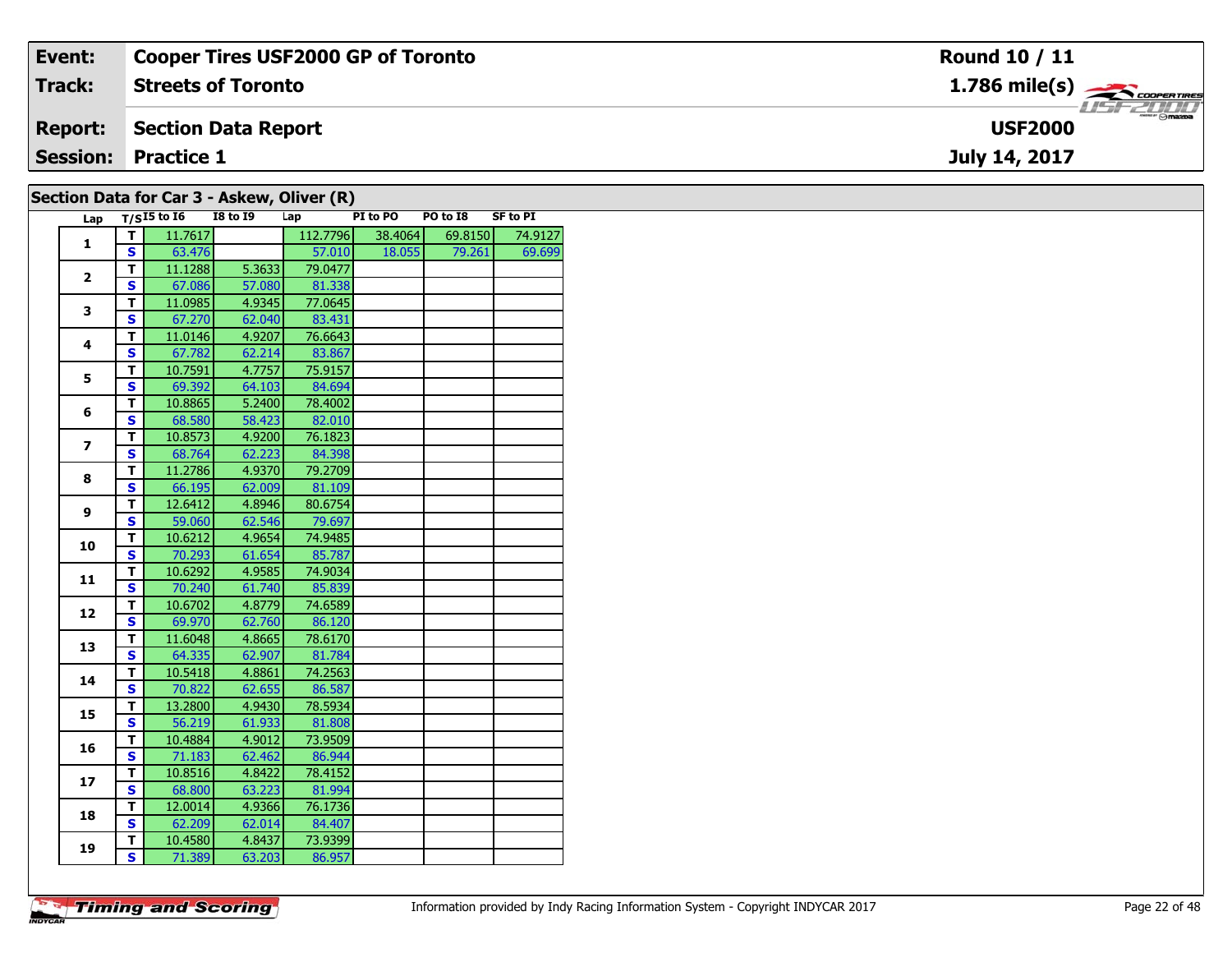| Event: | Cooper Tires USF2000 GP of Toronto | Round 10 / 11 |
|---|---|---|
| Track: | Streets of Toronto | 1.786 mile(s) |
| Report: | Section Data Report | USF2000 |
| Session: | Practice 1 | July 14, 2017 |

## Section Data for Car 3 - Askew, Oliver (R)

| Lap | T/S | I5 to I6 | I8 to I9 | Lap | PI to PO | PO to I8 | SF to PI |
|---|---|---|---|---|---|---|---|
| 1 | T | 11.7617 | | 112.7796 | 38.4064 | 69.8150 | 74.9127 |
| | S | 63.476 | | 57.010 | 18.055 | 79.261 | 69.699 |
| 2 | T | 11.1288 | 5.3633 | 79.0477 | | | |
| | S | 67.086 | 57.080 | 81.338 | | | |
| 3 | T | 11.0985 | 4.9345 | 77.0645 | | | |
| | S | 67.270 | 62.040 | 83.431 | | | |
| 4 | T | 11.0146 | 4.9207 | 76.6643 | | | |
| | S | 67.782 | 62.214 | 83.867 | | | |
| 5 | T | 10.7591 | 4.7757 | 75.9157 | | | |
| | S | 69.392 | 64.103 | 84.694 | | | |
| 6 | T | 10.8865 | 5.2400 | 78.4002 | | | |
| | S | 68.580 | 58.423 | 82.010 | | | |
| 7 | T | 10.8573 | 4.9200 | 76.1823 | | | |
| | S | 68.764 | 62.223 | 84.398 | | | |
| 8 | T | 11.2786 | 4.9370 | 79.2709 | | | |
| | S | 66.195 | 62.009 | 81.109 | | | |
| 9 | T | 12.6412 | 4.8946 | 80.6754 | | | |
| | S | 59.060 | 62.546 | 79.697 | | | |
| 10 | T | 10.6212 | 4.9654 | 74.9485 | | | |
| | S | 70.293 | 61.654 | 85.787 | | | |
| 11 | T | 10.6292 | 4.9585 | 74.9034 | | | |
| | S | 70.240 | 61.740 | 85.839 | | | |
| 12 | T | 10.6702 | 4.8779 | 74.6589 | | | |
| | S | 69.970 | 62.760 | 86.120 | | | |
| 13 | T | 11.6048 | 4.8665 | 78.6170 | | | |
| | S | 64.335 | 62.907 | 81.784 | | | |
| 14 | T | 10.5418 | 4.8861 | 74.2563 | | | |
| | S | 70.822 | 62.655 | 86.587 | | | |
| 15 | T | 13.2800 | 4.9430 | 78.5934 | | | |
| | S | 56.219 | 61.933 | 81.808 | | | |
| 16 | T | 10.4884 | 4.9012 | 73.9509 | | | |
| | S | 71.183 | 62.462 | 86.944 | | | |
| 17 | T | 10.8516 | 4.8422 | 78.4152 | | | |
| | S | 68.800 | 63.223 | 81.994 | | | |
| 18 | T | 12.0014 | 4.9366 | 76.1736 | | | |
| | S | 62.209 | 62.014 | 84.407 | | | |
| 19 | T | 10.4580 | 4.8437 | 73.9399 | | | |
| | S | 71.389 | 63.203 | 86.957 | | | |

Information provided by Indy Racing Information System - Copyright INDYCAR 2017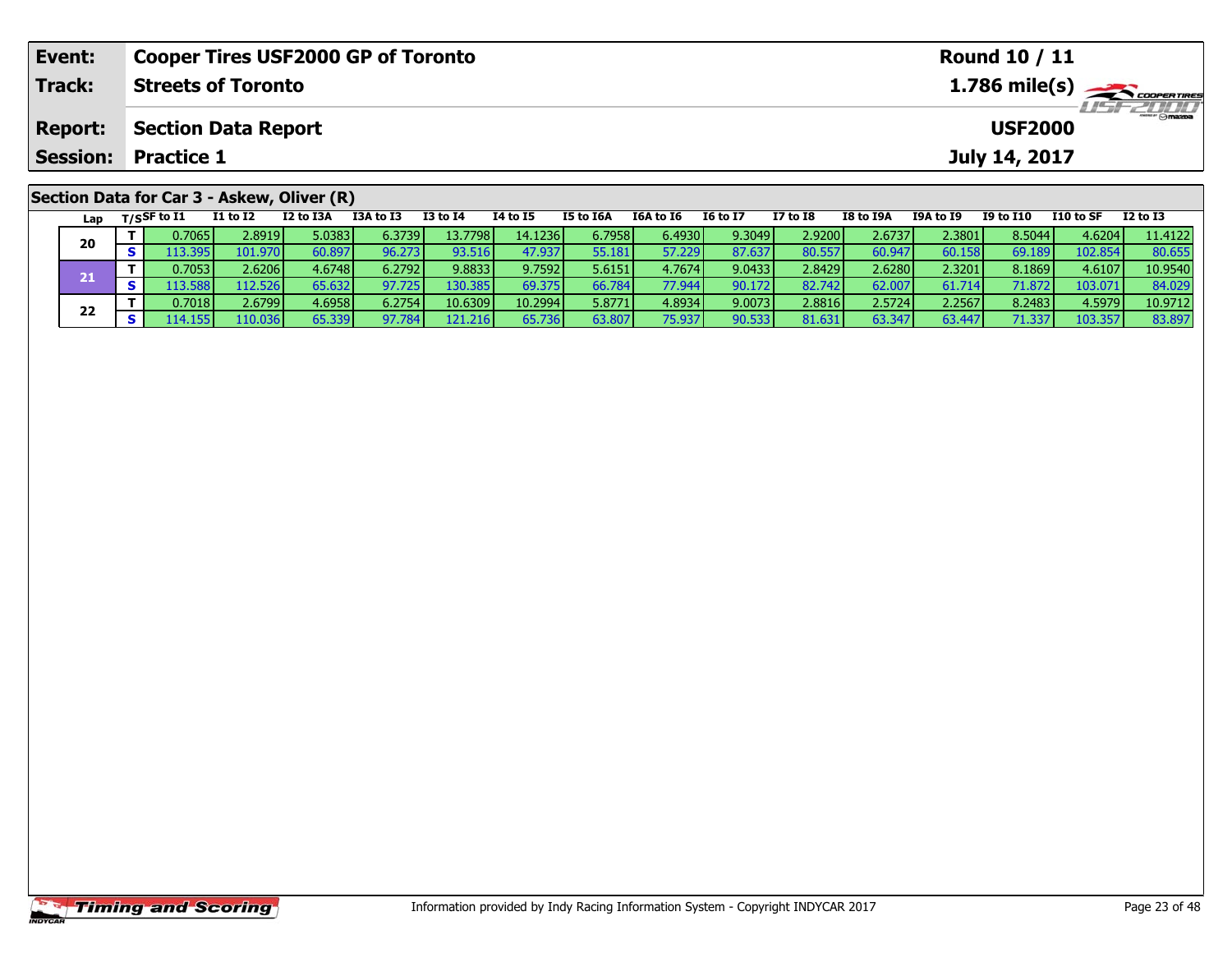| **Event:** | **Cooper Tires USF2000 GP of Toronto** | **Round 10 / 11** |
|---|---|---|
| **Track:** | **Streets of Toronto** | **1.786 mile(s)** |
| **Report:** | **Section Data Report** | **USF2000** |
| **Session:** | **Practice 1** | **July 14, 2017** |

## Section Data for Car 3 - Askew, Oliver (R)

| Lap | T/S | SF to I1 | I1 to I2 | I2 to I3A | I3A to I3 | I3 to I4 | I4 to I5 | I5 to I6A | I6A to I6 | I6 to I7 | I7 to I8 | I8 to I9A | I9A to I9 | I9 to I10 | I10 to SF | I2 to I3 |
|---|---|---|---|---|---|---|---|---|---|---|---|---|---|---|---|---|
| 20 | T | 0.7065 | 2.8919 | 5.0383 | 6.3739 | 13.7798 | 14.1236 | 6.7958 | 6.4930 | 9.3049 | 2.9200 | 2.6737 | 2.3801 | 8.5044 | 4.6204 | 11.4122 |
| | S | 113.395 | 101.970 | 60.897 | 96.273 | 93.516 | 47.937 | 55.181 | 57.229 | 87.637 | 80.557 | 60.947 | 60.158 | 69.189 | 102.854 | 80.655 |
| 21 | T | 0.7053 | 2.6206 | 4.6748 | 6.2792 | 9.8833 | 9.7592 | 5.6151 | 4.7674 | 9.0433 | 2.8429 | 2.6280 | 2.3201 | 8.1869 | 4.6107 | 10.9540 |
| | S | 113.588 | 112.526 | 65.632 | 97.725 | 130.385 | 69.375 | 66.784 | 77.944 | 90.172 | 82.742 | 62.007 | 61.714 | 71.872 | 103.071 | 84.029 |
| 22 | T | 0.7018 | 2.6799 | 4.6958 | 6.2754 | 10.6309 | 10.2994 | 5.8771 | 4.8934 | 9.0073 | 2.8816 | 2.5724 | 2.2567 | 8.2483 | 4.5979 | 10.9712 |
| | S | 114.155 | 110.036 | 65.339 | 97.784 | 121.216 | 65.736 | 63.807 | 75.937 | 90.533 | 81.631 | 63.347 | 63.447 | 71.337 | 103.357 | 83.897 |

Timing and Scoring

Information provided by Indy Racing Information System - Copyright INDYCAR 2017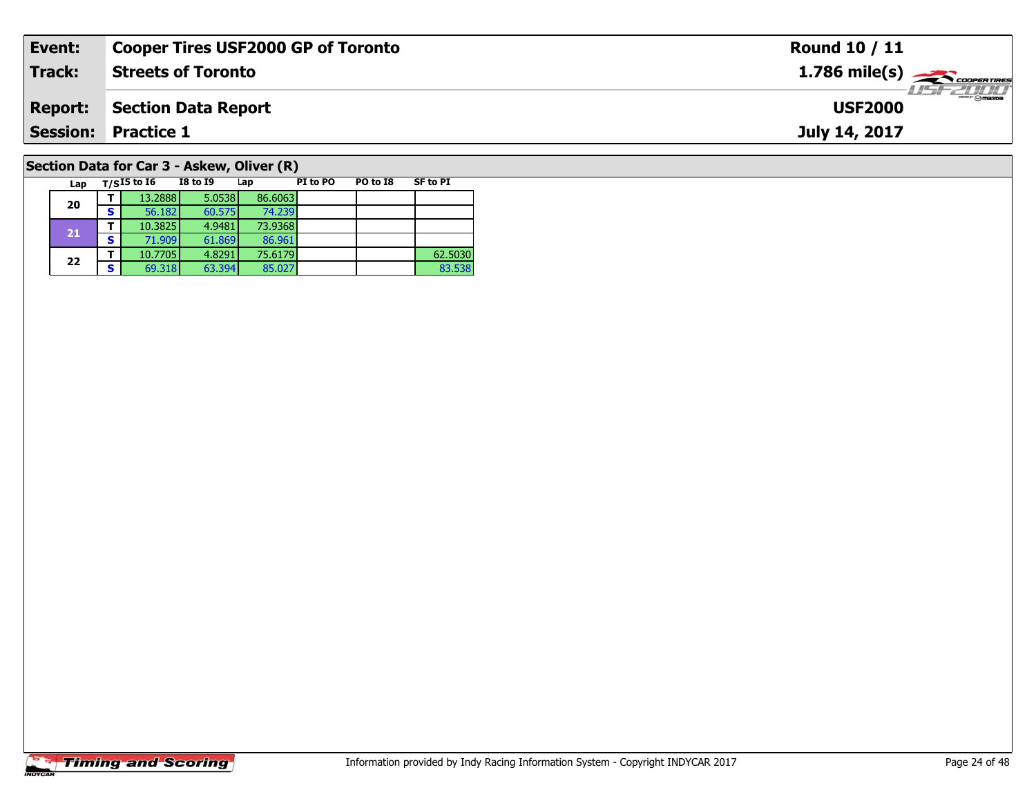| Event: | Cooper Tires USF2000 GP of Toronto | Round 10 / 11 |
|---|---|---|
| Track: | Streets of Toronto | 1.786 mile(s) |
| Report: | Section Data Report | USF2000 |
| Session: | Practice 1 | July 14, 2017 |

## Section Data for Car 3 - Askew, Oliver (R)

| Lap | T/S | I5 to I6 | I8 to I9 | Lap | PI to PO | PO to I8 | SF to PI |
|---|---|---|---|---|---|---|---|
| 20 | T | 13.2888 | 5.0538 | 86.6063 | | | |
| | S | 56.182 | 60.575 | 74.239 | | | |
| 21 | T | 10.3825 | 4.9481 | 73.9368 | | | |
| | S | 71.909 | 61.869 | 86.961 | | | |
| 22 | T | 10.7705 | 4.8291 | 75.6179 | | | 62.5030 |
| | S | 69.318 | 63.394 | 85.027 | | | 83.538 |

Information provided by Indy Racing Information System - Copyright INDYCAR 2017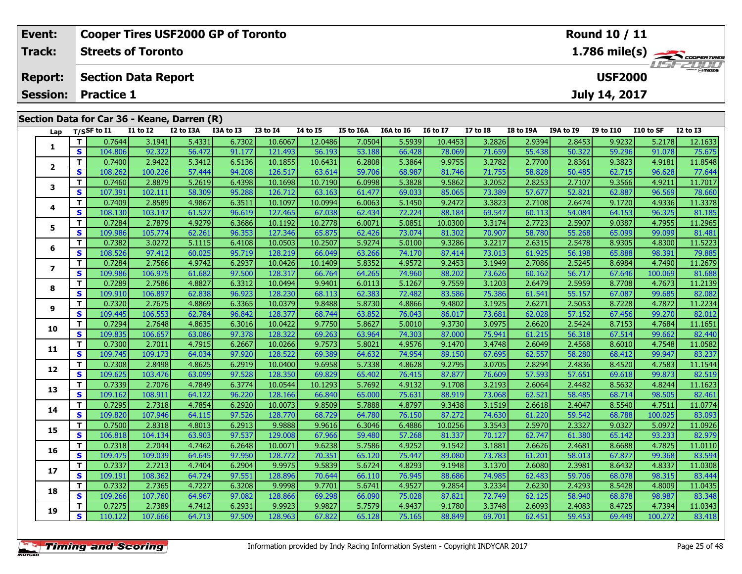| Event: | Cooper Tires USF2000 GP of Toronto | Round 10 / 11 |
|---|---|---|
| Track: | Streets of Toronto | 1.786 mile(s) |
| Report: | Section Data Report | USF2000 |
| Session: | Practice 1 | July 14, 2017 |

## Section Data for Car 36 - Keane, Darren (R)

| Lap | T/S | SF to I1 | I1 to I2 | I2 to I3A | I3A to I3 | I3 to I4 | I4 to I5 | I5 to I6A | I6A to I6 | I6 to I7 | I7 to I8 | I8 to I9A | I9A to I9 | I9 to I10 | I10 to SF | I2 to I3 |
|---|---|---|---|---|---|---|---|---|---|---|---|---|---|---|---|---|
| 1 | T | 0.7644 | 3.1941 | 5.4331 | 6.7302 | 10.6067 | 12.0486 | 7.0504 | 5.5939 | 10.4453 | 3.2826 | 2.9394 | 2.8453 | 9.9232 | 5.2178 | 12.1633 |
| | S | 104.806 | 92.322 | 56.472 | 91.177 | 121.493 | 56.193 | 53.188 | 66.428 | 78.069 | 71.659 | 55.438 | 50.322 | 59.296 | 91.078 | 75.675 |
| 2 | T | 0.7400 | 2.9422 | 5.3412 | 6.5136 | 10.1855 | 10.6431 | 6.2808 | 5.3864 | 9.9755 | 3.2782 | 2.7700 | 2.8361 | 9.3823 | 4.9181 | 11.8548 |
| | S | 108.262 | 100.226 | 57.444 | 94.208 | 126.517 | 63.614 | 59.706 | 68.987 | 81.746 | 71.755 | 58.828 | 50.485 | 62.715 | 96.628 | 77.644 |
| 3 | T | 0.7460 | 2.8879 | 5.2619 | 6.4398 | 10.1698 | 10.7190 | 6.0998 | 5.3828 | 9.5862 | 3.2052 | 2.8253 | 2.7107 | 9.3566 | 4.9211 | 11.7017 |
| | S | 107.391 | 102.111 | 58.309 | 95.288 | 126.712 | 63.163 | 61.477 | 69.033 | 85.065 | 73.389 | 57.677 | 52.821 | 62.887 | 96.569 | 78.660 |
| 4 | T | 0.7409 | 2.8589 | 4.9867 | 6.3511 | 10.1097 | 10.0994 | 6.0063 | 5.1450 | 9.2472 | 3.3823 | 2.7108 | 2.6474 | 9.1720 | 4.9336 | 11.3378 |
| | S | 108.130 | 103.147 | 61.527 | 96.619 | 127.465 | 67.038 | 62.434 | 72.224 | 88.184 | 69.547 | 60.113 | 54.084 | 64.153 | 96.325 | 81.185 |
| 5 | T | 0.7284 | 2.7879 | 4.9279 | 6.3686 | 10.1192 | 10.2778 | 6.0071 | 5.0851 | 10.0300 | 3.3174 | 2.7723 | 2.5907 | 9.0387 | 4.7955 | 11.2965 |
| | S | 109.986 | 105.774 | 62.261 | 96.353 | 127.346 | 65.875 | 62.426 | 73.074 | 81.302 | 70.907 | 58.780 | 55.268 | 65.099 | 99.099 | 81.481 |
| 6 | T | 0.7382 | 3.0272 | 5.1115 | 6.4108 | 10.0503 | 10.2507 | 5.9274 | 5.0100 | 9.3286 | 3.2217 | 2.6315 | 2.5478 | 8.9305 | 4.8300 | 11.5223 |
| | S | 108.526 | 97.412 | 60.025 | 95.719 | 128.219 | 66.049 | 63.266 | 74.170 | 87.414 | 73.013 | 61.925 | 56.198 | 65.888 | 98.391 | 79.885 |
| 7 | T | 0.7284 | 2.7566 | 4.9742 | 6.2937 | 10.0426 | 10.1409 | 5.8352 | 4.9572 | 9.2453 | 3.1949 | 2.7086 | 2.5245 | 8.6984 | 4.7490 | 11.2679 |
| | S | 109.986 | 106.975 | 61.682 | 97.500 | 128.317 | 66.764 | 64.265 | 74.960 | 88.202 | 73.626 | 60.162 | 56.717 | 67.646 | 100.069 | 81.688 |
| 8 | T | 0.7289 | 2.7586 | 4.8827 | 6.3312 | 10.0494 | 9.9401 | 6.0113 | 5.1267 | 9.7559 | 3.1203 | 2.6479 | 2.5959 | 8.7708 | 4.7673 | 11.2139 |
| | S | 109.910 | 106.897 | 62.838 | 96.923 | 128.230 | 68.113 | 62.383 | 72.482 | 83.586 | 75.386 | 61.541 | 55.157 | 67.087 | 99.685 | 82.082 |
| 9 | T | 0.7320 | 2.7675 | 4.8869 | 6.3365 | 10.0379 | 9.8488 | 5.8730 | 4.8866 | 9.4802 | 3.1925 | 2.6271 | 2.5053 | 8.7228 | 4.7872 | 11.2234 |
| | S | 109.445 | 106.553 | 62.784 | 96.842 | 128.377 | 68.744 | 63.852 | 76.043 | 86.017 | 73.681 | 62.028 | 57.152 | 67.456 | 99.270 | 82.012 |
| 10 | T | 0.7294 | 2.7648 | 4.8635 | 6.3016 | 10.0422 | 9.7750 | 5.8627 | 5.0010 | 9.3730 | 3.0975 | 2.6620 | 2.5424 | 8.7153 | 4.7684 | 11.1651 |
| | S | 109.835 | 106.657 | 63.086 | 97.378 | 128.322 | 69.263 | 63.964 | 74.303 | 87.000 | 75.941 | 61.215 | 56.318 | 67.514 | 99.662 | 82.440 |
| 11 | T | 0.7300 | 2.7011 | 4.7915 | 6.2667 | 10.0266 | 9.7573 | 5.8021 | 4.9576 | 9.1470 | 3.4748 | 2.6049 | 2.4568 | 8.6010 | 4.7548 | 11.0582 |
| | S | 109.745 | 109.173 | 64.034 | 97.920 | 128.522 | 69.389 | 64.632 | 74.954 | 89.150 | 67.695 | 62.557 | 58.280 | 68.412 | 99.947 | 83.237 |
| 12 | T | 0.7308 | 2.8498 | 4.8625 | 6.2919 | 10.0400 | 9.6958 | 5.7338 | 4.8628 | 9.2795 | 3.0705 | 2.8294 | 2.4836 | 8.4520 | 4.7583 | 11.1544 |
| | S | 109.625 | 103.476 | 63.099 | 97.528 | 128.350 | 69.829 | 65.402 | 76.415 | 87.877 | 76.609 | 57.593 | 57.651 | 69.618 | 99.873 | 82.519 |
| 13 | T | 0.7339 | 2.7076 | 4.7849 | 6.3774 | 10.0544 | 10.1293 | 5.7692 | 4.9132 | 9.1708 | 3.2193 | 2.6064 | 2.4482 | 8.5632 | 4.8244 | 11.1623 |
| | S | 109.162 | 108.911 | 64.122 | 96.220 | 128.166 | 66.840 | 65.000 | 75.631 | 88.919 | 73.068 | 62.521 | 58.485 | 68.714 | 98.505 | 82.461 |
| 14 | T | 0.7295 | 2.7318 | 4.7854 | 6.2920 | 10.0073 | 9.8509 | 5.7888 | 4.8797 | 9.3438 | 3.1519 | 2.6618 | 2.4047 | 8.5540 | 4.7511 | 11.0774 |
| | S | 109.820 | 107.946 | 64.115 | 97.526 | 128.770 | 68.729 | 64.780 | 76.150 | 87.272 | 74.630 | 61.220 | 59.542 | 68.788 | 100.025 | 83.093 |
| 15 | T | 0.7500 | 2.8318 | 4.8013 | 6.2913 | 9.9888 | 9.9616 | 6.3046 | 6.4886 | 10.0256 | 3.3543 | 2.5970 | 2.3327 | 9.0327 | 5.0972 | 11.0926 |
| | S | 106.818 | 104.134 | 63.903 | 97.537 | 129.008 | 67.966 | 59.480 | 57.268 | 81.337 | 70.127 | 62.747 | 61.380 | 65.142 | 93.233 | 82.979 |
| 16 | T | 0.7318 | 2.7044 | 4.7462 | 6.2648 | 10.0071 | 9.6238 | 5.7586 | 4.9252 | 9.1542 | 3.1881 | 2.6626 | 2.4681 | 8.6688 | 4.7825 | 11.0110 |
| | S | 109.475 | 109.039 | 64.645 | 97.950 | 128.772 | 70.351 | 65.120 | 75.447 | 89.080 | 73.783 | 61.201 | 58.013 | 67.877 | 99.368 | 83.594 |
| 17 | T | 0.7337 | 2.7213 | 4.7404 | 6.2904 | 9.9975 | 9.5839 | 5.6724 | 4.8293 | 9.1948 | 3.1370 | 2.6080 | 2.3981 | 8.6432 | 4.8337 | 11.0308 |
| | S | 109.191 | 108.362 | 64.724 | 97.551 | 128.896 | 70.644 | 66.110 | 76.945 | 88.686 | 74.985 | 62.483 | 59.706 | 68.078 | 98.315 | 83.444 |
| 18 | T | 0.7332 | 2.7365 | 4.7227 | 6.3208 | 9.9998 | 9.7701 | 5.6741 | 4.9527 | 9.2854 | 3.2334 | 2.6230 | 2.4293 | 8.5428 | 4.8009 | 11.0435 |
| | S | 109.266 | 107.760 | 64.967 | 97.082 | 128.866 | 69.298 | 66.090 | 75.028 | 87.821 | 72.749 | 62.125 | 58.940 | 68.878 | 98.987 | 83.348 |
| 19 | T | 0.7275 | 2.7389 | 4.7412 | 6.2931 | 9.9923 | 9.9827 | 5.7579 | 4.9437 | 9.1780 | 3.3748 | 2.6093 | 2.4083 | 8.4725 | 4.7394 | 11.0343 |
| | S | 110.122 | 107.666 | 64.713 | 97.509 | 128.963 | 67.822 | 65.128 | 75.165 | 88.849 | 69.701 | 62.451 | 59.453 | 69.449 | 100.272 | 83.418 |

Information provided by Indy Racing Information System - Copyright INDYCAR 2017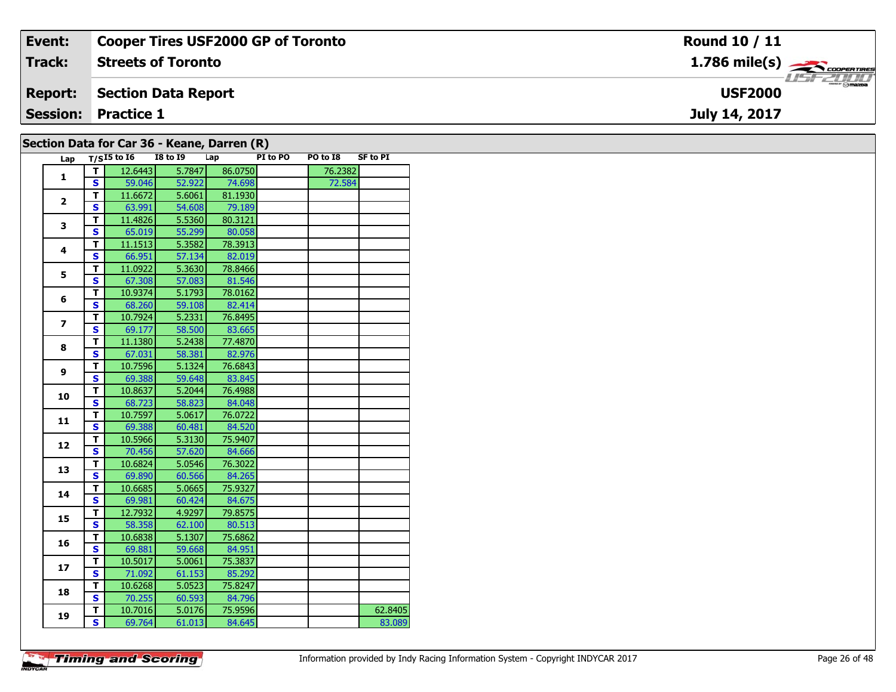| Event: | Cooper Tires USF2000 GP of Toronto | Round 10 / 11 |
|---|---|---|
| Track: | Streets of Toronto | 1.786 mile(s) |
| Report: | Section Data Report | USF2000 |
| Session: | Practice 1 | July 14, 2017 |

## Section Data for Car 36 - Keane, Darren (R)

| Lap | T/S | I5 to I6 | I8 to I9 | Lap | PI to PO | PO to I8 | SF to PI |
|---|---|---|---|---|---|---|---|
| 1 | T | 12.6443 | 5.7847 | 86.0750 | | 76.2382 | |
| | S | 59.046 | 52.922 | 74.698 | | 72.584 | |
| 2 | T | 11.6672 | 5.6061 | 81.1930 | | | |
| | S | 63.991 | 54.608 | 79.189 | | | |
| 3 | T | 11.4826 | 5.5360 | 80.3121 | | | |
| | S | 65.019 | 55.299 | 80.058 | | | |
| 4 | T | 11.1513 | 5.3582 | 78.3913 | | | |
| | S | 66.951 | 57.134 | 82.019 | | | |
| 5 | T | 11.0922 | 5.3630 | 78.8466 | | | |
| | S | 67.308 | 57.083 | 81.546 | | | |
| 6 | T | 10.9374 | 5.1793 | 78.0162 | | | |
| | S | 68.260 | 59.108 | 82.414 | | | |
| 7 | T | 10.7924 | 5.2331 | 76.8495 | | | |
| | S | 69.177 | 58.500 | 83.665 | | | |
| 8 | T | 11.1380 | 5.2438 | 77.4870 | | | |
| | S | 67.031 | 58.381 | 82.976 | | | |
| 9 | T | 10.7596 | 5.1324 | 76.6843 | | | |
| | S | 69.388 | 59.648 | 83.845 | | | |
| 10 | T | 10.8637 | 5.2044 | 76.4988 | | | |
| | S | 68.723 | 58.823 | 84.048 | | | |
| 11 | T | 10.7597 | 5.0617 | 76.0722 | | | |
| | S | 69.388 | 60.481 | 84.520 | | | |
| 12 | T | 10.5966 | 5.3130 | 75.9407 | | | |
| | S | 70.456 | 57.620 | 84.666 | | | |
| 13 | T | 10.6824 | 5.0546 | 76.3022 | | | |
| | S | 69.890 | 60.566 | 84.265 | | | |
| 14 | T | 10.6685 | 5.0665 | 75.9327 | | | |
| | S | 69.981 | 60.424 | 84.675 | | | |
| 15 | T | 12.7932 | 4.9297 | 79.8575 | | | |
| | S | 58.358 | 62.100 | 80.513 | | | |
| 16 | T | 10.6838 | 5.1307 | 75.6862 | | | |
| | S | 69.881 | 59.668 | 84.951 | | | |
| 17 | T | 10.5017 | 5.0061 | 75.3837 | | | |
| | S | 71.092 | 61.153 | 85.292 | | | |
| 18 | T | 10.6268 | 5.0523 | 75.8247 | | | |
| | S | 70.255 | 60.593 | 84.796 | | | |
| 19 | T | 10.7016 | 5.0176 | 75.9596 | | | 62.8405 |
| | S | 69.764 | 61.013 | 84.645 | | | 83.089 |

Information provided by Indy Racing Information System - Copyright INDYCAR 2017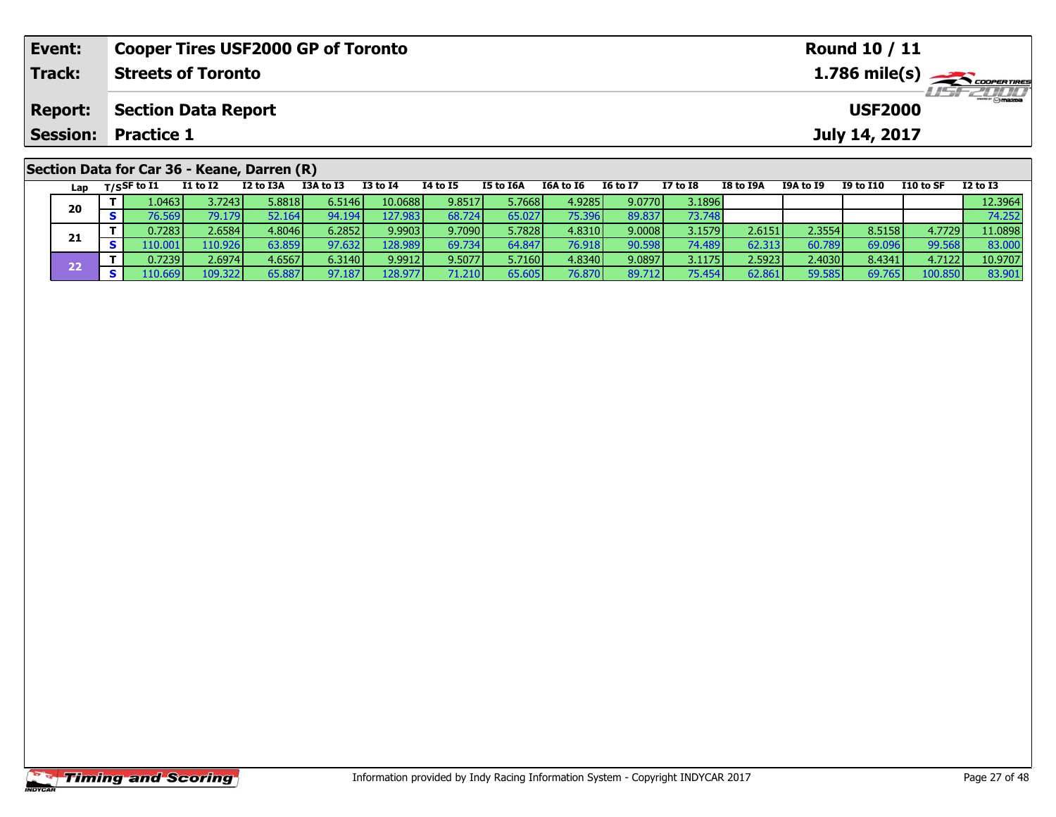| Event: | Cooper Tires USF2000 GP of Toronto | Round 10 / 11 |
|---|---|---|
| Track: | Streets of Toronto | 1.786 mile(s) |
| Report: | Section Data Report | USF2000 |
| Session: | Practice 1 | July 14, 2017 |

## Section Data for Car 36 - Keane, Darren (R)

| Lap | T/S | SF to I1 | I1 to I2 | I2 to I3A | I3A to I3 | I3 to I4 | I4 to I5 | I5 to I6A | I6A to I6 | I6 to I7 | I7 to I8 | I8 to I9A | I9A to I9 | I9 to I10 | I10 to SF | I2 to I3 |
|---|---|---|---|---|---|---|---|---|---|---|---|---|---|---|---|---|
| 20 | T | 1.0463 | 3.7243 | 5.8818 | 6.5146 | 10.0688 | 9.8517 | 5.7668 | 4.9285 | 9.0770 | 3.1896 | | | | | 12.3964 |
| | S | 76.569 | 79.179 | 52.164 | 94.194 | 127.983 | 68.724 | 65.027 | 75.396 | 89.837 | 73.748 | | | | | 74.252 |
| 21 | T | 0.7283 | 2.6584 | 4.8046 | 6.2852 | 9.9903 | 9.7090 | 5.7828 | 4.8310 | 9.0008 | 3.1579 | 2.6151 | 2.3554 | 8.5158 | 4.7729 | 11.0898 |
| | S | 110.001 | 110.926 | 63.859 | 97.632 | 128.989 | 69.734 | 64.847 | 76.918 | 90.598 | 74.489 | 62.313 | 60.789 | 69.096 | 99.568 | 83.000 |
| 22 | T | 0.7239 | 2.6974 | 4.6567 | 6.3140 | 9.9912 | 9.5077 | 5.7160 | 4.8340 | 9.0897 | 3.1175 | 2.5923 | 2.4030 | 8.4341 | 4.7122 | 10.9707 |
| | S | 110.669 | 109.322 | 65.887 | 97.187 | 128.977 | 71.210 | 65.605 | 76.870 | 89.712 | 75.454 | 62.861 | 59.585 | 69.765 | 100.850 | 83.901 |

Information provided by Indy Racing Information System - Copyright INDYCAR 2017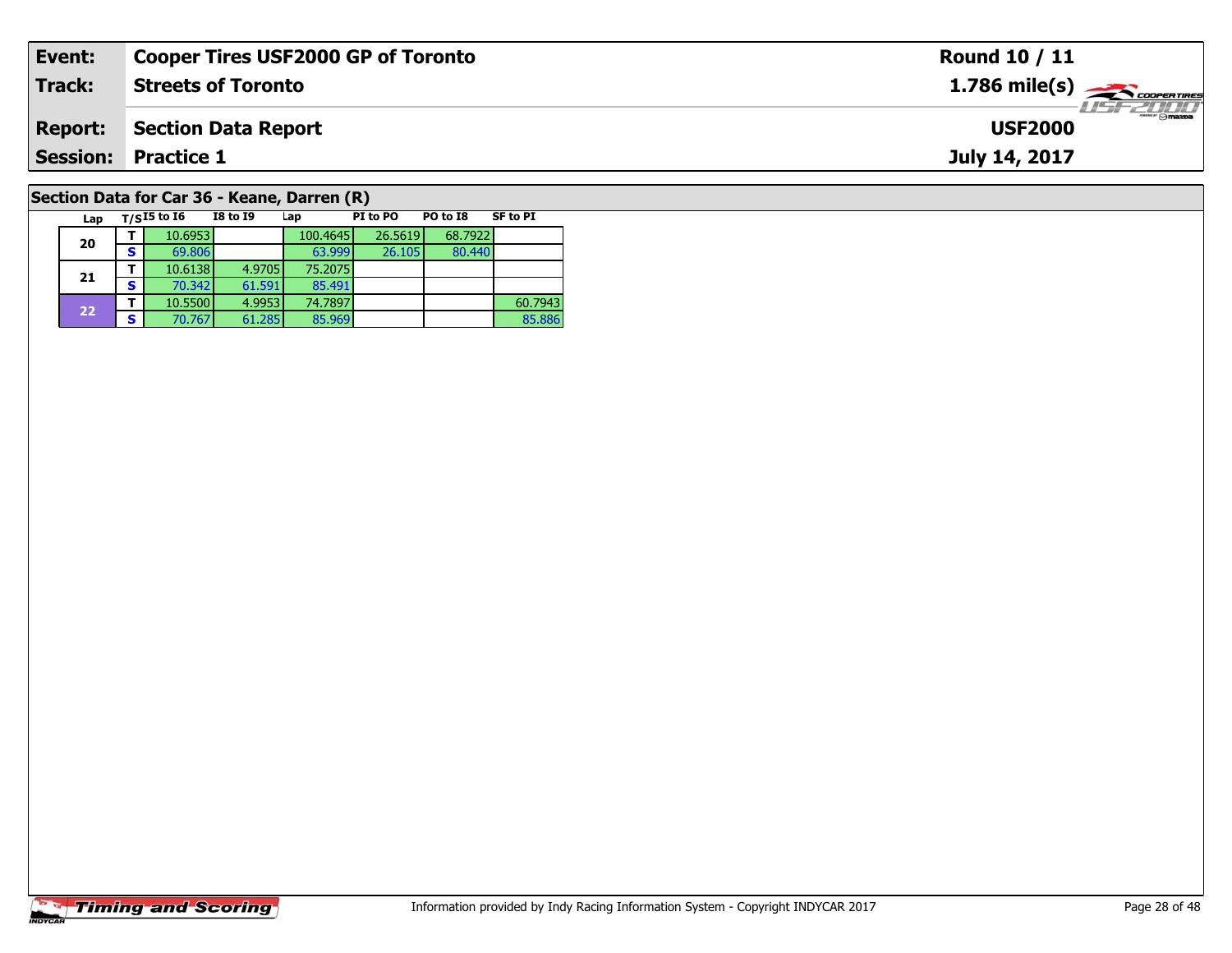| **Event:** | **Cooper Tires USF2000 GP of Toronto** | **Round 10 / 11** |
|---|---|---|
| **Track:** | **Streets of Toronto** | **1.786 mile(s)** |
| **Report:** | **Section Data Report** | **USF2000** |
| **Session:** | **Practice 1** | **July 14, 2017** |

## Section Data for Car 36 - Keane, Darren (R)

| Lap | T/S | I5 to I6 | I8 to I9 | Lap | PI to PO | PO to I8 | SF to PI |
|---|---|---|---|---|---|---|---|
| 20 | T | 10.6953 | | 100.4645 | 26.5619 | 68.7922 | |
| | S | 69.806 | | 63.999 | 26.105 | 80.440 | |
| 21 | T | 10.6138 | 4.9705 | 75.2075 | | | |
| | S | 70.342 | 61.591 | 85.491 | | | |
| 22 | T | 10.5500 | 4.9953 | 74.7897 | | | 60.7943 |
| | S | 70.767 | 61.285 | 85.969 | | | 85.886 |

Information provided by Indy Racing Information System - Copyright INDYCAR 2017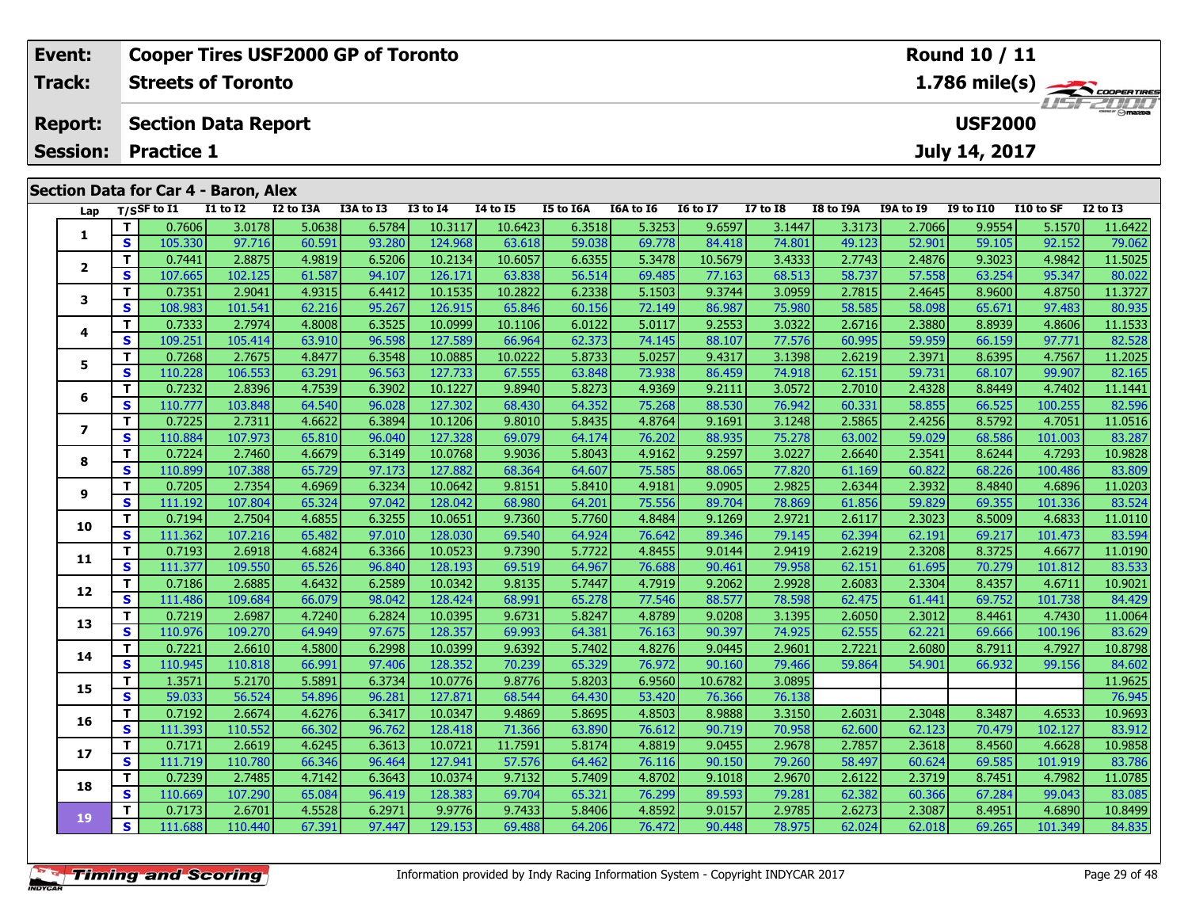| Event: | Cooper Tires USF2000 GP of Toronto | Round 10 / 11 |
|---|---|---|
| Track: | Streets of Toronto | 1.786 mile(s) |
| Report: | Section Data Report | USF2000 |
| Session: | Practice 1 | July 14, 2017 |

## Section Data for Car 4 - Baron, Alex

| Lap | T/S | SF to I1 | I1 to I2 | I2 to I3A | I3A to I3 | I3 to I4 | I4 to I5 | I5 to I6A | I6A to I6 | I6 to I7 | I7 to I8 | I8 to I9A | I9A to I9 | I9 to I10 | I10 to SF | I2 to I3 |
|---|---|---|---|---|---|---|---|---|---|---|---|---|---|---|---|---|
| 1 | T | 0.7606 | 3.0178 | 5.0638 | 6.5784 | 10.3117 | 10.6423 | 6.3518 | 5.3253 | 9.6597 | 3.1447 | 3.3173 | 2.7066 | 9.9554 | 5.1570 | 11.6422 |
| | S | 105.330 | 97.716 | 60.591 | 93.280 | 124.968 | 63.618 | 59.038 | 69.778 | 84.418 | 74.801 | 49.123 | 52.901 | 59.105 | 92.152 | 79.062 |
| 2 | T | 0.7441 | 2.8875 | 4.9819 | 6.5206 | 10.2134 | 10.6057 | 6.6355 | 5.3478 | 10.5679 | 3.4333 | 2.7743 | 2.4876 | 9.3023 | 4.9842 | 11.5025 |
| | S | 107.665 | 102.125 | 61.587 | 94.107 | 126.171 | 63.838 | 56.514 | 69.485 | 77.163 | 68.513 | 58.737 | 57.558 | 63.254 | 95.347 | 80.022 |
| 3 | T | 0.7351 | 2.9041 | 4.9315 | 6.4412 | 10.1535 | 10.2822 | 6.2338 | 5.1503 | 9.3744 | 3.0959 | 2.7815 | 2.4645 | 8.9600 | 4.8750 | 11.3727 |
| | S | 108.983 | 101.541 | 62.216 | 95.267 | 126.915 | 65.846 | 60.156 | 72.149 | 86.987 | 75.980 | 58.585 | 58.098 | 65.671 | 97.483 | 80.935 |
| 4 | T | 0.7333 | 2.7974 | 4.8008 | 6.3525 | 10.0999 | 10.1106 | 6.0122 | 5.0117 | 9.2553 | 3.0322 | 2.6716 | 2.3880 | 8.8939 | 4.8606 | 11.1533 |
| | S | 109.251 | 105.414 | 63.910 | 96.598 | 127.589 | 66.964 | 62.373 | 74.145 | 88.107 | 77.576 | 60.995 | 59.959 | 66.159 | 97.771 | 82.528 |
| 5 | T | 0.7268 | 2.7675 | 4.8477 | 6.3548 | 10.0885 | 10.0222 | 5.8733 | 5.0257 | 9.4317 | 3.1398 | 2.6219 | 2.3971 | 8.6395 | 4.7567 | 11.2025 |
| | S | 110.228 | 106.553 | 63.291 | 96.563 | 127.733 | 67.555 | 63.848 | 73.938 | 86.459 | 74.918 | 62.151 | 59.731 | 68.107 | 99.907 | 82.165 |
| 6 | T | 0.7232 | 2.8396 | 4.7539 | 6.3902 | 10.1227 | 9.8940 | 5.8273 | 4.9369 | 9.2111 | 3.0572 | 2.7010 | 2.4328 | 8.8449 | 4.7402 | 11.1441 |
| | S | 110.777 | 103.848 | 64.540 | 96.028 | 127.302 | 68.430 | 64.352 | 75.268 | 88.530 | 76.942 | 60.331 | 58.855 | 66.525 | 100.255 | 82.596 |
| 7 | T | 0.7225 | 2.7311 | 4.6622 | 6.3894 | 10.1206 | 9.8010 | 5.8435 | 4.8764 | 9.1691 | 3.1248 | 2.5865 | 2.4256 | 8.5792 | 4.7051 | 11.0516 |
| | S | 110.884 | 107.973 | 65.810 | 96.040 | 127.328 | 69.079 | 64.174 | 76.202 | 88.935 | 75.278 | 63.002 | 59.029 | 68.586 | 101.003 | 83.287 |
| 8 | T | 0.7224 | 2.7460 | 4.6679 | 6.3149 | 10.0768 | 9.9036 | 5.8043 | 4.9162 | 9.2597 | 3.0227 | 2.6640 | 2.3541 | 8.6244 | 4.7293 | 10.9828 |
| | S | 110.899 | 107.388 | 65.729 | 97.173 | 127.882 | 68.364 | 64.607 | 75.585 | 88.065 | 77.820 | 61.169 | 60.822 | 68.226 | 100.486 | 83.809 |
| 9 | T | 0.7205 | 2.7354 | 4.6969 | 6.3234 | 10.0642 | 9.8151 | 5.8410 | 4.9181 | 9.0905 | 2.9825 | 2.6344 | 2.3932 | 8.4840 | 4.6896 | 11.0203 |
| | S | 111.192 | 107.804 | 65.324 | 97.042 | 128.042 | 68.980 | 64.201 | 75.556 | 89.704 | 78.869 | 61.856 | 59.829 | 69.355 | 101.336 | 83.524 |
| 10 | T | 0.7194 | 2.7504 | 4.6855 | 6.3255 | 10.0651 | 9.7360 | 5.7760 | 4.8484 | 9.1269 | 2.9721 | 2.6117 | 2.3023 | 8.5009 | 4.6833 | 11.0110 |
| | S | 111.362 | 107.216 | 65.482 | 97.010 | 128.030 | 69.540 | 64.924 | 76.642 | 89.346 | 79.145 | 62.394 | 62.191 | 69.217 | 101.473 | 83.594 |
| 11 | T | 0.7193 | 2.6918 | 4.6824 | 6.3366 | 10.0523 | 9.7390 | 5.7722 | 4.8455 | 9.0144 | 2.9419 | 2.6219 | 2.3208 | 8.3725 | 4.6677 | 11.0190 |
| | S | 111.377 | 109.550 | 65.526 | 96.840 | 128.193 | 69.519 | 64.967 | 76.688 | 90.461 | 79.958 | 62.151 | 61.695 | 70.279 | 101.812 | 83.533 |
| 12 | T | 0.7186 | 2.6885 | 4.6432 | 6.2589 | 10.0342 | 9.8135 | 5.7447 | 4.7919 | 9.2062 | 2.9928 | 2.6083 | 2.3304 | 8.4357 | 4.6711 | 10.9021 |
| | S | 111.486 | 109.684 | 66.079 | 98.042 | 128.424 | 68.991 | 65.278 | 77.546 | 88.577 | 78.598 | 62.475 | 61.441 | 69.752 | 101.738 | 84.429 |
| 13 | T | 0.7219 | 2.6987 | 4.7240 | 6.2824 | 10.0395 | 9.6731 | 5.8247 | 4.8789 | 9.0208 | 3.1395 | 2.6050 | 2.3012 | 8.4461 | 4.7430 | 11.0064 |
| | S | 110.976 | 109.270 | 64.949 | 97.675 | 128.357 | 69.993 | 64.381 | 76.163 | 90.397 | 74.925 | 62.555 | 62.221 | 69.666 | 100.196 | 83.629 |
| 14 | T | 0.7221 | 2.6610 | 4.5800 | 6.2998 | 10.0399 | 9.6392 | 5.7402 | 4.8276 | 9.0445 | 2.9601 | 2.7221 | 2.6080 | 8.7911 | 4.7927 | 10.8798 |
| | S | 110.945 | 110.818 | 66.991 | 97.406 | 128.352 | 70.239 | 65.329 | 76.972 | 90.160 | 79.466 | 59.864 | 54.901 | 66.932 | 99.156 | 84.602 |
| 15 | T | 1.3571 | 5.2170 | 5.5891 | 6.3734 | 10.0776 | 9.8776 | 5.8203 | 6.9560 | 10.6782 | 3.0895 | | | | | 11.9625 |
| | S | 59.033 | 56.524 | 54.896 | 96.281 | 127.871 | 68.544 | 64.430 | 53.420 | 76.366 | 76.138 | | | | | 76.945 |
| 16 | T | 0.7192 | 2.6674 | 4.6276 | 6.3417 | 10.0347 | 9.4869 | 5.8695 | 4.8503 | 8.9888 | 3.3150 | 2.6031 | 2.3048 | 8.3487 | 4.6533 | 10.9693 |
| | S | 111.393 | 110.552 | 66.302 | 96.762 | 128.418 | 71.366 | 63.890 | 76.612 | 90.719 | 70.958 | 62.600 | 62.123 | 70.479 | 102.127 | 83.912 |
| 17 | T | 0.7171 | 2.6619 | 4.6245 | 6.3613 | 10.0721 | 11.7591 | 5.8174 | 4.8819 | 9.0455 | 2.9678 | 2.7857 | 2.3618 | 8.4560 | 4.6628 | 10.9858 |
| | S | 111.719 | 110.780 | 66.346 | 96.464 | 127.941 | 57.576 | 64.462 | 76.116 | 90.150 | 79.260 | 58.497 | 60.624 | 69.585 | 101.919 | 83.786 |
| 18 | T | 0.7239 | 2.7485 | 4.7142 | 6.3643 | 10.0374 | 9.7132 | 5.7409 | 4.8702 | 9.1018 | 2.9670 | 2.6122 | 2.3719 | 8.7451 | 4.7982 | 11.0785 |
| | S | 110.669 | 107.290 | 65.084 | 96.419 | 128.383 | 69.704 | 65.321 | 76.299 | 89.593 | 79.281 | 62.382 | 60.366 | 67.284 | 99.043 | 83.085 |
| 19 | T | 0.7173 | 2.6701 | 4.5528 | 6.2971 | 9.9776 | 9.7433 | 5.8406 | 4.8592 | 9.0157 | 2.9785 | 2.6273 | 2.3087 | 8.4951 | 4.6890 | 10.8499 |
| | S | 111.688 | 110.440 | 67.391 | 97.447 | 129.153 | 69.488 | 64.206 | 76.472 | 90.448 | 78.975 | 62.024 | 62.018 | 69.265 | 101.349 | 84.835 |

Timing and Scoring

Information provided by Indy Racing Information System - Copyright INDYCAR 2017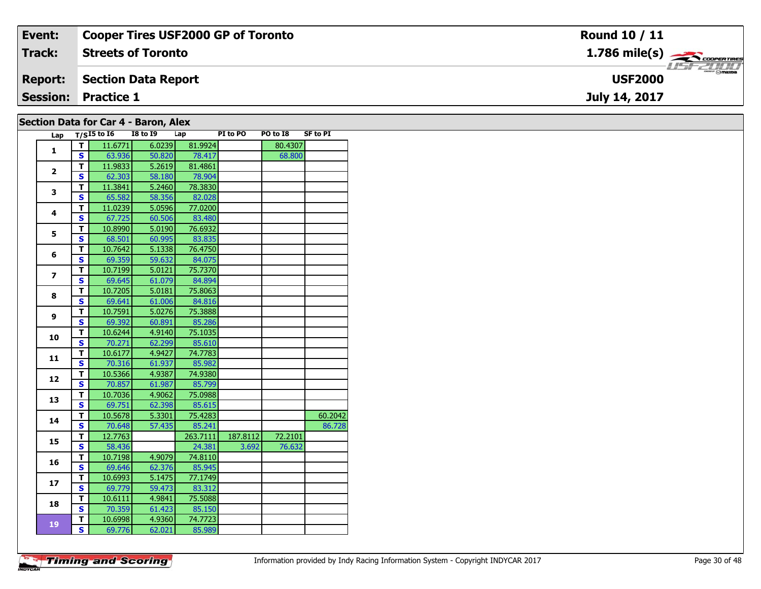| Event: | Cooper Tires USF2000 GP of Toronto | Round 10 / 11 |
|---|---|---|
| Track: | Streets of Toronto | 1.786 mile(s) |
| Report: | Section Data Report | USF2000 |
| Session: | Practice 1 | July 14, 2017 |

## Section Data for Car 4 - Baron, Alex

| Lap | T/S | I5 to I6 | I8 to I9 | Lap | PI to PO | PO to I8 | SF to PI |
|---|---|---|---|---|---|---|---|
| 1 | T | 11.6771 | 6.0239 | 81.9924 | | 80.4307 | |
| | S | 63.936 | 50.820 | 78.417 | | 68.800 | |
| 2 | T | 11.9833 | 5.2619 | 81.4861 | | | |
| | S | 62.303 | 58.180 | 78.904 | | | |
| 3 | T | 11.3841 | 5.2460 | 78.3830 | | | |
| | S | 65.582 | 58.356 | 82.028 | | | |
| 4 | T | 11.0239 | 5.0596 | 77.0200 | | | |
| | S | 67.725 | 60.506 | 83.480 | | | |
| 5 | T | 10.8990 | 5.0190 | 76.6932 | | | |
| | S | 68.501 | 60.995 | 83.835 | | | |
| 6 | T | 10.7642 | 5.1338 | 76.4750 | | | |
| | S | 69.359 | 59.632 | 84.075 | | | |
| 7 | T | 10.7199 | 5.0121 | 75.7370 | | | |
| | S | 69.645 | 61.079 | 84.894 | | | |
| 8 | T | 10.7205 | 5.0181 | 75.8063 | | | |
| | S | 69.641 | 61.006 | 84.816 | | | |
| 9 | T | 10.7591 | 5.0276 | 75.3888 | | | |
| | S | 69.392 | 60.891 | 85.286 | | | |
| 10 | T | 10.6244 | 4.9140 | 75.1035 | | | |
| | S | 70.271 | 62.299 | 85.610 | | | |
| 11 | T | 10.6177 | 4.9427 | 74.7783 | | | |
| | S | 70.316 | 61.937 | 85.982 | | | |
| 12 | T | 10.5366 | 4.9387 | 74.9380 | | | |
| | S | 70.857 | 61.987 | 85.799 | | | |
| 13 | T | 10.7036 | 4.9062 | 75.0988 | | | |
| | S | 69.751 | 62.398 | 85.615 | | | |
| 14 | T | 10.5678 | 5.3301 | 75.4283 | | | 60.2042 |
| | S | 70.648 | 57.435 | 85.241 | | | 86.728 |
| 15 | T | 12.7763 | | 263.7111 | 187.8112 | 72.2101 | |
| | S | 58.436 | | 24.381 | 3.692 | 76.632 | |
| 16 | T | 10.7198 | 4.9079 | 74.8110 | | | |
| | S | 69.646 | 62.376 | 85.945 | | | |
| 17 | T | 10.6993 | 5.1475 | 77.1749 | | | |
| | S | 69.779 | 59.473 | 83.312 | | | |
| 18 | T | 10.6111 | 4.9841 | 75.5088 | | | |
| | S | 70.359 | 61.423 | 85.150 | | | |
| 19 | T | 10.6998 | 4.9360 | 74.7723 | | | |
| | S | 69.776 | 62.021 | 85.989 | | | |

Information provided by Indy Racing Information System - Copyright INDYCAR 2017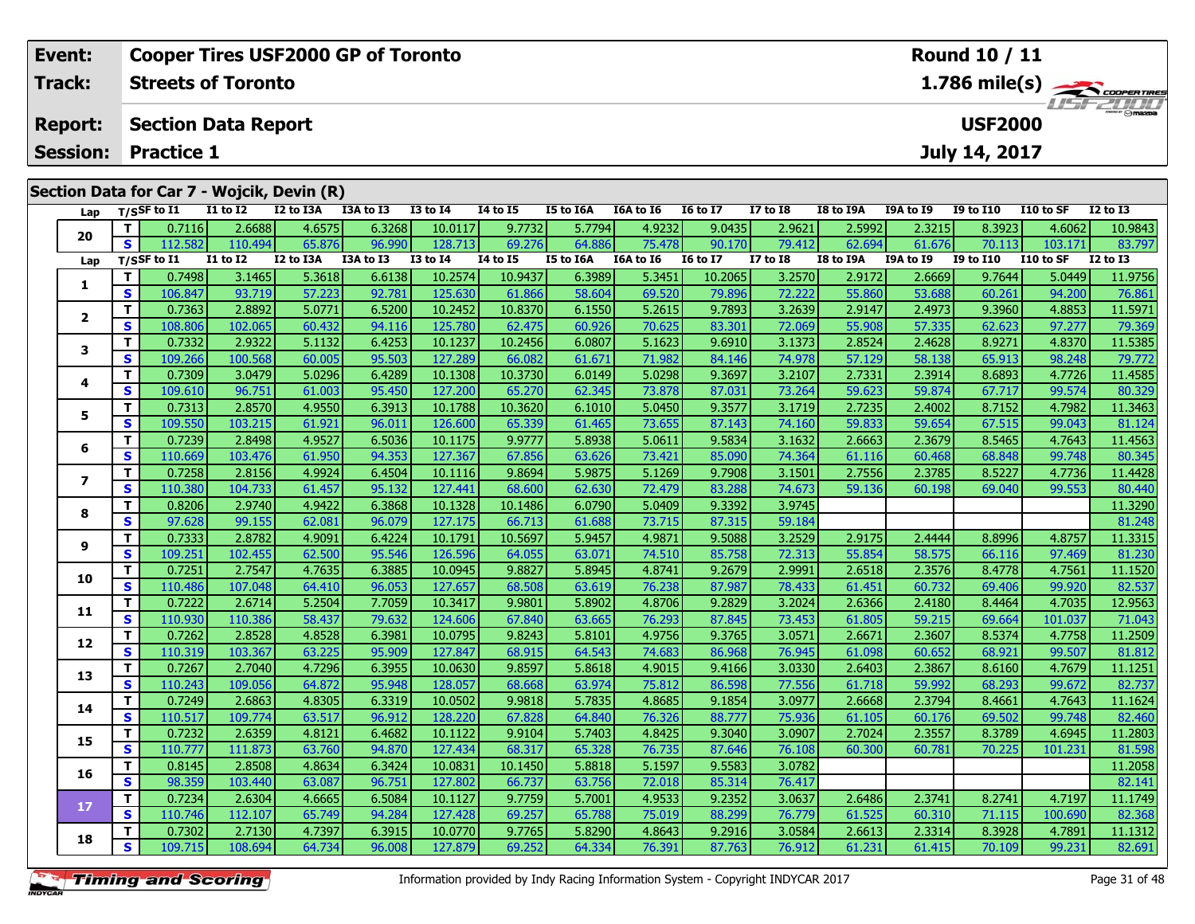| Event: | Cooper Tires USF2000 GP of Toronto | Round 10 / 11 |
|---|---|---|
| Track: | Streets of Toronto | 1.786 mile(s) |
| Report: | Section Data Report | USF2000 |
| Session: | Practice 1 | July 14, 2017 |

## Section Data for Car 7 - Wojcik, Devin (R)

| Lap | T/S | SF to I1 | I1 to I2 | I2 to I3A | I3A to I3 | I3 to I4 | I4 to I5 | I5 to I6A | I6A to I6 | I6 to I7 | I7 to I8 | I8 to I9A | I9A to I9 | I9 to I10 | I10 to SF | I2 to I3 |
|---|---|---|---|---|---|---|---|---|---|---|---|---|---|---|---|---|
| 20 | T | 0.7116 | 2.6688 | 4.6575 | 6.3268 | 10.0117 | 9.7732 | 5.7794 | 4.9232 | 9.0435 | 2.9621 | 2.5992 | 2.3215 | 8.3923 | 4.6062 | 10.9843 |
| | S | 112.582 | 110.494 | 65.876 | 96.990 | 128.713 | 69.276 | 64.886 | 75.478 | 90.170 | 79.412 | 62.694 | 61.676 | 70.113 | 103.171 | 83.797 |
| 1 | T | 0.7498 | 3.1465 | 5.3618 | 6.6138 | 10.2574 | 10.9437 | 6.3989 | 5.3451 | 10.2065 | 3.2570 | 2.9172 | 2.6669 | 9.7644 | 5.0449 | 11.9756 |
| | S | 106.847 | 93.719 | 57.223 | 92.781 | 125.630 | 61.866 | 58.604 | 69.520 | 79.896 | 72.222 | 55.860 | 53.688 | 60.261 | 94.200 | 76.861 |
| 2 | T | 0.7363 | 2.8892 | 5.0771 | 6.5200 | 10.2452 | 10.8370 | 6.1550 | 5.2615 | 9.7893 | 3.2639 | 2.9147 | 2.4973 | 9.3960 | 4.8853 | 11.5971 |
| | S | 108.806 | 102.065 | 60.432 | 94.116 | 125.780 | 62.475 | 60.926 | 70.625 | 83.301 | 72.069 | 55.908 | 57.335 | 62.623 | 97.277 | 79.369 |
| 3 | T | 0.7332 | 2.9322 | 5.1132 | 6.4253 | 10.1237 | 10.2456 | 6.0807 | 5.1623 | 9.6910 | 3.1373 | 2.8524 | 2.4628 | 8.9271 | 4.8370 | 11.5385 |
| | S | 109.266 | 100.568 | 60.005 | 95.503 | 127.289 | 66.082 | 61.671 | 71.982 | 84.146 | 74.978 | 57.129 | 58.138 | 65.913 | 98.248 | 79.772 |
| 4 | T | 0.7309 | 3.0479 | 5.0296 | 6.4289 | 10.1308 | 10.3730 | 6.0149 | 5.0298 | 9.3697 | 3.2107 | 2.7331 | 2.3914 | 8.6893 | 4.7726 | 11.4585 |
| | S | 109.610 | 96.751 | 61.003 | 95.450 | 127.200 | 65.270 | 62.345 | 73.878 | 87.031 | 73.264 | 59.623 | 59.874 | 67.717 | 99.574 | 80.329 |
| 5 | T | 0.7313 | 2.8570 | 4.9550 | 6.3913 | 10.1788 | 10.3620 | 6.1010 | 5.0450 | 9.3577 | 3.1719 | 2.7235 | 2.4002 | 8.7152 | 4.7982 | 11.3463 |
| | S | 109.550 | 103.215 | 61.921 | 96.011 | 126.600 | 65.339 | 61.465 | 73.655 | 87.143 | 74.160 | 59.833 | 59.654 | 67.515 | 99.043 | 81.124 |
| 6 | T | 0.7239 | 2.8498 | 4.9527 | 6.5036 | 10.1175 | 9.9777 | 5.8938 | 5.0611 | 9.5834 | 3.1632 | 2.6663 | 2.3679 | 8.5465 | 4.7643 | 11.4563 |
| | S | 110.669 | 103.476 | 61.950 | 94.353 | 127.367 | 67.856 | 63.626 | 73.421 | 85.090 | 74.364 | 61.116 | 60.468 | 68.848 | 99.748 | 80.345 |
| 7 | T | 0.7258 | 2.8156 | 4.9924 | 6.4504 | 10.1116 | 9.8694 | 5.9875 | 5.1269 | 9.7908 | 3.1501 | 2.7556 | 2.3785 | 8.5227 | 4.7736 | 11.4428 |
| | S | 110.380 | 104.733 | 61.457 | 95.132 | 127.441 | 68.600 | 62.630 | 72.479 | 83.288 | 74.673 | 59.136 | 60.198 | 69.040 | 99.553 | 80.440 |
| 8 | T | 0.8206 | 2.9740 | 4.9422 | 6.3868 | 10.1328 | 10.1486 | 6.0790 | 5.0409 | 9.3392 | 3.9745 | | | | | 11.3290 |
| | S | 97.628 | 99.155 | 62.081 | 96.079 | 127.175 | 66.713 | 61.688 | 73.715 | 87.315 | 59.184 | | | | | 81.248 |
| 9 | T | 0.7333 | 2.8782 | 4.9091 | 6.4224 | 10.1791 | 10.5697 | 5.9457 | 4.9871 | 9.5088 | 3.2529 | 2.9175 | 2.4444 | 8.8996 | 4.8757 | 11.3315 |
| | S | 109.251 | 102.455 | 62.500 | 95.546 | 126.596 | 64.055 | 63.071 | 74.510 | 85.758 | 72.313 | 55.854 | 58.575 | 66.116 | 97.469 | 81.230 |
| 10 | T | 0.7251 | 2.7547 | 4.7635 | 6.3885 | 10.0945 | 9.8827 | 5.8945 | 4.8741 | 9.2679 | 2.9991 | 2.6518 | 2.3576 | 8.4778 | 4.7561 | 11.1520 |
| | S | 110.486 | 107.048 | 64.410 | 96.053 | 127.657 | 68.508 | 63.619 | 76.238 | 87.987 | 78.433 | 61.451 | 60.732 | 69.406 | 99.920 | 82.537 |
| 11 | T | 0.7222 | 2.6714 | 5.2504 | 7.7059 | 10.3417 | 9.9801 | 5.8902 | 4.8706 | 9.2829 | 3.2024 | 2.6366 | 2.4180 | 8.4464 | 4.7035 | 12.9563 |
| | S | 110.930 | 110.386 | 58.437 | 79.632 | 124.606 | 67.840 | 63.665 | 76.293 | 87.845 | 73.453 | 61.805 | 59.215 | 69.664 | 101.037 | 71.043 |
| 12 | T | 0.7262 | 2.8528 | 4.8528 | 6.3981 | 10.0795 | 9.8243 | 5.8101 | 4.9756 | 9.3765 | 3.0571 | 2.6671 | 2.3607 | 8.5374 | 4.7758 | 11.2509 |
| | S | 110.319 | 103.367 | 63.225 | 95.909 | 127.847 | 68.915 | 64.543 | 74.683 | 86.968 | 76.945 | 61.098 | 60.652 | 68.921 | 99.507 | 81.812 |
| 13 | T | 0.7267 | 2.7040 | 4.7296 | 6.3955 | 10.0630 | 9.8597 | 5.8618 | 4.9015 | 9.4166 | 3.0330 | 2.6403 | 2.3867 | 8.6160 | 4.7679 | 11.1251 |
| | S | 110.243 | 109.056 | 64.872 | 95.948 | 128.057 | 68.668 | 63.974 | 75.812 | 86.598 | 77.556 | 61.718 | 59.992 | 68.293 | 99.672 | 82.737 |
| 14 | T | 0.7249 | 2.6863 | 4.8305 | 6.3319 | 10.0502 | 9.9818 | 5.7835 | 4.8685 | 9.1854 | 3.0977 | 2.6668 | 2.3794 | 8.4661 | 4.7643 | 11.1624 |
| | S | 110.517 | 109.774 | 63.517 | 96.912 | 128.220 | 67.828 | 64.840 | 76.326 | 88.777 | 75.936 | 61.105 | 60.176 | 69.502 | 99.748 | 82.460 |
| 15 | T | 0.7232 | 2.6359 | 4.8121 | 6.4682 | 10.1122 | 9.9104 | 5.7403 | 4.8425 | 9.3040 | 3.0907 | 2.7024 | 2.3557 | 8.3789 | 4.6945 | 11.2803 |
| | S | 110.777 | 111.873 | 63.760 | 94.870 | 127.434 | 68.317 | 65.328 | 76.735 | 87.646 | 76.108 | 60.300 | 60.781 | 70.225 | 101.231 | 81.598 |
| 16 | T | 0.8145 | 2.8508 | 4.8634 | 6.3424 | 10.0831 | 10.1450 | 5.8818 | 5.1597 | 9.5583 | 3.0782 | | | | | 11.2058 |
| | S | 98.359 | 103.440 | 63.087 | 96.751 | 127.802 | 66.737 | 63.756 | 72.018 | 85.314 | 76.417 | | | | | 82.141 |
| 17 | T | 0.7234 | 2.6304 | 4.6665 | 6.5084 | 10.1127 | 9.7759 | 5.7001 | 4.9533 | 9.2352 | 3.0637 | 2.6486 | 2.3741 | 8.2741 | 4.7197 | 11.1749 |
| | S | 110.746 | 112.107 | 65.749 | 94.284 | 127.428 | 69.257 | 65.788 | 75.019 | 88.299 | 76.779 | 61.525 | 60.310 | 71.115 | 100.690 | 82.368 |
| 18 | T | 0.7302 | 2.7130 | 4.7397 | 6.3915 | 10.0770 | 9.7765 | 5.8290 | 4.8643 | 9.2916 | 3.0584 | 2.6613 | 2.3314 | 8.3928 | 4.7891 | 11.1312 |
| | S | 109.715 | 108.694 | 64.734 | 96.008 | 127.879 | 69.252 | 64.334 | 76.391 | 87.763 | 76.912 | 61.231 | 61.415 | 70.109 | 99.231 | 82.691 |

Information provided by Indy Racing Information System - Copyright INDYCAR 2017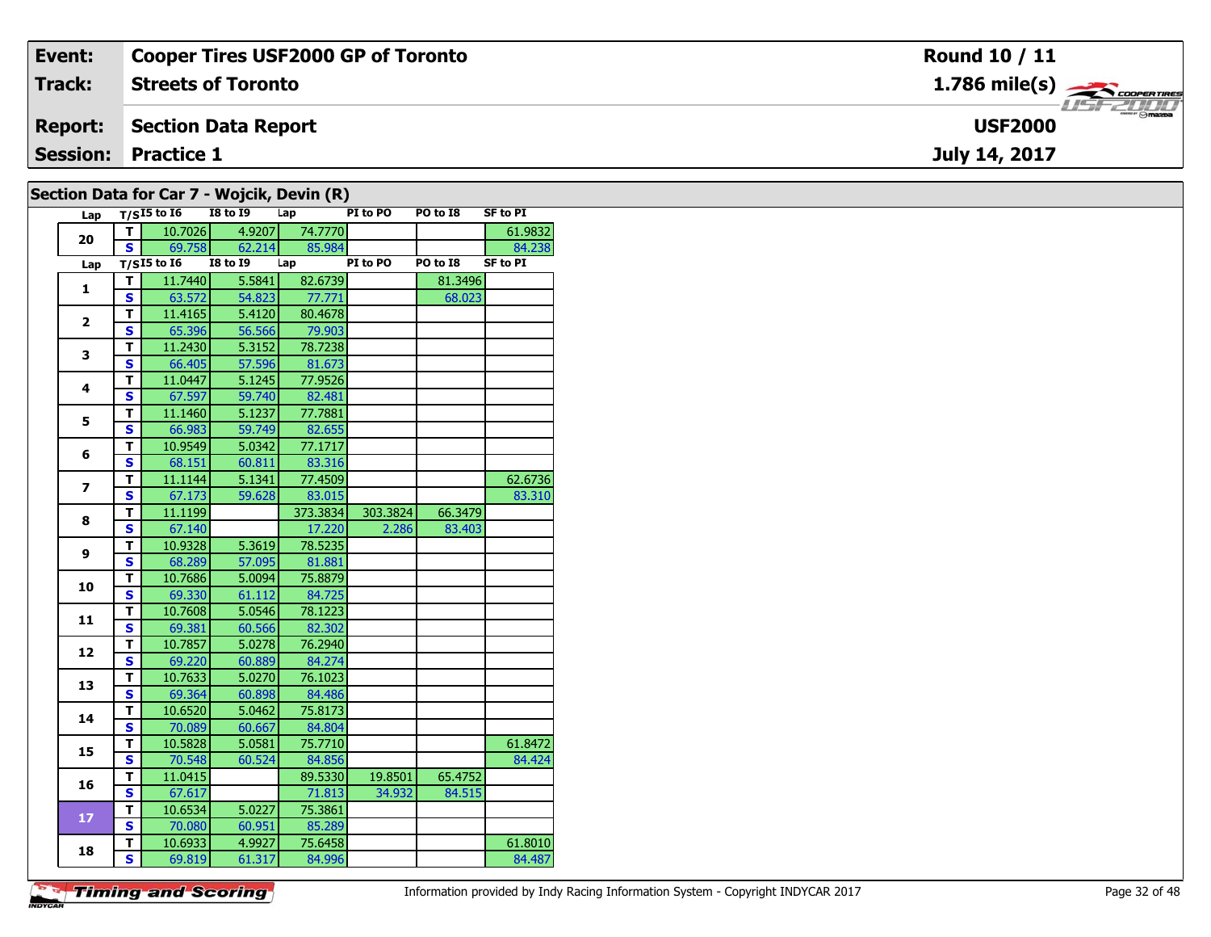| **Event:** | **Cooper Tires USF2000 GP of Toronto** | **Round 10 / 11** |
|---|---|---|
| **Track:** | **Streets of Toronto** | **1.786 mile(s)** |
| **Report:** | **Section Data Report** | **USF2000** |
| **Session:** | **Practice 1** | **July 14, 2017** |

## Section Data for Car 7 - Wojcik, Devin (R)

| Lap | T/S | I5 to I6 | I8 to I9 | Lap | PI to PO | PO to I8 | SF to PI |
|---|---|---|---|---|---|---|---|
| 20 | T | 10.7026 | 4.9207 | 74.7770 | | | 61.9832 |
| | S | 69.758 | 62.214 | 85.984 | | | 84.238 |
| 1 | T | 11.7440 | 5.5841 | 82.6739 | | 81.3496 | |
| | S | 63.572 | 54.823 | 77.771 | | 68.023 | |
| 2 | T | 11.4165 | 5.4120 | 80.4678 | | | |
| | S | 65.396 | 56.566 | 79.903 | | | |
| 3 | T | 11.2430 | 5.3152 | 78.7238 | | | |
| | S | 66.405 | 57.596 | 81.673 | | | |
| 4 | T | 11.0447 | 5.1245 | 77.9526 | | | |
| | S | 67.597 | 59.740 | 82.481 | | | |
| 5 | T | 11.1460 | 5.1237 | 77.7881 | | | |
| | S | 66.983 | 59.749 | 82.655 | | | |
| 6 | T | 10.9549 | 5.0342 | 77.1717 | | | |
| | S | 68.151 | 60.811 | 83.316 | | | |
| 7 | T | 11.1144 | 5.1341 | 77.4509 | | | 62.6736 |
| | S | 67.173 | 59.628 | 83.015 | | | 83.310 |
| 8 | T | 11.1199 | | 373.3834 | 303.3824 | 66.3479 | |
| | S | 67.140 | | 17.220 | 2.286 | 83.403 | |
| 9 | T | 10.9328 | 5.3619 | 78.5235 | | | |
| | S | 68.289 | 57.095 | 81.881 | | | |
| 10 | T | 10.7686 | 5.0094 | 75.8879 | | | |
| | S | 69.330 | 61.112 | 84.725 | | | |
| 11 | T | 10.7608 | 5.0546 | 78.1223 | | | |
| | S | 69.381 | 60.566 | 82.302 | | | |
| 12 | T | 10.7857 | 5.0278 | 76.2940 | | | |
| | S | 69.220 | 60.889 | 84.274 | | | |
| 13 | T | 10.7633 | 5.0270 | 76.1023 | | | |
| | S | 69.364 | 60.898 | 84.486 | | | |
| 14 | T | 10.6520 | 5.0462 | 75.8173 | | | |
| | S | 70.089 | 60.667 | 84.804 | | | |
| 15 | T | 10.5828 | 5.0581 | 75.7710 | | | 61.8472 |
| | S | 70.548 | 60.524 | 84.856 | | | 84.424 |
| 16 | T | 11.0415 | | 89.5330 | 19.8501 | 65.4752 | |
| | S | 67.617 | | 71.813 | 34.932 | 84.515 | |
| 17 | T | 10.6534 | 5.0227 | 75.3861 | | | |
| | S | 70.080 | 60.951 | 85.289 | | | |
| 18 | T | 10.6933 | 4.9927 | 75.6458 | | | 61.8010 |
| | S | 69.819 | 61.317 | 84.996 | | | 84.487 |

Information provided by Indy Racing Information System - Copyright INDYCAR 2017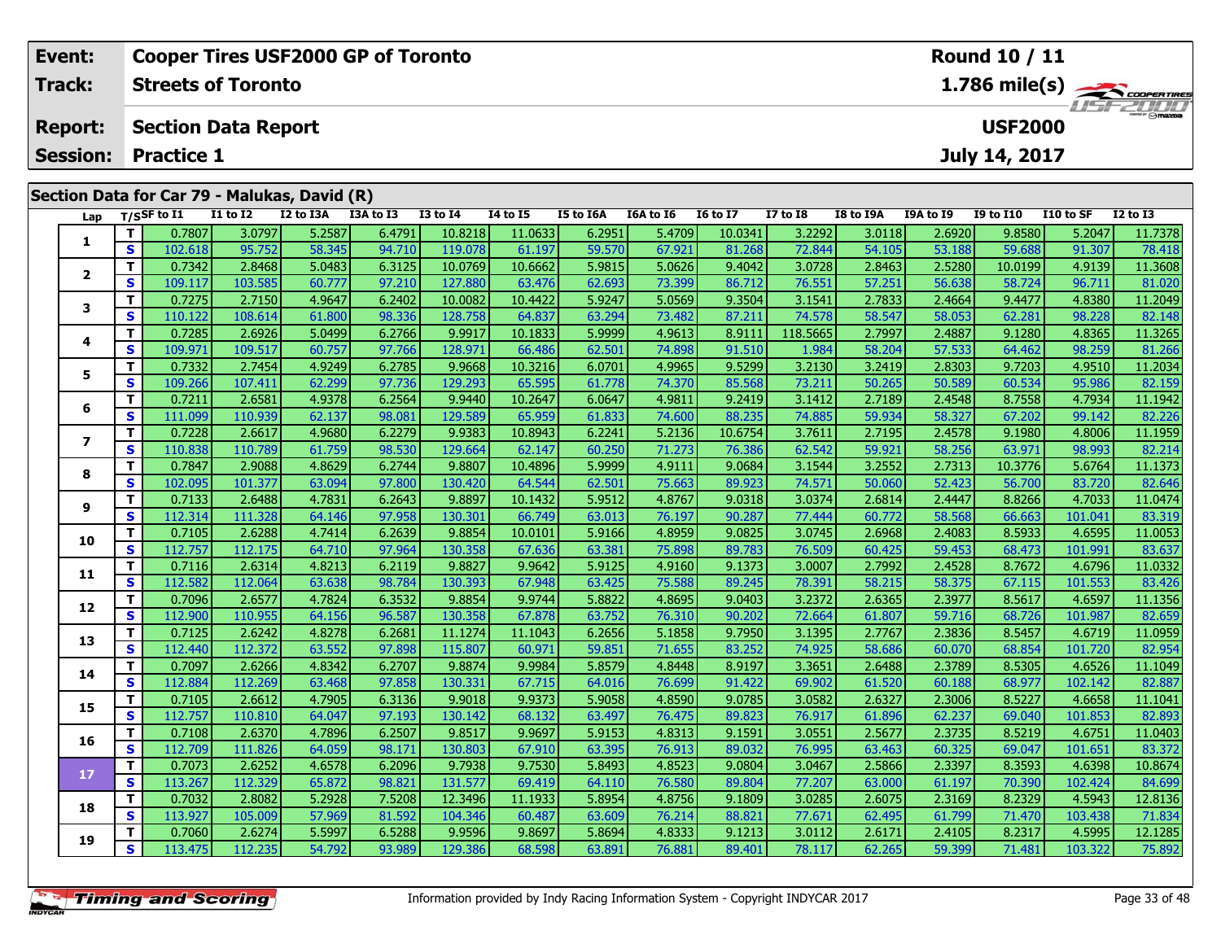| Event: | Cooper Tires USF2000 GP of Toronto | Round 10 / 11 |
|---|---|---|
| Track: | Streets of Toronto | 1.786 mile(s) |
| Report: | Section Data Report | USF2000 |
| Session: | Practice 1 | July 14, 2017 |

## Section Data for Car 79 - Malukas, David (R)

| Lap | T/S | SF to I1 | I1 to I2 | I2 to I3A | I3A to I3 | I3 to I4 | I4 to I5 | I5 to I6A | I6A to I6 | I6 to I7 | I7 to I8 | I8 to I9A | I9A to I9 | I9 to I10 | I10 to SF | I2 to I3 |
|---|---|---|---|---|---|---|---|---|---|---|---|---|---|---|---|---|
| 1 | T | 0.7807 | 3.0797 | 5.2587 | 6.4791 | 10.8218 | 11.0633 | 6.2951 | 5.4709 | 10.0341 | 3.2292 | 3.0118 | 2.6920 | 9.8580 | 5.2047 | 11.7378 |
| | S | 102.618 | 95.752 | 58.345 | 94.710 | 119.078 | 61.197 | 59.570 | 67.921 | 81.268 | 72.844 | 54.105 | 53.188 | 59.688 | 91.307 | 78.418 |
| 2 | T | 0.7342 | 2.8468 | 5.0483 | 6.3125 | 10.0769 | 10.6662 | 5.9815 | 5.0626 | 9.4042 | 3.0728 | 2.8463 | 2.5280 | 10.0199 | 4.9139 | 11.3608 |
| | S | 109.117 | 103.585 | 60.777 | 97.210 | 127.880 | 63.476 | 62.693 | 73.399 | 86.712 | 76.551 | 57.251 | 56.638 | 58.724 | 96.711 | 81.020 |
| 3 | T | 0.7275 | 2.7150 | 4.9647 | 6.2402 | 10.0082 | 10.4422 | 5.9247 | 5.0569 | 9.3504 | 3.1541 | 2.7833 | 2.4664 | 9.4477 | 4.8380 | 11.2049 |
| | S | 110.122 | 108.614 | 61.800 | 98.336 | 128.758 | 64.837 | 63.294 | 73.482 | 87.211 | 74.578 | 58.547 | 58.053 | 62.281 | 98.228 | 82.148 |
| 4 | T | 0.7285 | 2.6926 | 5.0499 | 6.2766 | 9.9917 | 10.1833 | 5.9999 | 4.9613 | 8.9111 | 118.5665 | 2.7997 | 2.4887 | 9.1280 | 4.8365 | 11.3265 |
| | S | 109.971 | 109.517 | 60.757 | 97.766 | 128.971 | 66.486 | 62.501 | 74.898 | 91.510 | 1.984 | 58.204 | 57.533 | 64.462 | 98.259 | 81.266 |
| 5 | T | 0.7332 | 2.7454 | 4.9249 | 6.2785 | 9.9668 | 10.3216 | 6.0701 | 4.9965 | 9.5299 | 3.2130 | 3.2419 | 2.8303 | 9.7203 | 4.9510 | 11.2034 |
| | S | 109.266 | 107.411 | 62.299 | 97.736 | 129.293 | 65.595 | 61.778 | 74.370 | 85.568 | 73.211 | 50.265 | 50.589 | 60.534 | 95.986 | 82.159 |
| 6 | T | 0.7211 | 2.6581 | 4.9378 | 6.2564 | 9.9440 | 10.2647 | 6.0647 | 4.9811 | 9.2419 | 3.1412 | 2.7189 | 2.4548 | 8.7558 | 4.7934 | 11.1942 |
| | S | 111.099 | 110.939 | 62.137 | 98.081 | 129.589 | 65.959 | 61.833 | 74.600 | 88.235 | 74.885 | 59.934 | 58.327 | 67.202 | 99.142 | 82.226 |
| 7 | T | 0.7228 | 2.6617 | 4.9680 | 6.2279 | 9.9383 | 10.8943 | 6.2241 | 5.2136 | 10.6754 | 3.7611 | 2.7195 | 2.4578 | 9.1980 | 4.8006 | 11.1959 |
| | S | 110.838 | 110.789 | 61.759 | 98.530 | 129.664 | 62.147 | 60.250 | 71.273 | 76.386 | 62.542 | 59.921 | 58.256 | 63.971 | 98.993 | 82.214 |
| 8 | T | 0.7847 | 2.9088 | 4.8629 | 6.2744 | 9.8807 | 10.4896 | 5.9999 | 4.9111 | 9.0684 | 3.1544 | 3.2552 | 2.7313 | 10.3776 | 5.6764 | 11.1373 |
| | S | 102.095 | 101.377 | 63.094 | 97.800 | 130.420 | 64.544 | 62.501 | 75.663 | 89.923 | 74.571 | 50.060 | 52.423 | 56.700 | 83.720 | 82.646 |
| 9 | T | 0.7133 | 2.6488 | 4.7831 | 6.2643 | 9.8897 | 10.1432 | 5.9512 | 4.8767 | 9.0318 | 3.0374 | 2.6814 | 2.4447 | 8.8266 | 4.7033 | 11.0474 |
| | S | 112.314 | 111.328 | 64.146 | 97.958 | 130.301 | 66.749 | 63.013 | 76.197 | 90.287 | 77.444 | 60.772 | 58.568 | 66.663 | 101.041 | 83.319 |
| 10 | T | 0.7105 | 2.6288 | 4.7414 | 6.2639 | 9.8854 | 10.0101 | 5.9166 | 4.8959 | 9.0825 | 3.0745 | 2.6968 | 2.4083 | 8.5933 | 4.6595 | 11.0053 |
| | S | 112.757 | 112.175 | 64.710 | 97.964 | 130.358 | 67.636 | 63.381 | 75.898 | 89.783 | 76.509 | 60.425 | 59.453 | 68.473 | 101.991 | 83.637 |
| 11 | T | 0.7116 | 2.6314 | 4.8213 | 6.2119 | 9.8827 | 9.9642 | 5.9125 | 4.9160 | 9.1373 | 3.0007 | 2.7992 | 2.4528 | 8.7672 | 4.6796 | 11.0332 |
| | S | 112.582 | 112.064 | 63.638 | 98.784 | 130.393 | 67.948 | 63.425 | 75.588 | 89.245 | 78.391 | 58.215 | 58.375 | 67.115 | 101.553 | 83.426 |
| 12 | T | 0.7096 | 2.6577 | 4.7824 | 6.3532 | 9.8854 | 9.9744 | 5.8822 | 4.8695 | 9.0403 | 3.2372 | 2.6365 | 2.3977 | 8.5617 | 4.6597 | 11.1356 |
| | S | 112.900 | 110.955 | 64.156 | 96.587 | 130.358 | 67.878 | 63.752 | 76.310 | 90.202 | 72.664 | 61.807 | 59.716 | 68.726 | 101.987 | 82.659 |
| 13 | T | 0.7125 | 2.6242 | 4.8278 | 6.2681 | 11.1274 | 11.1043 | 6.2656 | 5.1858 | 9.7950 | 3.1395 | 2.7767 | 2.3836 | 8.5457 | 4.6719 | 11.0959 |
| | S | 112.440 | 112.372 | 63.552 | 97.898 | 115.807 | 60.971 | 59.851 | 71.655 | 83.252 | 74.925 | 58.686 | 60.070 | 68.854 | 101.720 | 82.954 |
| 14 | T | 0.7097 | 2.6266 | 4.8342 | 6.2707 | 9.8874 | 9.9984 | 5.8579 | 4.8448 | 8.9197 | 3.3651 | 2.6488 | 2.3789 | 8.5305 | 4.6526 | 11.1049 |
| | S | 112.884 | 112.269 | 63.468 | 97.858 | 130.331 | 67.715 | 64.016 | 76.699 | 91.422 | 69.902 | 61.520 | 60.188 | 68.977 | 102.142 | 82.887 |
| 15 | T | 0.7105 | 2.6612 | 4.7905 | 6.3136 | 9.9018 | 9.9373 | 5.9058 | 4.8590 | 9.0785 | 3.0582 | 2.6327 | 2.3006 | 8.5227 | 4.6658 | 11.1041 |
| | S | 112.757 | 110.810 | 64.047 | 97.193 | 130.142 | 68.132 | 63.497 | 76.475 | 89.823 | 76.917 | 61.896 | 62.237 | 69.040 | 101.853 | 82.893 |
| 16 | T | 0.7108 | 2.6370 | 4.7896 | 6.2507 | 9.8517 | 9.9697 | 5.9153 | 4.8313 | 9.1591 | 3.0551 | 2.5677 | 2.3735 | 8.5219 | 4.6751 | 11.0403 |
| | S | 112.709 | 111.826 | 64.059 | 98.171 | 130.803 | 67.910 | 63.395 | 76.913 | 89.032 | 76.995 | 63.463 | 60.325 | 69.047 | 101.651 | 83.372 |
| 17 | T | 0.7073 | 2.6252 | 4.6578 | 6.2096 | 9.7938 | 9.7530 | 5.8493 | 4.8523 | 9.0804 | 3.0467 | 2.5866 | 2.3397 | 8.3593 | 4.6398 | 10.8674 |
| | S | 113.267 | 112.329 | 65.872 | 98.821 | 131.577 | 69.419 | 64.110 | 76.580 | 89.804 | 77.207 | 63.000 | 61.197 | 70.390 | 102.424 | 84.699 |
| 18 | T | 0.7032 | 2.8082 | 5.2928 | 7.5208 | 12.3496 | 11.1933 | 5.8954 | 4.8756 | 9.1809 | 3.0285 | 2.6075 | 2.3169 | 8.2329 | 4.5943 | 12.8136 |
| | S | 113.927 | 105.009 | 57.969 | 81.592 | 104.346 | 60.487 | 63.609 | 76.214 | 88.821 | 77.671 | 62.495 | 61.799 | 71.470 | 103.438 | 71.834 |
| 19 | T | 0.7060 | 2.6274 | 5.5997 | 6.5288 | 9.9596 | 9.8697 | 5.8694 | 4.8333 | 9.1213 | 3.0112 | 2.6171 | 2.4105 | 8.2317 | 4.5995 | 12.1285 |
| | S | 113.475 | 112.235 | 54.792 | 93.989 | 129.386 | 68.598 | 63.891 | 76.881 | 89.401 | 78.117 | 62.265 | 59.399 | 71.481 | 103.322 | 75.892 |

Information provided by Indy Racing Information System - Copyright INDYCAR 2017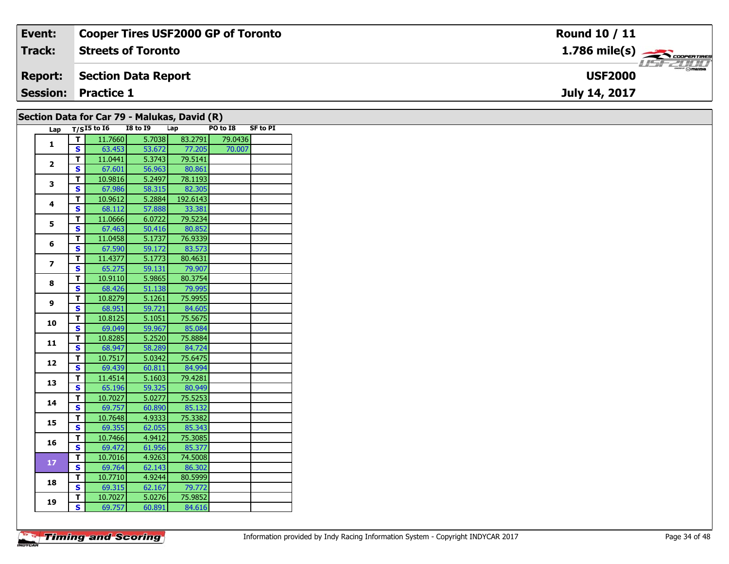| Event: | Cooper Tires USF2000 GP of Toronto | Round 10 / 11 |
|---|---|---|
| Track: | Streets of Toronto | 1.786 mile(s) |
| Report: | Section Data Report | USF2000 |
| Session: | Practice 1 | July 14, 2017 |

## Section Data for Car 79 - Malukas, David (R)

| Lap | T/S | I5 to I6 | I8 to I9 | Lap | PO to I8 | SF to PI |
|---|---|---|---|---|---|---|
| 1 | T | 11.7660 | 5.7038 | 83.2791 | 79.0436 | |
| | S | 63.453 | 53.672 | 77.205 | 70.007 | |
| 2 | T | 11.0441 | 5.3743 | 79.5141 | | |
| | S | 67.601 | 56.963 | 80.861 | | |
| 3 | T | 10.9816 | 5.2497 | 78.1193 | | |
| | S | 67.986 | 58.315 | 82.305 | | |
| 4 | T | 10.9612 | 5.2884 | 192.6143 | | |
| | S | 68.112 | 57.888 | 33.381 | | |
| 5 | T | 11.0666 | 6.0722 | 79.5234 | | |
| | S | 67.463 | 50.416 | 80.852 | | |
| 6 | T | 11.0458 | 5.1737 | 76.9339 | | |
| | S | 67.590 | 59.172 | 83.573 | | |
| 7 | T | 11.4377 | 5.1773 | 80.4631 | | |
| | S | 65.275 | 59.131 | 79.907 | | |
| 8 | T | 10.9110 | 5.9865 | 80.3754 | | |
| | S | 68.426 | 51.138 | 79.995 | | |
| 9 | T | 10.8279 | 5.1261 | 75.9955 | | |
| | S | 68.951 | 59.721 | 84.605 | | |
| 10 | T | 10.8125 | 5.1051 | 75.5675 | | |
| | S | 69.049 | 59.967 | 85.084 | | |
| 11 | T | 10.8285 | 5.2520 | 75.8884 | | |
| | S | 68.947 | 58.289 | 84.724 | | |
| 12 | T | 10.7517 | 5.0342 | 75.6475 | | |
| | S | 69.439 | 60.811 | 84.994 | | |
| 13 | T | 11.4514 | 5.1603 | 79.4281 | | |
| | S | 65.196 | 59.325 | 80.949 | | |
| 14 | T | 10.7027 | 5.0277 | 75.5253 | | |
| | S | 69.757 | 60.890 | 85.132 | | |
| 15 | T | 10.7648 | 4.9333 | 75.3382 | | |
| | S | 69.355 | 62.055 | 85.343 | | |
| 16 | T | 10.7466 | 4.9412 | 75.3085 | | |
| | S | 69.472 | 61.956 | 85.377 | | |
| 17 | T | 10.7016 | 4.9263 | 74.5008 | | |
| | S | 69.764 | 62.143 | 86.302 | | |
| 18 | T | 10.7710 | 4.9244 | 80.5999 | | |
| | S | 69.315 | 62.167 | 79.772 | | |
| 19 | T | 10.7027 | 5.0276 | 75.9852 | | |
| | S | 69.757 | 60.891 | 84.616 | | |

Information provided by Indy Racing Information System - Copyright INDYCAR 2017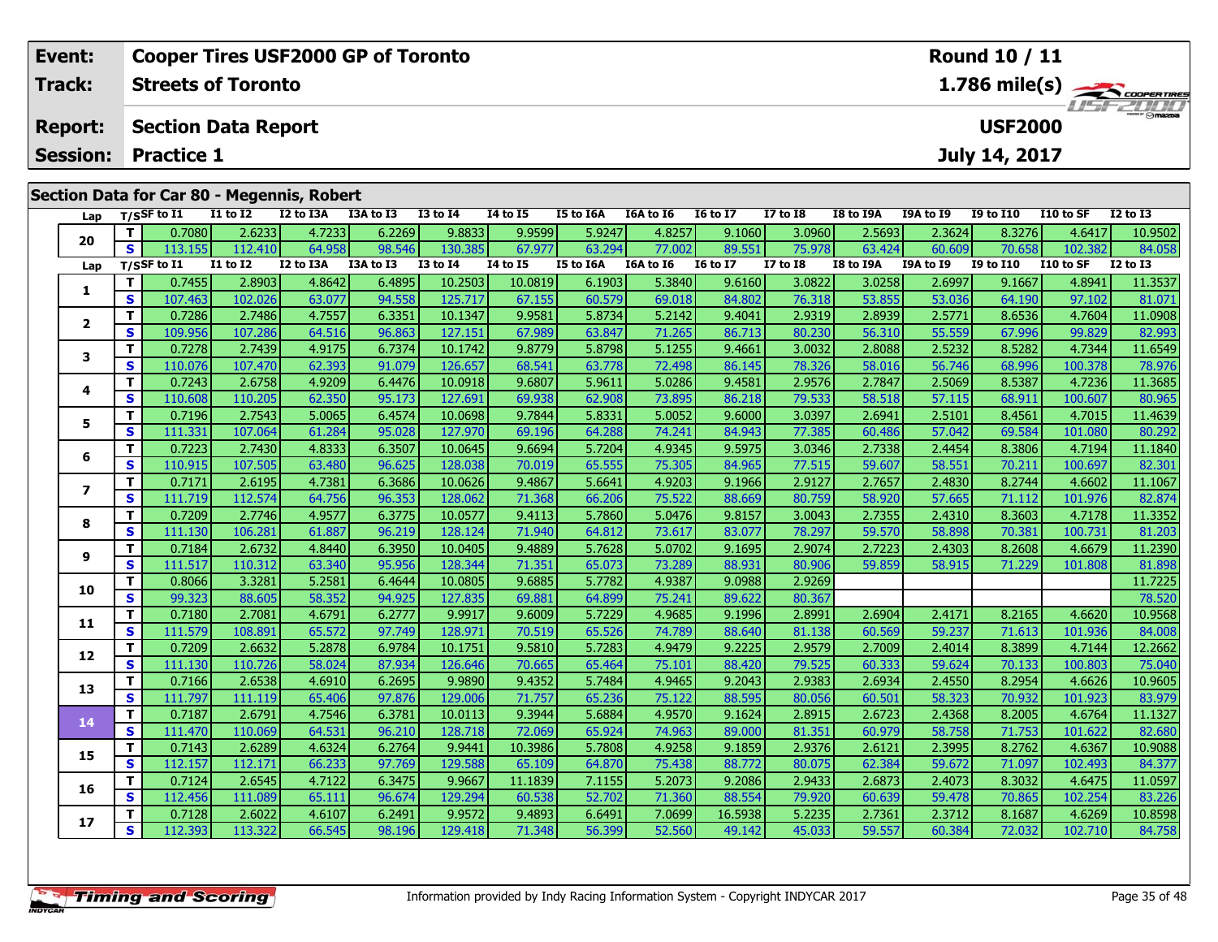| Event: | Cooper Tires USF2000 GP of Toronto | Round 10 / 11 |
|---|---|---|
| Track: | Streets of Toronto | 1.786 mile(s) |
| Report: | Section Data Report | USF2000 |
| Session: | Practice 1 | July 14, 2017 |

## Section Data for Car 80 - Megennis, Robert

| Lap | T/S | SF to I1 | I1 to I2 | I2 to I3A | I3A to I3 | I3 to I4 | I4 to I5 | I5 to I6A | I6A to I6 | I6 to I7 | I7 to I8 | I8 to I9A | I9A to I9 | I9 to I10 | I10 to SF | I2 to I3 |
|---|---|---|---|---|---|---|---|---|---|---|---|---|---|---|---|---|
| 20 | T | 0.7080 | 2.6233 | 4.7233 | 6.2269 | 9.8833 | 9.9599 | 5.9247 | 4.8257 | 9.1060 | 3.0960 | 2.5693 | 2.3624 | 8.3276 | 4.6417 | 10.9502 |
| | S | 113.155 | 112.410 | 64.958 | 98.546 | 130.385 | 67.977 | 63.294 | 77.002 | 89.551 | 75.978 | 63.424 | 60.609 | 70.658 | 102.382 | 84.058 |
| Lap | T/S | SF to I1 | I1 to I2 | I2 to I3A | I3A to I3 | I3 to I4 | I4 to I5 | I5 to I6A | I6A to I6 | I6 to I7 | I7 to I8 | I8 to I9A | I9A to I9 | I9 to I10 | I10 to SF | I2 to I3 |
| 1 | T | 0.7455 | 2.8903 | 4.8642 | 6.4895 | 10.2503 | 10.0819 | 6.1903 | 5.3840 | 9.6160 | 3.0822 | 3.0258 | 2.6997 | 9.1667 | 4.8941 | 11.3537 |
| | S | 107.463 | 102.026 | 63.077 | 94.558 | 125.717 | 67.155 | 60.579 | 69.018 | 84.802 | 76.318 | 53.855 | 53.036 | 64.190 | 97.102 | 81.071 |
| 2 | T | 0.7286 | 2.7486 | 4.7557 | 6.3351 | 10.1347 | 9.9581 | 5.8734 | 5.2142 | 9.4041 | 2.9319 | 2.8939 | 2.5771 | 8.6536 | 4.7604 | 11.0908 |
| | S | 109.956 | 107.286 | 64.516 | 96.863 | 127.151 | 67.989 | 63.847 | 71.265 | 86.713 | 80.230 | 56.310 | 55.559 | 67.996 | 99.829 | 82.993 |
| 3 | T | 0.7278 | 2.7439 | 4.9175 | 6.7374 | 10.1742 | 9.8779 | 5.8798 | 5.1255 | 9.4661 | 3.0032 | 2.8088 | 2.5232 | 8.5282 | 4.7344 | 11.6549 |
| | S | 110.076 | 107.470 | 62.393 | 91.079 | 126.657 | 68.541 | 63.778 | 72.498 | 86.145 | 78.326 | 58.016 | 56.746 | 68.996 | 100.378 | 78.976 |
| 4 | T | 0.7243 | 2.6758 | 4.9209 | 6.4476 | 10.0918 | 9.6807 | 5.9611 | 5.0286 | 9.4581 | 2.9576 | 2.7847 | 2.5069 | 8.5387 | 4.7236 | 11.3685 |
| | S | 110.608 | 110.205 | 62.350 | 95.173 | 127.691 | 69.938 | 62.908 | 73.895 | 86.218 | 79.533 | 58.518 | 57.115 | 68.911 | 100.607 | 80.965 |
| 5 | T | 0.7196 | 2.7543 | 5.0065 | 6.4574 | 10.0698 | 9.7844 | 5.8331 | 5.0052 | 9.6000 | 3.0397 | 2.6941 | 2.5101 | 8.4561 | 4.7015 | 11.4639 |
| | S | 111.331 | 107.064 | 61.284 | 95.028 | 127.970 | 69.196 | 64.288 | 74.241 | 84.943 | 77.385 | 60.486 | 57.042 | 69.584 | 101.080 | 80.292 |
| 6 | T | 0.7223 | 2.7430 | 4.8333 | 6.3507 | 10.0645 | 9.6694 | 5.7204 | 4.9345 | 9.5975 | 3.0346 | 2.7338 | 2.4454 | 8.3806 | 4.7194 | 11.1840 |
| | S | 110.915 | 107.505 | 63.480 | 96.625 | 128.038 | 70.019 | 65.555 | 75.305 | 84.965 | 77.515 | 59.607 | 58.551 | 70.211 | 100.697 | 82.301 |
| 7 | T | 0.7171 | 2.6195 | 4.7381 | 6.3686 | 10.0626 | 9.4867 | 5.6641 | 4.9203 | 9.1966 | 2.9127 | 2.7657 | 2.4830 | 8.2744 | 4.6602 | 11.1067 |
| | S | 111.719 | 112.574 | 64.756 | 96.353 | 128.062 | 71.368 | 66.206 | 75.522 | 88.669 | 80.759 | 58.920 | 57.665 | 71.112 | 101.976 | 82.874 |
| 8 | T | 0.7209 | 2.7746 | 4.9577 | 6.3775 | 10.0577 | 9.4113 | 5.7860 | 5.0476 | 9.8157 | 3.0043 | 2.7355 | 2.4310 | 8.3603 | 4.7178 | 11.3352 |
| | S | 111.130 | 106.281 | 61.887 | 96.219 | 128.124 | 71.940 | 64.812 | 73.617 | 83.077 | 78.297 | 59.570 | 58.898 | 70.381 | 100.731 | 81.203 |
| 9 | T | 0.7184 | 2.6732 | 4.8440 | 6.3950 | 10.0405 | 9.4889 | 5.7628 | 5.0702 | 9.1695 | 2.9074 | 2.7223 | 2.4303 | 8.2608 | 4.6679 | 11.2390 |
| | S | 111.517 | 110.312 | 63.340 | 95.956 | 128.344 | 71.351 | 65.073 | 73.289 | 88.931 | 80.906 | 59.859 | 58.915 | 71.229 | 101.808 | 81.898 |
| 10 | T | 0.8066 | 3.3281 | 5.2581 | 6.4644 | 10.0805 | 9.6885 | 5.7782 | 4.9387 | 9.0988 | 2.9269 | | | | | 11.7225 |
| | S | 99.323 | 88.605 | 58.352 | 94.925 | 127.835 | 69.881 | 64.899 | 75.241 | 89.622 | 80.367 | | | | | 78.520 |
| 11 | T | 0.7180 | 2.7081 | 4.6791 | 6.2777 | 9.9917 | 9.6009 | 5.7229 | 4.9685 | 9.1996 | 2.8991 | 2.6904 | 2.4171 | 8.2165 | 4.6620 | 10.9568 |
| | S | 111.579 | 108.891 | 65.572 | 97.749 | 128.971 | 70.519 | 65.526 | 74.789 | 88.640 | 81.138 | 60.569 | 59.237 | 71.613 | 101.936 | 84.008 |
| 12 | T | 0.7209 | 2.6632 | 5.2878 | 6.9784 | 10.1751 | 9.5810 | 5.7283 | 4.9479 | 9.2225 | 2.9579 | 2.7009 | 2.4014 | 8.3899 | 4.7144 | 12.2662 |
| | S | 111.130 | 110.726 | 58.024 | 87.934 | 126.646 | 70.665 | 65.464 | 75.101 | 88.420 | 79.525 | 60.333 | 59.624 | 70.133 | 100.803 | 75.040 |
| 13 | T | 0.7166 | 2.6538 | 4.6910 | 6.2695 | 9.9890 | 9.4352 | 5.7484 | 4.9465 | 9.2043 | 2.9383 | 2.6934 | 2.4550 | 8.2954 | 4.6626 | 10.9605 |
| | S | 111.797 | 111.119 | 65.406 | 97.876 | 129.006 | 71.757 | 65.236 | 75.122 | 88.595 | 80.056 | 60.501 | 58.323 | 70.932 | 101.923 | 83.979 |
| 14 | T | 0.7187 | 2.6791 | 4.7546 | 6.3781 | 10.0113 | 9.3944 | 5.6884 | 4.9570 | 9.1624 | 2.8915 | 2.6723 | 2.4368 | 8.2005 | 4.6764 | 11.1327 |
| | S | 111.470 | 110.069 | 64.531 | 96.210 | 128.718 | 72.069 | 65.924 | 74.963 | 89.000 | 81.351 | 60.979 | 58.758 | 71.753 | 101.622 | 82.680 |
| 15 | T | 0.7143 | 2.6289 | 4.6324 | 6.2764 | 9.9441 | 10.3986 | 5.7808 | 4.9258 | 9.1859 | 2.9376 | 2.6121 | 2.3995 | 8.2762 | 4.6367 | 10.9088 |
| | S | 112.157 | 112.171 | 66.233 | 97.769 | 129.588 | 65.109 | 64.870 | 75.438 | 88.772 | 80.075 | 62.384 | 59.672 | 71.097 | 102.493 | 84.377 |
| 16 | T | 0.7124 | 2.6545 | 4.7122 | 6.3475 | 9.9667 | 11.1839 | 7.1155 | 5.2073 | 9.2086 | 2.9433 | 2.6873 | 2.4073 | 8.3032 | 4.6475 | 11.0597 |
| | S | 112.456 | 111.089 | 65.111 | 96.674 | 129.294 | 60.538 | 52.702 | 71.360 | 88.554 | 79.920 | 60.639 | 59.478 | 70.865 | 102.254 | 83.226 |
| 17 | T | 0.7128 | 2.6022 | 4.6107 | 6.2491 | 9.9572 | 9.4893 | 6.6491 | 7.0699 | 16.5938 | 5.2235 | 2.7361 | 2.3712 | 8.1687 | 4.6269 | 10.8598 |
| | S | 112.393 | 113.322 | 66.545 | 98.196 | 129.418 | 71.348 | 56.399 | 52.560 | 49.142 | 45.033 | 59.557 | 60.384 | 72.032 | 102.710 | 84.758 |

Information provided by Indy Racing Information System - Copyright INDYCAR 2017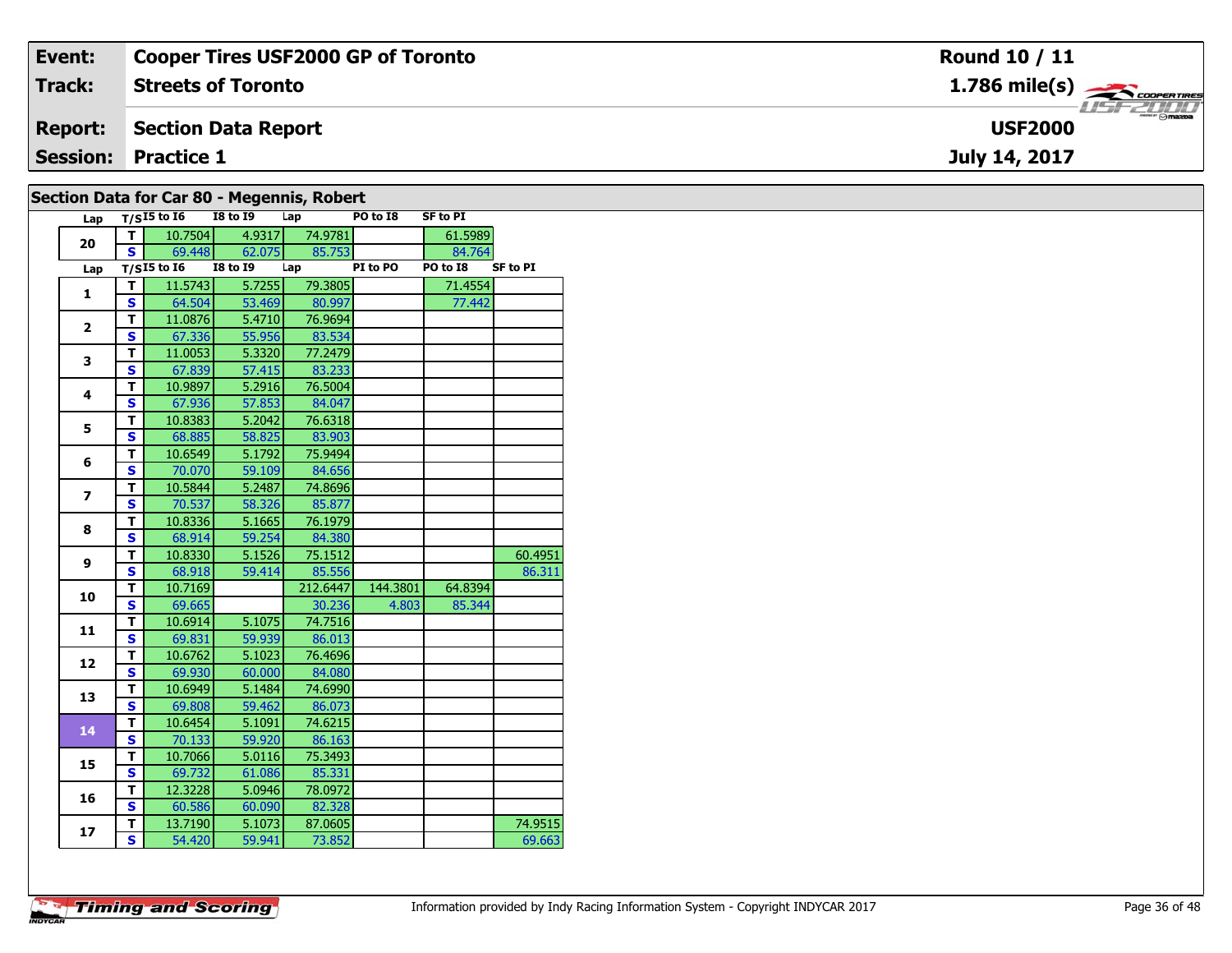| Event: | Cooper Tires USF2000 GP of Toronto | Round 10 / 11 |
|---|---|---|
| Track: | Streets of Toronto | 1.786 mile(s) |
| Report: | Section Data Report | USF2000 |
| Session: | Practice 1 | July 14, 2017 |

## Section Data for Car 80 - Megennis, Robert

| Lap | T/S | I5 to I6 | I8 to I9 | Lap | PO to I8 | SF to PI |
|---|---|---|---|---|---|---|
| 20 | T | 10.7504 | 4.9317 | 74.9781 | | 61.5989 |
| | S | 69.448 | 62.075 | 85.753 | | 84.764 |

| Lap | T/S | I5 to I6 | I8 to I9 | Lap | PI to PO | PO to I8 | SF to PI |
|---|---|---|---|---|---|---|---|
| 1 | T | 11.5743 | 5.7255 | 79.3805 | | 71.4554 | |
| | S | 64.504 | 53.469 | 80.997 | | 77.442 | |
| 2 | T | 11.0876 | 5.4710 | 76.9694 | | | |
| | S | 67.336 | 55.956 | 83.534 | | | |
| 3 | T | 11.0053 | 5.3320 | 77.2479 | | | |
| | S | 67.839 | 57.415 | 83.233 | | | |
| 4 | T | 10.9897 | 5.2916 | 76.5004 | | | |
| | S | 67.936 | 57.853 | 84.047 | | | |
| 5 | T | 10.8383 | 5.2042 | 76.6318 | | | |
| | S | 68.885 | 58.825 | 83.903 | | | |
| 6 | T | 10.6549 | 5.1792 | 75.9494 | | | |
| | S | 70.070 | 59.109 | 84.656 | | | |
| 7 | T | 10.5844 | 5.2487 | 74.8696 | | | |
| | S | 70.537 | 58.326 | 85.877 | | | |
| 8 | T | 10.8336 | 5.1665 | 76.1979 | | | |
| | S | 68.914 | 59.254 | 84.380 | | | |
| 9 | T | 10.8330 | 5.1526 | 75.1512 | | | 60.4951 |
| | S | 68.918 | 59.414 | 85.556 | | | 86.311 |
| 10 | T | 10.7169 | | 212.6447 | 144.3801 | 64.8394 | |
| | S | 69.665 | | 30.236 | 4.803 | 85.344 | |
| 11 | T | 10.6914 | 5.1075 | 74.7516 | | | |
| | S | 69.831 | 59.939 | 86.013 | | | |
| 12 | T | 10.6762 | 5.1023 | 76.4696 | | | |
| | S | 69.930 | 60.000 | 84.080 | | | |
| 13 | T | 10.6949 | 5.1484 | 74.6990 | | | |
| | S | 69.808 | 59.462 | 86.073 | | | |
| 14 | T | 10.6454 | 5.1091 | 74.6215 | | | |
| | S | 70.133 | 59.920 | 86.163 | | | |
| 15 | T | 10.7066 | 5.0116 | 75.3493 | | | |
| | S | 69.732 | 61.086 | 85.331 | | | |
| 16 | T | 12.3228 | 5.0946 | 78.0972 | | | |
| | S | 60.586 | 60.090 | 82.328 | | | |
| 17 | T | 13.7190 | 5.1073 | 87.0605 | | | 74.9515 |
| | S | 54.420 | 59.941 | 73.852 | | | 69.663 |

Information provided by Indy Racing Information System - Copyright INDYCAR 2017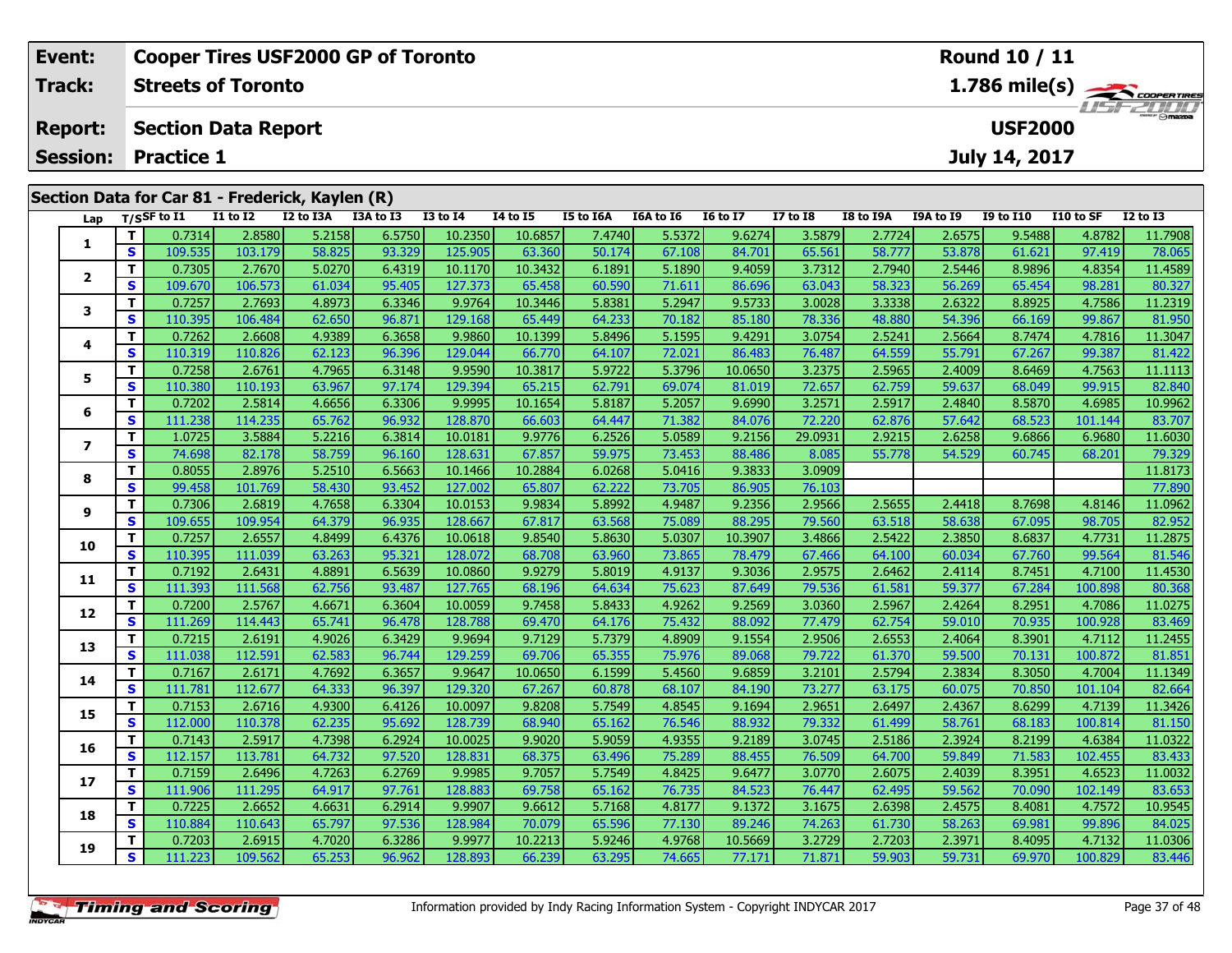| Event: | Cooper Tires USF2000 GP of Toronto | Round 10 / 11 |
|---|---|---|
| Track: | Streets of Toronto | 1.786 mile(s) |
| Report: | Section Data Report | USF2000 |
| Session: | Practice 1 | July 14, 2017 |

## Section Data for Car 81 - Frederick, Kaylen (R)

| Lap | T/S | SF to I1 | I1 to I2 | I2 to I3A | I3A to I3 | I3 to I4 | I4 to I5 | I5 to I6A | I6A to I6 | I6 to I7 | I7 to I8 | I8 to I9A | I9A to I9 | I9 to I10 | I10 to SF | I2 to I3 |
|---|---|---|---|---|---|---|---|---|---|---|---|---|---|---|---|---|
| 1 | T | 0.7314 | 2.8580 | 5.2158 | 6.5750 | 10.2350 | 10.6857 | 7.4740 | 5.5372 | 9.6274 | 3.5879 | 2.7724 | 2.6575 | 9.5488 | 4.8782 | 11.7908 |
| | S | 109.535 | 103.179 | 58.825 | 93.329 | 125.905 | 63.360 | 50.174 | 67.108 | 84.701 | 65.561 | 58.777 | 53.878 | 61.621 | 97.419 | 78.065 |
| 2 | T | 0.7305 | 2.7670 | 5.0270 | 6.4319 | 10.1170 | 10.3432 | 6.1891 | 5.1890 | 9.4059 | 3.7312 | 2.7940 | 2.5446 | 8.9896 | 4.8354 | 11.4589 |
| | S | 109.670 | 106.573 | 61.034 | 95.405 | 127.373 | 65.458 | 60.590 | 71.611 | 86.696 | 63.043 | 58.323 | 56.269 | 65.454 | 98.281 | 80.327 |
| 3 | T | 0.7257 | 2.7693 | 4.8973 | 6.3346 | 9.9764 | 10.3446 | 5.8381 | 5.2947 | 9.5733 | 3.0028 | 3.3338 | 2.6322 | 8.8925 | 4.7586 | 11.2319 |
| | S | 110.395 | 106.484 | 62.650 | 96.871 | 129.168 | 65.449 | 64.233 | 70.182 | 85.180 | 78.336 | 48.880 | 54.396 | 66.169 | 99.867 | 81.950 |
| 4 | T | 0.7262 | 2.6608 | 4.9389 | 6.3658 | 9.9860 | 10.1399 | 5.8496 | 5.1595 | 9.4291 | 3.0754 | 2.5241 | 2.5664 | 8.7474 | 4.7816 | 11.3047 |
| | S | 110.319 | 110.826 | 62.123 | 96.396 | 129.044 | 66.770 | 64.107 | 72.021 | 86.483 | 76.487 | 64.559 | 55.791 | 67.267 | 99.387 | 81.422 |
| 5 | T | 0.7258 | 2.6761 | 4.7965 | 6.3148 | 9.9590 | 10.3817 | 5.9722 | 5.3796 | 10.0650 | 3.2375 | 2.5965 | 2.4009 | 8.6469 | 4.7563 | 11.1113 |
| | S | 110.380 | 110.193 | 63.967 | 97.174 | 129.394 | 65.215 | 62.791 | 69.074 | 81.019 | 72.657 | 62.759 | 59.637 | 68.049 | 99.915 | 82.840 |
| 6 | T | 0.7202 | 2.5814 | 4.6656 | 6.3306 | 9.9995 | 10.1654 | 5.8187 | 5.2057 | 9.6990 | 3.2571 | 2.5917 | 2.4840 | 8.5870 | 4.6985 | 10.9962 |
| | S | 111.238 | 114.235 | 65.762 | 96.932 | 128.870 | 66.603 | 64.447 | 71.382 | 84.076 | 72.220 | 62.876 | 57.642 | 68.523 | 101.144 | 83.707 |
| 7 | T | 1.0725 | 3.5884 | 5.2216 | 6.3814 | 10.0181 | 9.9776 | 6.2526 | 5.0589 | 9.2156 | 29.0931 | 2.9215 | 2.6258 | 9.6866 | 6.9680 | 11.6030 |
| | S | 74.698 | 82.178 | 58.759 | 96.160 | 128.631 | 67.857 | 59.975 | 73.453 | 88.486 | 8.085 | 55.778 | 54.529 | 60.745 | 68.201 | 79.329 |
| 8 | T | 0.8055 | 2.8976 | 5.2510 | 6.5663 | 10.1466 | 10.2884 | 6.0268 | 5.0416 | 9.3833 | 3.0909 | | | | | 11.8173 |
| | S | 99.458 | 101.769 | 58.430 | 93.452 | 127.002 | 65.807 | 62.222 | 73.705 | 86.905 | 76.103 | | | | | 77.890 |
| 9 | T | 0.7306 | 2.6819 | 4.7658 | 6.3304 | 10.0153 | 9.9834 | 5.8992 | 4.9487 | 9.2356 | 2.9566 | 2.5655 | 2.4418 | 8.7698 | 4.8146 | 11.0962 |
| | S | 109.655 | 109.954 | 64.379 | 96.935 | 128.667 | 67.817 | 63.568 | 75.089 | 88.295 | 79.560 | 63.518 | 58.638 | 67.095 | 98.705 | 82.952 |
| 10 | T | 0.7257 | 2.6557 | 4.8499 | 6.4376 | 10.0618 | 9.8540 | 5.8630 | 5.0307 | 10.3907 | 3.4866 | 2.5422 | 2.3850 | 8.6837 | 4.7731 | 11.2875 |
| | S | 110.395 | 111.039 | 63.263 | 95.321 | 128.072 | 68.708 | 63.960 | 73.865 | 78.479 | 67.466 | 64.100 | 60.034 | 67.760 | 99.564 | 81.546 |
| 11 | T | 0.7192 | 2.6431 | 4.8891 | 6.5639 | 10.0860 | 9.9279 | 5.8019 | 4.9137 | 9.3036 | 2.9575 | 2.6462 | 2.4114 | 8.7451 | 4.7100 | 11.4530 |
| | S | 111.393 | 111.568 | 62.756 | 93.487 | 127.765 | 68.196 | 64.634 | 75.623 | 87.649 | 79.536 | 61.581 | 59.377 | 67.284 | 100.898 | 80.368 |
| 12 | T | 0.7200 | 2.5767 | 4.6671 | 6.3604 | 10.0059 | 9.7458 | 5.8433 | 4.9262 | 9.2569 | 3.0360 | 2.5967 | 2.4264 | 8.2951 | 4.7086 | 11.0275 |
| | S | 111.269 | 114.443 | 65.741 | 96.478 | 128.788 | 69.470 | 64.176 | 75.432 | 88.092 | 77.479 | 62.754 | 59.010 | 70.935 | 100.928 | 83.469 |
| 13 | T | 0.7215 | 2.6191 | 4.9026 | 6.3429 | 9.9694 | 9.7129 | 5.7379 | 4.8909 | 9.1554 | 2.9506 | 2.6553 | 2.4064 | 8.3901 | 4.7112 | 11.2455 |
| | S | 111.038 | 112.591 | 62.583 | 96.744 | 129.259 | 69.706 | 65.355 | 75.976 | 89.068 | 79.722 | 61.370 | 59.500 | 70.131 | 100.872 | 81.851 |
| 14 | T | 0.7167 | 2.6171 | 4.7692 | 6.3657 | 9.9647 | 10.0650 | 6.1599 | 5.4560 | 9.6859 | 3.2101 | 2.5794 | 2.3834 | 8.3050 | 4.7004 | 11.1349 |
| | S | 111.781 | 112.677 | 64.333 | 96.397 | 129.320 | 67.267 | 60.878 | 68.107 | 84.190 | 73.277 | 63.175 | 60.075 | 70.850 | 101.104 | 82.664 |
| 15 | T | 0.7153 | 2.6716 | 4.9300 | 6.4126 | 10.0097 | 9.8208 | 5.7549 | 4.8545 | 9.1694 | 2.9651 | 2.6497 | 2.4367 | 8.6299 | 4.7139 | 11.3426 |
| | S | 112.000 | 110.378 | 62.235 | 95.692 | 128.739 | 68.940 | 65.162 | 76.546 | 88.932 | 79.332 | 61.499 | 58.761 | 68.183 | 100.814 | 81.150 |
| 16 | T | 0.7143 | 2.5917 | 4.7398 | 6.2924 | 10.0025 | 9.9020 | 5.9059 | 4.9355 | 9.2189 | 3.0745 | 2.5186 | 2.3924 | 8.2199 | 4.6384 | 11.0322 |
| | S | 112.157 | 113.781 | 64.732 | 97.520 | 128.831 | 68.375 | 63.496 | 75.289 | 88.455 | 76.509 | 64.700 | 59.849 | 71.583 | 102.455 | 83.433 |
| 17 | T | 0.7159 | 2.6496 | 4.7263 | 6.2769 | 9.9985 | 9.7057 | 5.7549 | 4.8425 | 9.6477 | 3.0770 | 2.6075 | 2.4039 | 8.3951 | 4.6523 | 11.0032 |
| | S | 111.906 | 111.295 | 64.917 | 97.761 | 128.883 | 69.758 | 65.162 | 76.735 | 84.523 | 76.447 | 62.495 | 59.562 | 70.090 | 102.149 | 83.653 |
| 18 | T | 0.7225 | 2.6652 | 4.6631 | 6.2914 | 9.9907 | 9.6612 | 5.7168 | 4.8177 | 9.1372 | 3.1675 | 2.6398 | 2.4575 | 8.4081 | 4.7572 | 10.9545 |
| | S | 110.884 | 110.643 | 65.797 | 97.536 | 128.984 | 70.079 | 65.596 | 77.130 | 89.246 | 74.263 | 61.730 | 58.263 | 69.981 | 99.896 | 84.025 |
| 19 | T | 0.7203 | 2.6915 | 4.7020 | 6.3286 | 9.9977 | 10.2213 | 5.9246 | 4.9768 | 10.5669 | 3.2729 | 2.7203 | 2.3971 | 8.4095 | 4.7132 | 11.0306 |
| | S | 111.223 | 109.562 | 65.253 | 96.962 | 128.893 | 66.239 | 63.295 | 74.665 | 77.171 | 71.871 | 59.903 | 59.731 | 69.970 | 100.829 | 83.446 |

Information provided by Indy Racing Information System - Copyright INDYCAR 2017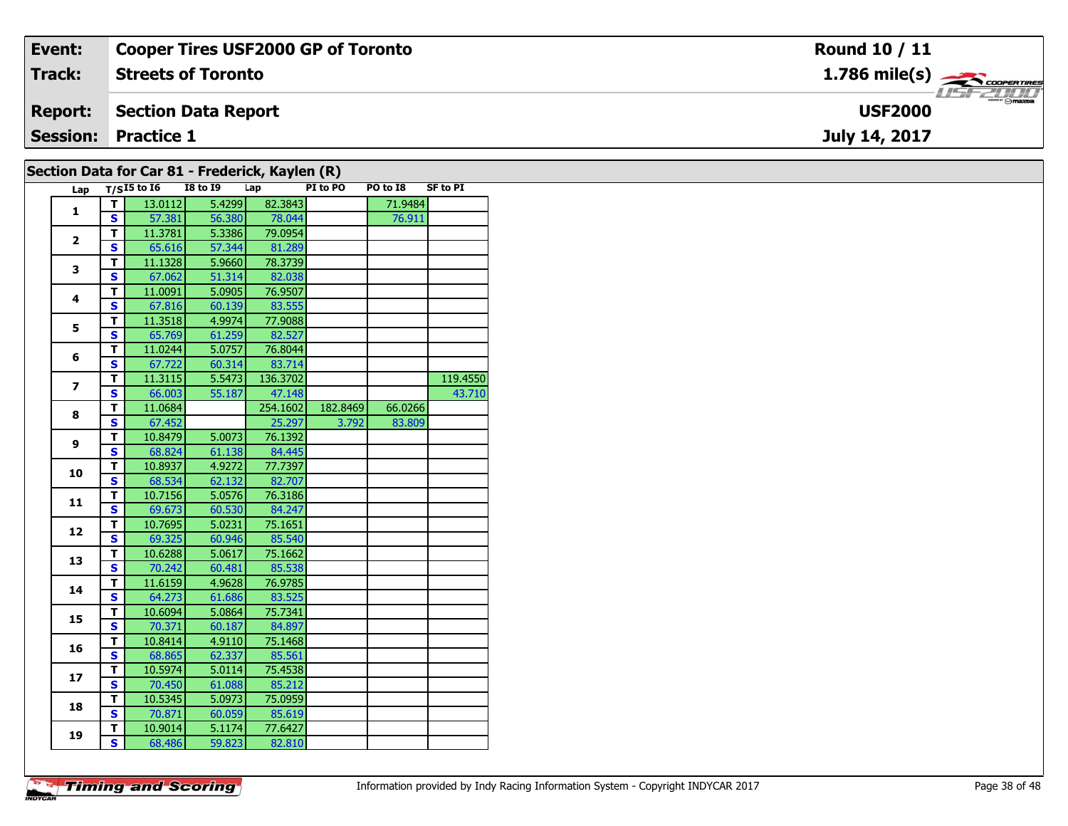| Event: | Cooper Tires USF2000 GP of Toronto | Round 10 / 11 |
|---|---|---|
| Track: | Streets of Toronto | 1.786 mile(s) |
| Report: | Section Data Report | USF2000 |
| Session: | Practice 1 | July 14, 2017 |

## Section Data for Car 81 - Frederick, Kaylen (R)

| Lap | T/S | I5 to I6 | I8 to I9 | Lap | PI to PO | PO to I8 | SF to PI |
|---|---|---|---|---|---|---|---|
| 1 | T | 13.0112 | 5.4299 | 82.3843 | | 71.9484 | |
| | S | 57.381 | 56.380 | 78.044 | | 76.911 | |
| 2 | T | 11.3781 | 5.3386 | 79.0954 | | | |
| | S | 65.616 | 57.344 | 81.289 | | | |
| 3 | T | 11.1328 | 5.9660 | 78.3739 | | | |
| | S | 67.062 | 51.314 | 82.038 | | | |
| 4 | T | 11.0091 | 5.0905 | 76.9507 | | | |
| | S | 67.816 | 60.139 | 83.555 | | | |
| 5 | T | 11.3518 | 4.9974 | 77.9088 | | | |
| | S | 65.769 | 61.259 | 82.527 | | | |
| 6 | T | 11.0244 | 5.0757 | 76.8044 | | | |
| | S | 67.722 | 60.314 | 83.714 | | | |
| 7 | T | 11.3115 | 5.5473 | 136.3702 | | | 119.4550 |
| | S | 66.003 | 55.187 | 47.148 | | | 43.710 |
| 8 | T | 11.0684 | | 254.1602 | 182.8469 | 66.0266 | |
| | S | 67.452 | | 25.297 | 3.792 | 83.809 | |
| 9 | T | 10.8479 | 5.0073 | 76.1392 | | | |
| | S | 68.824 | 61.138 | 84.445 | | | |
| 10 | T | 10.8937 | 4.9272 | 77.7397 | | | |
| | S | 68.534 | 62.132 | 82.707 | | | |
| 11 | T | 10.7156 | 5.0576 | 76.3186 | | | |
| | S | 69.673 | 60.530 | 84.247 | | | |
| 12 | T | 10.7695 | 5.0231 | 75.1651 | | | |
| | S | 69.325 | 60.946 | 85.540 | | | |
| 13 | T | 10.6288 | 5.0617 | 75.1662 | | | |
| | S | 70.242 | 60.481 | 85.538 | | | |
| 14 | T | 11.6159 | 4.9628 | 76.9785 | | | |
| | S | 64.273 | 61.686 | 83.525 | | | |
| 15 | T | 10.6094 | 5.0864 | 75.7341 | | | |
| | S | 70.371 | 60.187 | 84.897 | | | |
| 16 | T | 10.8414 | 4.9110 | 75.1468 | | | |
| | S | 68.865 | 62.337 | 85.561 | | | |
| 17 | T | 10.5974 | 5.0114 | 75.4538 | | | |
| | S | 70.450 | 61.088 | 85.212 | | | |
| 18 | T | 10.5345 | 5.0973 | 75.0959 | | | |
| | S | 70.871 | 60.059 | 85.619 | | | |
| 19 | T | 10.9014 | 5.1174 | 77.6427 | | | |
| | S | 68.486 | 59.823 | 82.810 | | | |

Information provided by Indy Racing Information System - Copyright INDYCAR 2017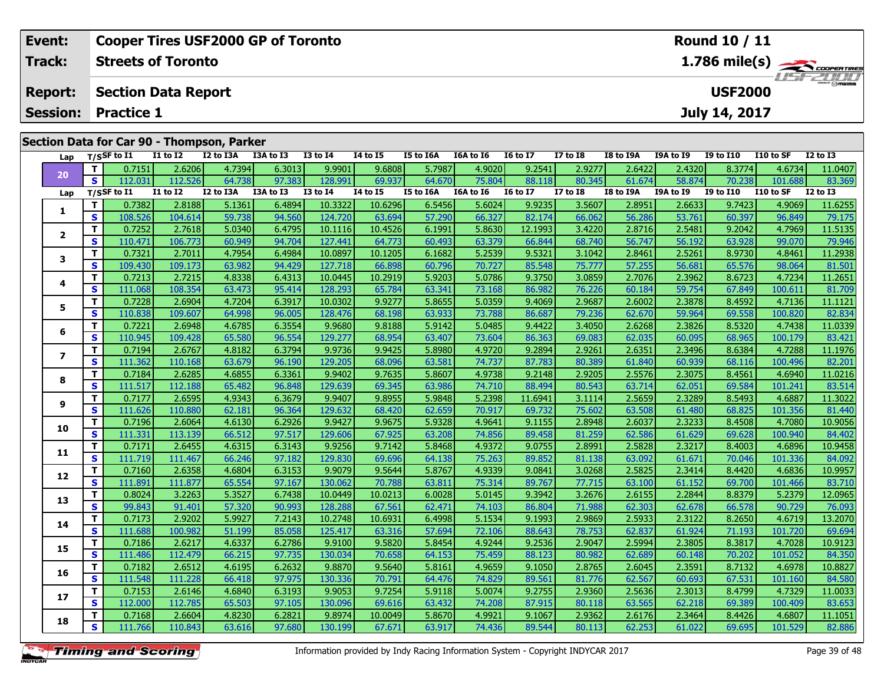| Event: | Cooper Tires USF2000 GP of Toronto | Round 10 / 11 |
|---|---|---|
| Track: | Streets of Toronto | 1.786 mile(s) |
| Report: | Section Data Report | USF2000 |
| Session: | Practice 1 | July 14, 2017 |

## Section Data for Car 90 - Thompson, Parker

| Lap | T/S | SF to I1 | I1 to I2 | I2 to I3A | I3A to I3 | I3 to I4 | I4 to I5 | I5 to I6A | I6A to I6 | I6 to I7 | I7 to I8 | I8 to I9A | I9A to I9 | I9 to I10 | I10 to SF | I2 to I3 |
|---|---|---|---|---|---|---|---|---|---|---|---|---|---|---|---|---|
| 20 | T | 0.7151 | 2.6206 | 4.7394 | 6.3013 | 9.9901 | 9.6808 | 5.7987 | 4.9020 | 9.2541 | 2.9277 | 2.6422 | 2.4320 | 8.3774 | 4.6734 | 11.0407 |
| | S | 112.031 | 112.526 | 64.738 | 97.383 | 128.991 | 69.937 | 64.670 | 75.804 | 88.118 | 80.345 | 61.674 | 58.874 | 70.238 | 101.688 | 83.369 |

| Lap | T/S | SF to I1 | I1 to I2 | I2 to I3A | I3A to I3 | I3 to I4 | I4 to I5 | I5 to I6A | I6A to I6 | I6 to I7 | I7 to I8 | I8 to I9A | I9A to I9 | I9 to I10 | I10 to SF | I2 to I3 |
|---|---|---|---|---|---|---|---|---|---|---|---|---|---|---|---|---|
| 1 | T | 0.7382 | 2.8188 | 5.1361 | 6.4894 | 10.3322 | 10.6296 | 6.5456 | 5.6024 | 9.9235 | 3.5607 | 2.8951 | 2.6633 | 9.7423 | 4.9069 | 11.6255 |
| | S | 108.526 | 104.614 | 59.738 | 94.560 | 124.720 | 63.694 | 57.290 | 66.327 | 82.174 | 66.062 | 56.286 | 53.761 | 60.397 | 96.849 | 79.175 |
| 2 | T | 0.7252 | 2.7618 | 5.0340 | 6.4795 | 10.1116 | 10.4526 | 6.1991 | 5.8630 | 12.1993 | 3.4220 | 2.8716 | 2.5481 | 9.2042 | 4.7969 | 11.5135 |
| | S | 110.471 | 106.773 | 60.949 | 94.704 | 127.441 | 64.773 | 60.493 | 63.379 | 66.844 | 68.740 | 56.747 | 56.192 | 63.928 | 99.070 | 79.946 |
| 3 | T | 0.7321 | 2.7011 | 4.7954 | 6.4984 | 10.0897 | 10.1205 | 6.1682 | 5.2539 | 9.5321 | 3.1042 | 2.8461 | 2.5261 | 8.9730 | 4.8461 | 11.2938 |
| | S | 109.430 | 109.173 | 63.982 | 94.429 | 127.718 | 66.898 | 60.796 | 70.727 | 85.548 | 75.777 | 57.255 | 56.681 | 65.576 | 98.064 | 81.501 |
| 4 | T | 0.7213 | 2.7215 | 4.8338 | 6.4313 | 10.0445 | 10.2919 | 5.9203 | 5.0786 | 9.3750 | 3.0859 | 2.7076 | 2.3962 | 8.6723 | 4.7234 | 11.2651 |
| | S | 111.068 | 108.354 | 63.473 | 95.414 | 128.293 | 65.784 | 63.341 | 73.168 | 86.982 | 76.226 | 60.184 | 59.754 | 67.849 | 100.611 | 81.709 |
| 5 | T | 0.7228 | 2.6904 | 4.7204 | 6.3917 | 10.0302 | 9.9277 | 5.8655 | 5.0359 | 9.4069 | 2.9687 | 2.6002 | 2.3878 | 8.4592 | 4.7136 | 11.1121 |
| | S | 110.838 | 109.607 | 64.998 | 96.005 | 128.476 | 68.198 | 63.933 | 73.788 | 86.687 | 79.236 | 62.670 | 59.964 | 69.558 | 100.820 | 82.834 |
| 6 | T | 0.7221 | 2.6948 | 4.6785 | 6.3554 | 9.9680 | 9.8188 | 5.9142 | 5.0485 | 9.4422 | 3.4050 | 2.6268 | 2.3826 | 8.5320 | 4.7438 | 11.0339 |
| | S | 110.945 | 109.428 | 65.580 | 96.554 | 129.277 | 68.954 | 63.407 | 73.604 | 86.363 | 69.083 | 62.035 | 60.095 | 68.965 | 100.179 | 83.421 |
| 7 | T | 0.7194 | 2.6767 | 4.8182 | 6.3794 | 9.9736 | 9.9425 | 5.8980 | 4.9720 | 9.2894 | 2.9261 | 2.6351 | 2.3496 | 8.6384 | 4.7288 | 11.1976 |
| | S | 111.362 | 110.168 | 63.679 | 96.190 | 129.205 | 68.096 | 63.581 | 74.737 | 87.783 | 80.389 | 61.840 | 60.939 | 68.116 | 100.496 | 82.201 |
| 8 | T | 0.7184 | 2.6285 | 4.6855 | 6.3361 | 9.9402 | 9.7635 | 5.8607 | 4.9738 | 9.2148 | 2.9205 | 2.5576 | 2.3075 | 8.4561 | 4.6940 | 11.0216 |
| | S | 111.517 | 112.188 | 65.482 | 96.848 | 129.639 | 69.345 | 63.986 | 74.710 | 88.494 | 80.543 | 63.714 | 62.051 | 69.584 | 101.241 | 83.514 |
| 9 | T | 0.7177 | 2.6595 | 4.9343 | 6.3679 | 9.9407 | 9.8955 | 5.9848 | 5.2398 | 11.6941 | 3.1114 | 2.5659 | 2.3289 | 8.5493 | 4.6887 | 11.3022 |
| | S | 111.626 | 110.880 | 62.181 | 96.364 | 129.632 | 68.420 | 62.659 | 70.917 | 69.732 | 75.602 | 63.508 | 61.480 | 68.825 | 101.356 | 81.440 |
| 10 | T | 0.7196 | 2.6064 | 4.6130 | 6.2926 | 9.9427 | 9.9675 | 5.9328 | 4.9641 | 9.1155 | 2.8948 | 2.6037 | 2.3233 | 8.4508 | 4.7080 | 10.9056 |
| | S | 111.331 | 113.139 | 66.512 | 97.517 | 129.606 | 67.925 | 63.208 | 74.856 | 89.458 | 81.259 | 62.586 | 61.629 | 69.628 | 100.940 | 84.402 |
| 11 | T | 0.7171 | 2.6455 | 4.6315 | 6.3143 | 9.9256 | 9.7142 | 5.8468 | 4.9372 | 9.0755 | 2.8991 | 2.5828 | 2.3217 | 8.4003 | 4.6896 | 10.9458 |
| | S | 111.719 | 111.467 | 66.246 | 97.182 | 129.830 | 69.696 | 64.138 | 75.263 | 89.852 | 81.138 | 63.092 | 61.671 | 70.046 | 101.336 | 84.092 |
| 12 | T | 0.7160 | 2.6358 | 4.6804 | 6.3153 | 9.9079 | 9.5644 | 5.8767 | 4.9339 | 9.0841 | 3.0268 | 2.5825 | 2.3414 | 8.4420 | 4.6836 | 10.9957 |
| | S | 111.891 | 111.877 | 65.554 | 97.167 | 130.062 | 70.788 | 63.811 | 75.314 | 89.767 | 77.715 | 63.100 | 61.152 | 69.700 | 101.466 | 83.710 |
| 13 | T | 0.8024 | 3.2263 | 5.3527 | 6.7438 | 10.0449 | 10.0213 | 6.0028 | 5.0145 | 9.3942 | 3.2676 | 2.6155 | 2.2844 | 8.8379 | 5.2379 | 12.0965 |
| | S | 99.843 | 91.401 | 57.320 | 90.993 | 128.288 | 67.561 | 62.471 | 74.103 | 86.804 | 71.988 | 62.303 | 62.678 | 66.578 | 90.729 | 76.093 |
| 14 | T | 0.7173 | 2.9202 | 5.9927 | 7.2143 | 10.2748 | 10.6931 | 6.4998 | 5.1534 | 9.1993 | 2.9869 | 2.5933 | 2.3122 | 8.2650 | 4.6719 | 13.2070 |
| | S | 111.688 | 100.982 | 51.199 | 85.058 | 125.417 | 63.316 | 57.694 | 72.106 | 88.643 | 78.753 | 62.837 | 61.924 | 71.193 | 101.720 | 69.694 |
| 15 | T | 0.7186 | 2.6217 | 4.6337 | 6.2786 | 9.9100 | 9.5820 | 5.8454 | 4.9244 | 9.2536 | 2.9047 | 2.5994 | 2.3805 | 8.3817 | 4.7028 | 10.9123 |
| | S | 111.486 | 112.479 | 66.215 | 97.735 | 130.034 | 70.658 | 64.153 | 75.459 | 88.123 | 80.982 | 62.689 | 60.148 | 70.202 | 101.052 | 84.350 |
| 16 | T | 0.7182 | 2.6512 | 4.6195 | 6.2632 | 9.8870 | 9.5640 | 5.8161 | 4.9659 | 9.1050 | 2.8765 | 2.6045 | 2.3591 | 8.7132 | 4.6978 | 10.8827 |
| | S | 111.548 | 111.228 | 66.418 | 97.975 | 130.336 | 70.791 | 64.476 | 74.829 | 89.561 | 81.776 | 62.567 | 60.693 | 67.531 | 101.160 | 84.580 |
| 17 | T | 0.7153 | 2.6146 | 4.6840 | 6.3193 | 9.9053 | 9.7254 | 5.9118 | 5.0074 | 9.2755 | 2.9360 | 2.5636 | 2.3013 | 8.4799 | 4.7329 | 11.0033 |
| | S | 112.000 | 112.785 | 65.503 | 97.105 | 130.096 | 69.616 | 63.432 | 74.208 | 87.915 | 80.118 | 63.565 | 62.218 | 69.389 | 100.409 | 83.653 |
| 18 | T | 0.7168 | 2.6604 | 4.8230 | 6.2821 | 9.8974 | 10.0049 | 5.8670 | 4.9921 | 9.1067 | 2.9362 | 2.6176 | 2.3464 | 8.4426 | 4.6807 | 11.1051 |
| | S | 111.766 | 110.843 | 63.616 | 97.680 | 130.199 | 67.671 | 63.917 | 74.436 | 89.544 | 80.113 | 62.253 | 61.022 | 69.695 | 101.529 | 82.886 |

Information provided by Indy Racing Information System - Copyright INDYCAR 2017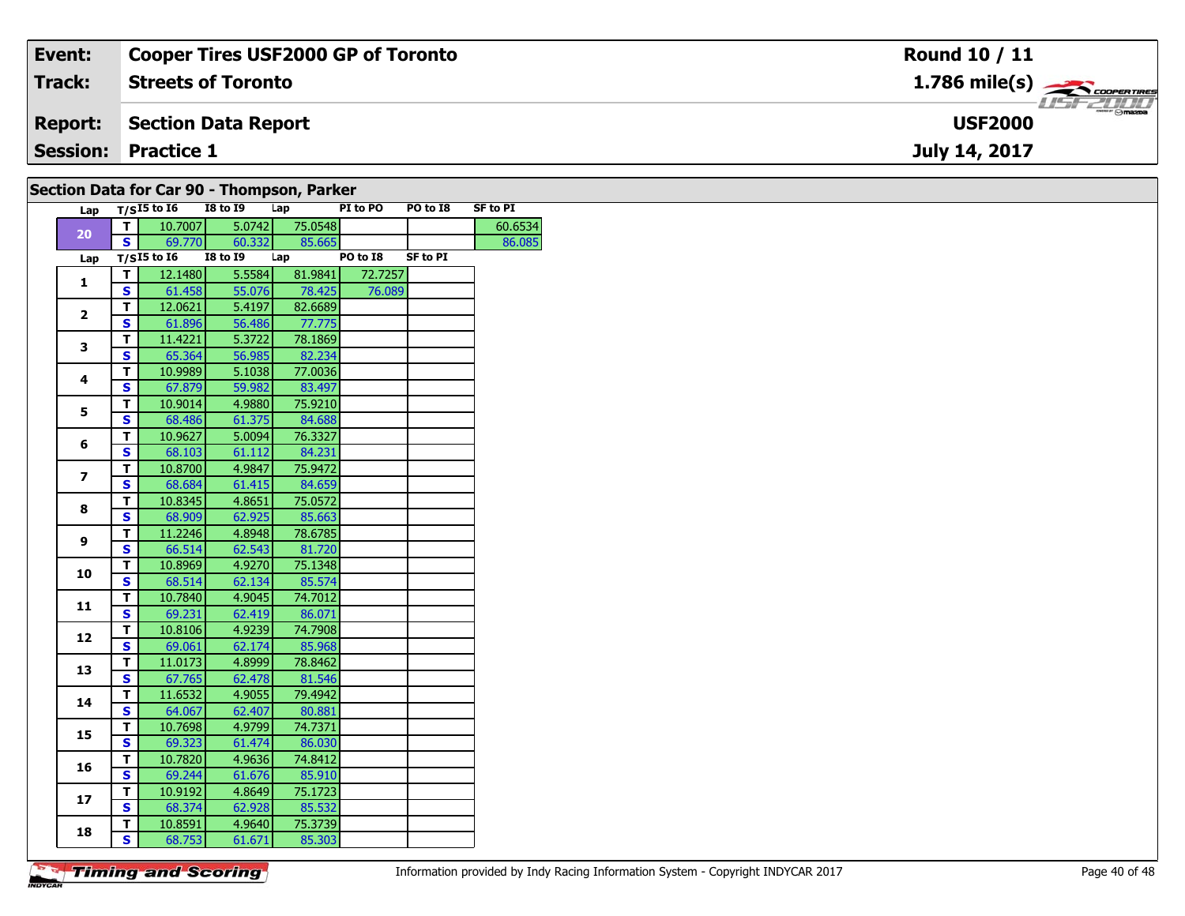| Event: | Cooper Tires USF2000 GP of Toronto | Round 10 / 11 |
|---|---|---|
| Track: | Streets of Toronto | 1.786 mile(s) |
| Report: | Section Data Report | USF2000 |
| Session: | Practice 1 | July 14, 2017 |

## Section Data for Car 90 - Thompson, Parker

| Lap | T/S | I5 to I6 | I8 to I9 | Lap | PI to PO | PO to I8 | SF to PI |
|---|---|---|---|---|---|---|---|
| 20 | T | 10.7007 | 5.0742 | 75.0548 | | | 60.6534 |
| | S | 69.770 | 60.332 | 85.665 | | | 86.085 |

| Lap | T/S | I5 to I6 | I8 to I9 | Lap | PO to I8 | SF to PI |
|---|---|---|---|---|---|---|
| 1 | T | 12.1480 | 5.5584 | 81.9841 | 72.7257 | |
| | S | 61.458 | 55.076 | 78.425 | 76.089 | |
| 2 | T | 12.0621 | 5.4197 | 82.6689 | | |
| | S | 61.896 | 56.486 | 77.775 | | |
| 3 | T | 11.4221 | 5.3722 | 78.1869 | | |
| | S | 65.364 | 56.985 | 82.234 | | |
| 4 | T | 10.9989 | 5.1038 | 77.0036 | | |
| | S | 67.879 | 59.982 | 83.497 | | |
| 5 | T | 10.9014 | 4.9880 | 75.9210 | | |
| | S | 68.486 | 61.375 | 84.688 | | |
| 6 | T | 10.9627 | 5.0094 | 76.3327 | | |
| | S | 68.103 | 61.112 | 84.231 | | |
| 7 | T | 10.8700 | 4.9847 | 75.9472 | | |
| | S | 68.684 | 61.415 | 84.659 | | |
| 8 | T | 10.8345 | 4.8651 | 75.0572 | | |
| | S | 68.909 | 62.925 | 85.663 | | |
| 9 | T | 11.2246 | 4.8948 | 78.6785 | | |
| | S | 66.514 | 62.543 | 81.720 | | |
| 10 | T | 10.8969 | 4.9270 | 75.1348 | | |
| | S | 68.514 | 62.134 | 85.574 | | |
| 11 | T | 10.7840 | 4.9045 | 74.7012 | | |
| | S | 69.231 | 62.419 | 86.071 | | |
| 12 | T | 10.8106 | 4.9239 | 74.7908 | | |
| | S | 69.061 | 62.174 | 85.968 | | |
| 13 | T | 11.0173 | 4.8999 | 78.8462 | | |
| | S | 67.765 | 62.478 | 81.546 | | |
| 14 | T | 11.6532 | 4.9055 | 79.4942 | | |
| | S | 64.067 | 62.407 | 80.881 | | |
| 15 | T | 10.7698 | 4.9799 | 74.7371 | | |
| | S | 69.323 | 61.474 | 86.030 | | |
| 16 | T | 10.7820 | 4.9636 | 74.8412 | | |
| | S | 69.244 | 61.676 | 85.910 | | |
| 17 | T | 10.9192 | 4.8649 | 75.1723 | | |
| | S | 68.374 | 62.928 | 85.532 | | |
| 18 | T | 10.8591 | 4.9640 | 75.3739 | | |
| | S | 68.753 | 61.671 | 85.303 | | |

Information provided by Indy Racing Information System - Copyright INDYCAR 2017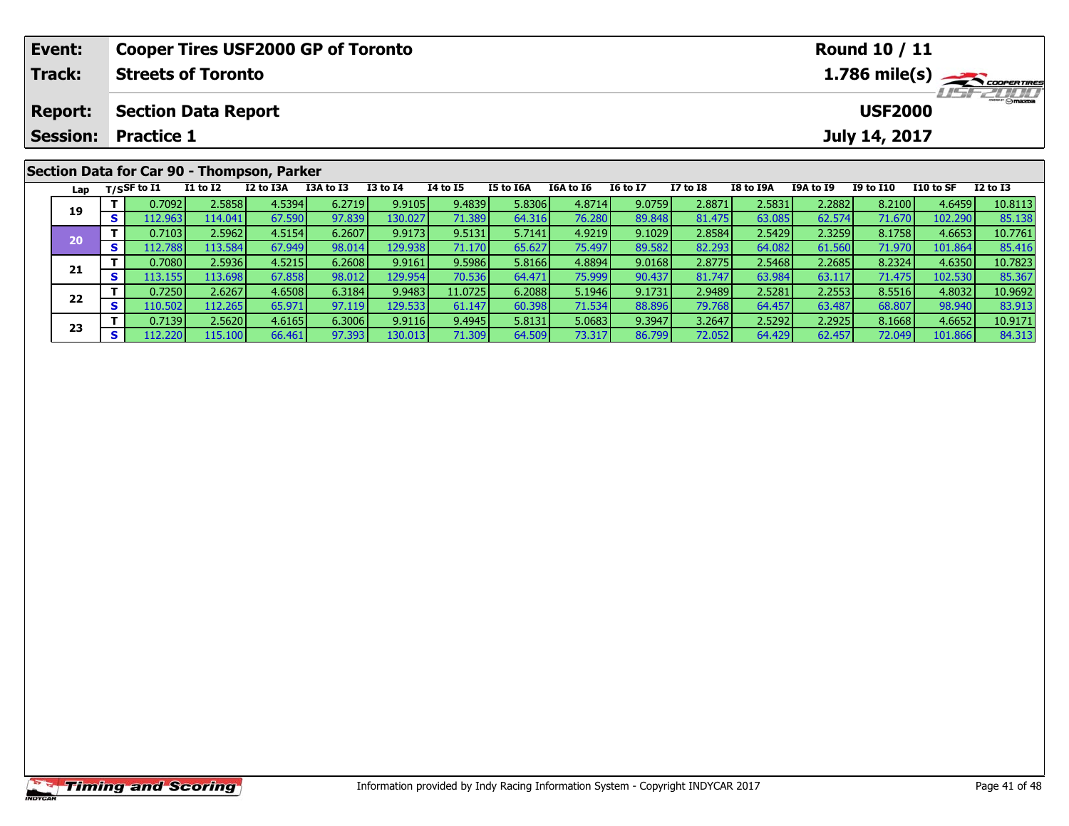| **Event:** | **Cooper Tires USF2000 GP of Toronto** | **Round 10 / 11** |
|---|---|---|
| **Track:** | **Streets of Toronto** | **1.786 mile(s)** |
| **Report:** | **Section Data Report** | **USF2000** |
| **Session:** | **Practice 1** | **July 14, 2017** |

## Section Data for Car 90 - Thompson, Parker

| Lap | T/S | SF to I1 | I1 to I2 | I2 to I3A | I3A to I3 | I3 to I4 | I4 to I5 | I5 to I6A | I6A to I6 | I6 to I7 | I7 to I8 | I8 to I9A | I9A to I9 | I9 to I10 | I10 to SF | I2 to I3 |
|---|---|---|---|---|---|---|---|---|---|---|---|---|---|---|---|---|
| 19 | T | 0.7092 | 2.5858 | 4.5394 | 6.2719 | 9.9105 | 9.4839 | 5.8306 | 4.8714 | 9.0759 | 2.8871 | 2.5831 | 2.2882 | 8.2100 | 4.6459 | 10.8113 |
| | S | 112.963 | 114.041 | 67.590 | 97.839 | 130.027 | 71.389 | 64.316 | 76.280 | 89.848 | 81.475 | 63.085 | 62.574 | 71.670 | 102.290 | 85.138 |
| 20 | T | 0.7103 | 2.5962 | 4.5154 | 6.2607 | 9.9173 | 9.5131 | 5.7141 | 4.9219 | 9.1029 | 2.8584 | 2.5429 | 2.3259 | 8.1758 | 4.6653 | 10.7761 |
| | S | 112.788 | 113.584 | 67.949 | 98.014 | 129.938 | 71.170 | 65.627 | 75.497 | 89.582 | 82.293 | 64.082 | 61.560 | 71.970 | 101.864 | 85.416 |
| 21 | T | 0.7080 | 2.5936 | 4.5215 | 6.2608 | 9.9161 | 9.5986 | 5.8166 | 4.8894 | 9.0168 | 2.8775 | 2.5468 | 2.2685 | 8.2324 | 4.6350 | 10.7823 |
| | S | 113.155 | 113.698 | 67.858 | 98.012 | 129.954 | 70.536 | 64.471 | 75.999 | 90.437 | 81.747 | 63.984 | 63.117 | 71.475 | 102.530 | 85.367 |
| 22 | T | 0.7250 | 2.6267 | 4.6508 | 6.3184 | 9.9483 | 11.0725 | 6.2088 | 5.1946 | 9.1731 | 2.9489 | 2.5281 | 2.2553 | 8.5516 | 4.8032 | 10.9692 |
| | S | 110.502 | 112.265 | 65.971 | 97.119 | 129.533 | 61.147 | 60.398 | 71.534 | 88.896 | 79.768 | 64.457 | 63.487 | 68.807 | 98.940 | 83.913 |
| 23 | T | 0.7139 | 2.5620 | 4.6165 | 6.3006 | 9.9116 | 9.4945 | 5.8131 | 5.0683 | 9.3947 | 3.2647 | 2.5292 | 2.2925 | 8.1668 | 4.6652 | 10.9171 |
| | S | 112.220 | 115.100 | 66.461 | 97.393 | 130.013 | 71.309 | 64.509 | 73.317 | 86.799 | 72.052 | 64.429 | 62.457 | 72.049 | 101.866 | 84.313 |

Information provided by Indy Racing Information System - Copyright INDYCAR 2017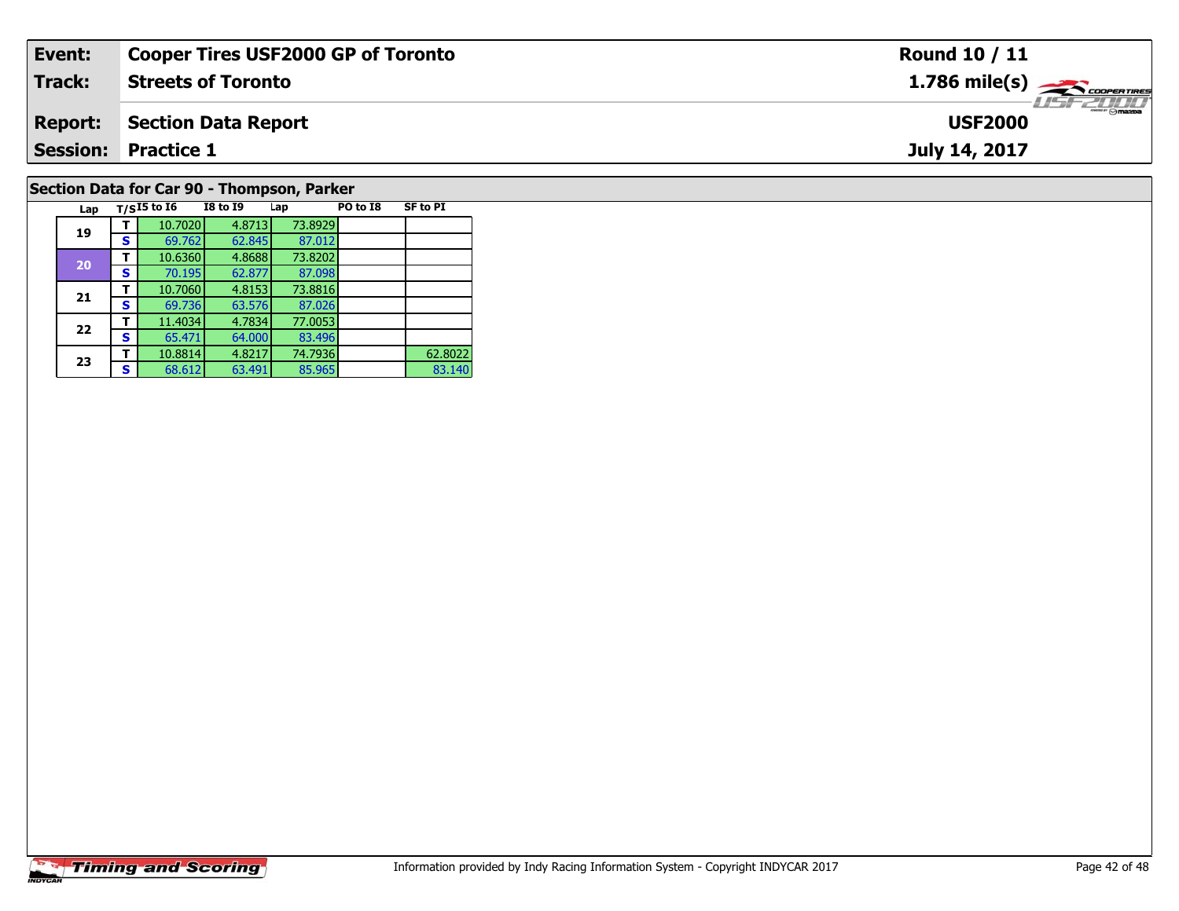| Event: | Cooper Tires USF2000 GP of Toronto | Round 10 / 11 |
|---|---|---|
| Track: | Streets of Toronto | 1.786 mile(s) |
| Report: | Section Data Report | USF2000 |
| Session: | Practice 1 | July 14, 2017 |

## Section Data for Car 90 - Thompson, Parker

| Lap | T/S | I5 to I6 | I8 to I9 | Lap | PO to I8 | SF to PI |
|---|---|---|---|---|---|---|
| 19 | T | 10.7020 | 4.8713 | 73.8929 | | |
| | S | 69.762 | 62.845 | 87.012 | | |
| 20 | T | 10.6360 | 4.8688 | 73.8202 | | |
| | S | 70.195 | 62.877 | 87.098 | | |
| 21 | T | 10.7060 | 4.8153 | 73.8816 | | |
| | S | 69.736 | 63.576 | 87.026 | | |
| 22 | T | 11.4034 | 4.7834 | 77.0053 | | |
| | S | 65.471 | 64.000 | 83.496 | | |
| 23 | T | 10.8814 | 4.8217 | 74.7936 | | 62.8022 |
| | S | 68.612 | 63.491 | 85.965 | | 83.140 |

Information provided by Indy Racing Information System - Copyright INDYCAR 2017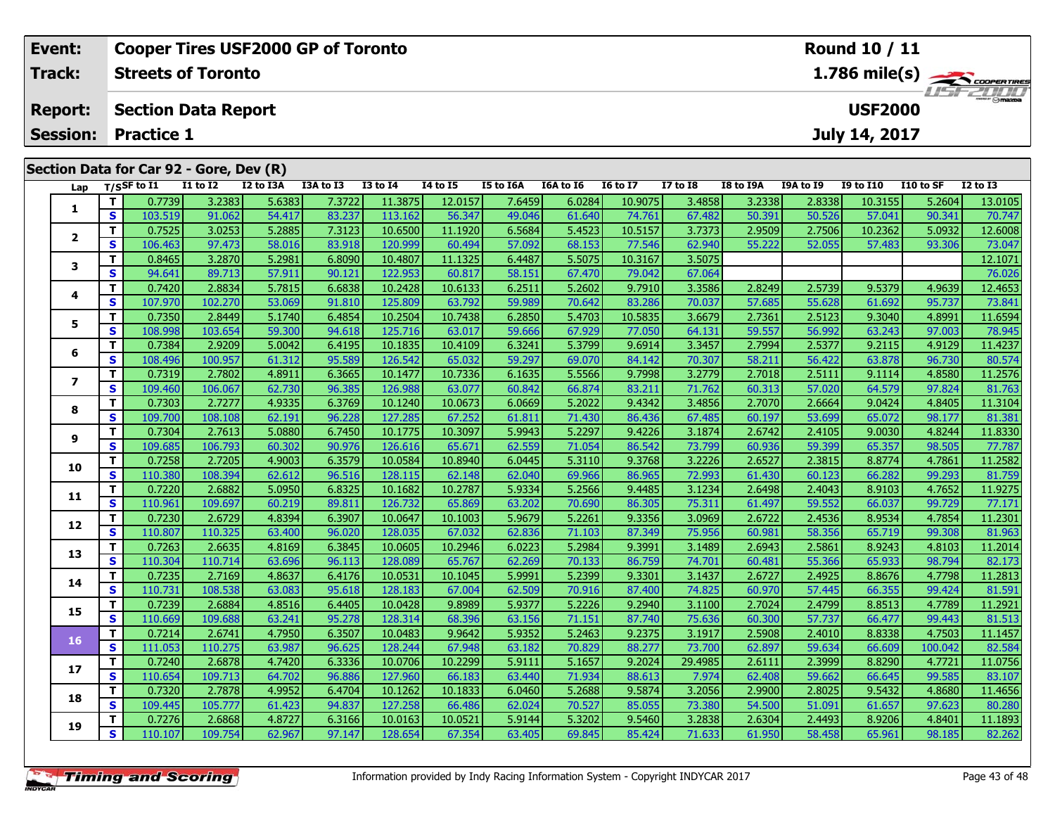| Event: | Cooper Tires USF2000 GP of Toronto | Round 10 / 11 |
|---|---|---|
| Track: | Streets of Toronto | 1.786 mile(s) |
| Report: | Section Data Report | USF2000 |
| Session: | Practice 1 | July 14, 2017 |

## Section Data for Car 92 - Gore, Dev (R)

| Lap | T/S | SF to I1 | I1 to I2 | I2 to I3A | I3A to I3 | I3 to I4 | I4 to I5 | I5 to I6A | I6A to I6 | I6 to I7 | I7 to I8 | I8 to I9A | I9A to I9 | I9 to I10 | I10 to SF | I2 to I3 |
|---|---|---|---|---|---|---|---|---|---|---|---|---|---|---|---|---|
| 1 | T | 0.7739 | 3.2383 | 5.6383 | 7.3722 | 11.3875 | 12.0157 | 7.6459 | 6.0284 | 10.9075 | 3.4858 | 3.2338 | 2.8338 | 10.3155 | 5.2604 | 13.0105 |
| | S | 103.519 | 91.062 | 54.417 | 83.237 | 113.162 | 56.347 | 49.046 | 61.640 | 74.761 | 67.482 | 50.391 | 50.526 | 57.041 | 90.341 | 70.747 |
| 2 | T | 0.7525 | 3.0253 | 5.2885 | 7.3123 | 10.6500 | 11.1920 | 6.5684 | 5.4523 | 10.5157 | 3.7373 | 2.9509 | 2.7506 | 10.2362 | 5.0932 | 12.6008 |
| | S | 106.463 | 97.473 | 58.016 | 83.918 | 120.999 | 60.494 | 57.092 | 68.153 | 77.546 | 62.940 | 55.222 | 52.055 | 57.483 | 93.306 | 73.047 |
| 3 | T | 0.8465 | 3.2870 | 5.2981 | 6.8090 | 10.4807 | 11.1325 | 6.4487 | 5.5075 | 10.3167 | 3.5075 | | | | | 12.1071 |
| | S | 94.641 | 89.713 | 57.911 | 90.121 | 122.953 | 60.817 | 58.151 | 67.470 | 79.042 | 67.064 | | | | | 76.026 |
| 4 | T | 0.7420 | 2.8834 | 5.7815 | 6.6838 | 10.2428 | 10.6133 | 6.2511 | 5.2602 | 9.7910 | 3.3586 | 2.8249 | 2.5739 | 9.5379 | 4.9639 | 12.4653 |
| | S | 107.970 | 102.270 | 53.069 | 91.810 | 125.809 | 63.792 | 59.989 | 70.642 | 83.286 | 70.037 | 57.685 | 55.628 | 61.692 | 95.737 | 73.841 |
| 5 | T | 0.7350 | 2.8449 | 5.1740 | 6.4854 | 10.2504 | 10.7438 | 6.2850 | 5.4703 | 10.5835 | 3.6679 | 2.7361 | 2.5123 | 9.3040 | 4.8991 | 11.6594 |
| | S | 108.998 | 103.654 | 59.300 | 94.618 | 125.716 | 63.017 | 59.666 | 67.929 | 77.050 | 64.131 | 59.557 | 56.992 | 63.243 | 97.003 | 78.945 |
| 6 | T | 0.7384 | 2.9209 | 5.0042 | 6.4195 | 10.1835 | 10.4109 | 6.3241 | 5.3799 | 9.6914 | 3.3457 | 2.7994 | 2.5377 | 9.2115 | 4.9129 | 11.4237 |
| | S | 108.496 | 100.957 | 61.312 | 95.589 | 126.542 | 65.032 | 59.297 | 69.070 | 84.142 | 70.307 | 58.211 | 56.422 | 63.878 | 96.730 | 80.574 |
| 7 | T | 0.7319 | 2.7802 | 4.8911 | 6.3665 | 10.1477 | 10.7336 | 6.1635 | 5.5566 | 9.7998 | 3.2779 | 2.7018 | 2.5111 | 9.1114 | 4.8580 | 11.2576 |
| | S | 109.460 | 106.067 | 62.730 | 96.385 | 126.988 | 63.077 | 60.842 | 66.874 | 83.211 | 71.762 | 60.313 | 57.020 | 64.579 | 97.824 | 81.763 |
| 8 | T | 0.7303 | 2.7277 | 4.9335 | 6.3769 | 10.1240 | 10.0673 | 6.0669 | 5.2022 | 9.4342 | 3.4856 | 2.7070 | 2.6664 | 9.0424 | 4.8405 | 11.3104 |
| | S | 109.700 | 108.108 | 62.191 | 96.228 | 127.285 | 67.252 | 61.811 | 71.430 | 86.436 | 67.485 | 60.197 | 53.699 | 65.072 | 98.177 | 81.381 |
| 9 | T | 0.7304 | 2.7613 | 5.0880 | 6.7450 | 10.1775 | 10.3097 | 5.9943 | 5.2297 | 9.4226 | 3.1874 | 2.6742 | 2.4105 | 9.0030 | 4.8244 | 11.8330 |
| | S | 109.685 | 106.793 | 60.302 | 90.976 | 126.616 | 65.671 | 62.559 | 71.054 | 86.542 | 73.799 | 60.936 | 59.399 | 65.357 | 98.505 | 77.787 |
| 10 | T | 0.7258 | 2.7205 | 4.9003 | 6.3579 | 10.0584 | 10.8940 | 6.0445 | 5.3110 | 9.3768 | 3.2226 | 2.6527 | 2.3815 | 8.8774 | 4.7861 | 11.2582 |
| | S | 110.380 | 108.394 | 62.612 | 96.516 | 128.115 | 62.148 | 62.040 | 69.966 | 86.965 | 72.993 | 61.430 | 60.123 | 66.282 | 99.293 | 81.759 |
| 11 | T | 0.7220 | 2.6882 | 5.0950 | 6.8325 | 10.1682 | 10.2787 | 5.9334 | 5.2566 | 9.4485 | 3.1234 | 2.6498 | 2.4043 | 8.9103 | 4.7652 | 11.9275 |
| | S | 110.961 | 109.697 | 60.219 | 89.811 | 126.732 | 65.869 | 63.202 | 70.690 | 86.305 | 75.311 | 61.497 | 59.552 | 66.037 | 99.729 | 77.171 |
| 12 | T | 0.7230 | 2.6729 | 4.8394 | 6.3907 | 10.0647 | 10.1003 | 5.9679 | 5.2261 | 9.3356 | 3.0969 | 2.6722 | 2.4536 | 8.9534 | 4.7854 | 11.2301 |
| | S | 110.807 | 110.325 | 63.400 | 96.020 | 128.035 | 67.032 | 62.836 | 71.103 | 87.349 | 75.956 | 60.981 | 58.356 | 65.719 | 99.308 | 81.963 |
| 13 | T | 0.7263 | 2.6635 | 4.8169 | 6.3845 | 10.0605 | 10.2946 | 6.0223 | 5.2984 | 9.3991 | 3.1489 | 2.6943 | 2.5861 | 8.9243 | 4.8103 | 11.2014 |
| | S | 110.304 | 110.714 | 63.696 | 96.113 | 128.089 | 65.767 | 62.269 | 70.133 | 86.759 | 74.701 | 60.481 | 55.366 | 65.933 | 98.794 | 82.173 |
| 14 | T | 0.7235 | 2.7169 | 4.8637 | 6.4176 | 10.0531 | 10.1045 | 5.9991 | 5.2399 | 9.3301 | 3.1437 | 2.6727 | 2.4925 | 8.8676 | 4.7798 | 11.2813 |
| | S | 110.731 | 108.538 | 63.083 | 95.618 | 128.183 | 67.004 | 62.509 | 70.916 | 87.400 | 74.825 | 60.970 | 57.445 | 66.355 | 99.424 | 81.591 |
| 15 | T | 0.7239 | 2.6884 | 4.8516 | 6.4405 | 10.0428 | 9.8989 | 5.9377 | 5.2226 | 9.2940 | 3.1100 | 2.7024 | 2.4799 | 8.8513 | 4.7789 | 11.2921 |
| | S | 110.669 | 109.688 | 63.241 | 95.278 | 128.314 | 68.396 | 63.156 | 71.151 | 87.740 | 75.636 | 60.300 | 57.737 | 66.477 | 99.443 | 81.513 |
| 16 | T | 0.7214 | 2.6741 | 4.7950 | 6.3507 | 10.0483 | 9.9642 | 5.9352 | 5.2463 | 9.2375 | 3.1917 | 2.5908 | 2.4010 | 8.8338 | 4.7503 | 11.1457 |
| | S | 111.053 | 110.275 | 63.987 | 96.625 | 128.244 | 67.948 | 63.182 | 70.829 | 88.277 | 73.700 | 62.897 | 59.634 | 66.609 | 100.042 | 82.584 |
| 17 | T | 0.7240 | 2.6878 | 4.7420 | 6.3336 | 10.0706 | 10.2299 | 5.9111 | 5.1657 | 9.2024 | 29.4985 | 2.6111 | 2.3999 | 8.8290 | 4.7721 | 11.0756 |
| | S | 110.654 | 109.713 | 64.702 | 96.886 | 127.960 | 66.183 | 63.440 | 71.934 | 88.613 | 7.974 | 62.408 | 59.662 | 66.645 | 99.585 | 83.107 |
| 18 | T | 0.7320 | 2.7878 | 4.9952 | 6.4704 | 10.1262 | 10.1833 | 6.0460 | 5.2688 | 9.5874 | 3.2056 | 2.9900 | 2.8025 | 9.5432 | 4.8680 | 11.4656 |
| | S | 109.445 | 105.777 | 61.423 | 94.837 | 127.258 | 66.486 | 62.024 | 70.527 | 85.055 | 73.380 | 54.500 | 51.091 | 61.657 | 97.623 | 80.280 |
| 19 | T | 0.7276 | 2.6868 | 4.8727 | 6.3166 | 10.0163 | 10.0521 | 5.9144 | 5.3202 | 9.5460 | 3.2838 | 2.6304 | 2.4493 | 8.9206 | 4.8401 | 11.1893 |
| | S | 110.107 | 109.754 | 62.967 | 97.147 | 128.654 | 67.354 | 63.405 | 69.845 | 85.424 | 71.633 | 61.950 | 58.458 | 65.961 | 98.185 | 82.262 |

Information provided by Indy Racing Information System - Copyright INDYCAR 2017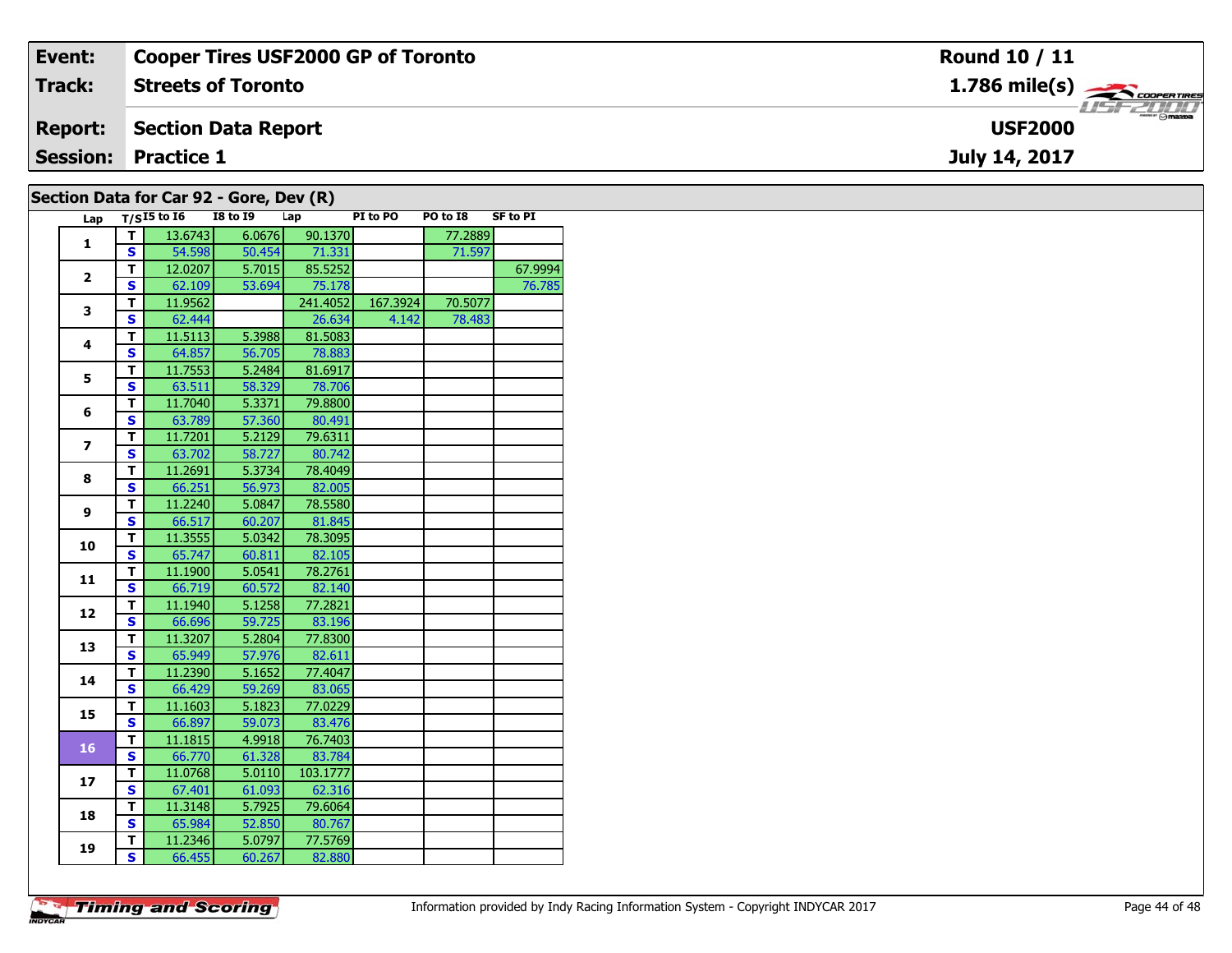| Event: | Cooper Tires USF2000 GP of Toronto | Round 10 / 11 |
|---|---|---|
| Track: | Streets of Toronto | 1.786 mile(s) |
| Report: | Section Data Report | USF2000 |
| Session: | Practice 1 | July 14, 2017 |

## Section Data for Car 92 - Gore, Dev (R)

| Lap | T/S | I5 to I6 | I8 to I9 | Lap | PI to PO | PO to I8 | SF to PI |
|---|---|---|---|---|---|---|---|
| 1 | T | 13.6743 | 6.0676 | 90.1370 | | 77.2889 | |
| | S | 54.598 | 50.454 | 71.331 | | 71.597 | |
| 2 | T | 12.0207 | 5.7015 | 85.5252 | | | 67.9994 |
| | S | 62.109 | 53.694 | 75.178 | | | 76.785 |
| 3 | T | 11.9562 | | 241.4052 | 167.3924 | 70.5077 | |
| | S | 62.444 | | 26.634 | 4.142 | 78.483 | |
| 4 | T | 11.5113 | 5.3988 | 81.5083 | | | |
| | S | 64.857 | 56.705 | 78.883 | | | |
| 5 | T | 11.7553 | 5.2484 | 81.6917 | | | |
| | S | 63.511 | 58.329 | 78.706 | | | |
| 6 | T | 11.7040 | 5.3371 | 79.8800 | | | |
| | S | 63.789 | 57.360 | 80.491 | | | |
| 7 | T | 11.7201 | 5.2129 | 79.6311 | | | |
| | S | 63.702 | 58.727 | 80.742 | | | |
| 8 | T | 11.2691 | 5.3734 | 78.4049 | | | |
| | S | 66.251 | 56.973 | 82.005 | | | |
| 9 | T | 11.2240 | 5.0847 | 78.5580 | | | |
| | S | 66.517 | 60.207 | 81.845 | | | |
| 10 | T | 11.3555 | 5.0342 | 78.3095 | | | |
| | S | 65.747 | 60.811 | 82.105 | | | |
| 11 | T | 11.1900 | 5.0541 | 78.2761 | | | |
| | S | 66.719 | 60.572 | 82.140 | | | |
| 12 | T | 11.1940 | 5.1258 | 77.2821 | | | |
| | S | 66.696 | 59.725 | 83.196 | | | |
| 13 | T | 11.3207 | 5.2804 | 77.8300 | | | |
| | S | 65.949 | 57.976 | 82.611 | | | |
| 14 | T | 11.2390 | 5.1652 | 77.4047 | | | |
| | S | 66.429 | 59.269 | 83.065 | | | |
| 15 | T | 11.1603 | 5.1823 | 77.0229 | | | |
| | S | 66.897 | 59.073 | 83.476 | | | |
| 16 | T | 11.1815 | 4.9918 | 76.7403 | | | |
| | S | 66.770 | 61.328 | 83.784 | | | |
| 17 | T | 11.0768 | 5.0110 | 103.1777 | | | |
| | S | 67.401 | 61.093 | 62.316 | | | |
| 18 | T | 11.3148 | 5.7925 | 79.6064 | | | |
| | S | 65.984 | 52.850 | 80.767 | | | |
| 19 | T | 11.2346 | 5.0797 | 77.5769 | | | |
| | S | 66.455 | 60.267 | 82.880 | | | |

Information provided by Indy Racing Information System - Copyright INDYCAR 2017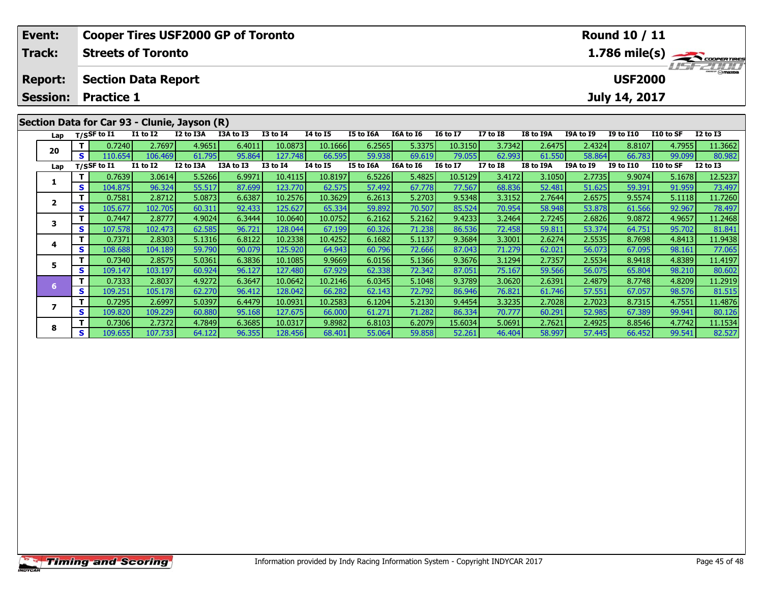| Event: | Cooper Tires USF2000 GP of Toronto | Round 10 / 11 |
|---|---|---|
| Track: | Streets of Toronto | 1.786 mile(s) |
| Report: | Section Data Report | USF2000 |
| Session: | Practice 1 | July 14, 2017 |

## Section Data for Car 93 - Clunie, Jayson (R)

| Lap | T/S | SF to I1 | I1 to I2 | I2 to I3A | I3A to I3 | I3 to I4 | I4 to I5 | I5 to I6A | I6A to I6 | I6 to I7 | I7 to I8 | I8 to I9A | I9A to I9 | I9 to I10 | I10 to SF | I2 to I3 |
|---|---|---|---|---|---|---|---|---|---|---|---|---|---|---|---|---|
| 20 | T | 0.7240 | 2.7697 | 4.9651 | 6.4011 | 10.0873 | 10.1666 | 6.2565 | 5.3375 | 10.3150 | 3.7342 | 2.6475 | 2.4324 | 8.8107 | 4.7955 | 11.3662 |
| | S | 110.654 | 106.469 | 61.795 | 95.864 | 127.748 | 66.595 | 59.938 | 69.619 | 79.055 | 62.993 | 61.550 | 58.864 | 66.783 | 99.099 | 80.982 |

| Lap | T/S | SF to I1 | I1 to I2 | I2 to I3A | I3A to I3 | I3 to I4 | I4 to I5 | I5 to I6A | I6A to I6 | I6 to I7 | I7 to I8 | I8 to I9A | I9A to I9 | I9 to I10 | I10 to SF | I2 to I3 |
|---|---|---|---|---|---|---|---|---|---|---|---|---|---|---|---|---|
| 1 | T | 0.7639 | 3.0614 | 5.5266 | 6.9971 | 10.4115 | 10.8197 | 6.5226 | 5.4825 | 10.5129 | 3.4172 | 3.1050 | 2.7735 | 9.9074 | 5.1678 | 12.5237 |
| | S | 104.875 | 96.324 | 55.517 | 87.699 | 123.770 | 62.575 | 57.492 | 67.778 | 77.567 | 68.836 | 52.481 | 51.625 | 59.391 | 91.959 | 73.497 |
| 2 | T | 0.7581 | 2.8712 | 5.0873 | 6.6387 | 10.2576 | 10.3629 | 6.2613 | 5.2703 | 9.5348 | 3.3152 | 2.7644 | 2.6575 | 9.5574 | 5.1118 | 11.7260 |
| | S | 105.677 | 102.705 | 60.311 | 92.433 | 125.627 | 65.334 | 59.892 | 70.507 | 85.524 | 70.954 | 58.948 | 53.878 | 61.566 | 92.967 | 78.497 |
| 3 | T | 0.7447 | 2.8777 | 4.9024 | 6.3444 | 10.0640 | 10.0752 | 6.2162 | 5.2162 | 9.4233 | 3.2464 | 2.7245 | 2.6826 | 9.0872 | 4.9657 | 11.2468 |
| | S | 107.578 | 102.473 | 62.585 | 96.721 | 128.044 | 67.199 | 60.326 | 71.238 | 86.536 | 72.458 | 59.811 | 53.374 | 64.751 | 95.702 | 81.841 |
| 4 | T | 0.7371 | 2.8303 | 5.1316 | 6.8122 | 10.2338 | 10.4252 | 6.1682 | 5.1137 | 9.3684 | 3.3001 | 2.6274 | 2.5535 | 8.7698 | 4.8413 | 11.9438 |
| | S | 108.688 | 104.189 | 59.790 | 90.079 | 125.920 | 64.943 | 60.796 | 72.666 | 87.043 | 71.279 | 62.021 | 56.073 | 67.095 | 98.161 | 77.065 |
| 5 | T | 0.7340 | 2.8575 | 5.0361 | 6.3836 | 10.1085 | 9.9669 | 6.0156 | 5.1366 | 9.3676 | 3.1294 | 2.7357 | 2.5534 | 8.9418 | 4.8389 | 11.4197 |
| | S | 109.147 | 103.197 | 60.924 | 96.127 | 127.480 | 67.929 | 62.338 | 72.342 | 87.051 | 75.167 | 59.566 | 56.075 | 65.804 | 98.210 | 80.602 |
| 6 | T | 0.7333 | 2.8037 | 4.9272 | 6.3647 | 10.0642 | 10.2146 | 6.0345 | 5.1048 | 9.3789 | 3.0620 | 2.6391 | 2.4879 | 8.7748 | 4.8209 | 11.2919 |
| | S | 109.251 | 105.178 | 62.270 | 96.412 | 128.042 | 66.282 | 62.143 | 72.792 | 86.946 | 76.821 | 61.746 | 57.551 | 67.057 | 98.576 | 81.515 |
| 7 | T | 0.7295 | 2.6997 | 5.0397 | 6.4479 | 10.0931 | 10.2583 | 6.1204 | 5.2130 | 9.4454 | 3.3235 | 2.7028 | 2.7023 | 8.7315 | 4.7551 | 11.4876 |
| | S | 109.820 | 109.229 | 60.880 | 95.168 | 127.675 | 66.000 | 61.271 | 71.282 | 86.334 | 70.777 | 60.291 | 52.985 | 67.389 | 99.941 | 80.126 |
| 8 | T | 0.7306 | 2.7372 | 4.7849 | 6.3685 | 10.0317 | 9.8982 | 6.8103 | 6.2079 | 15.6034 | 5.0691 | 2.7621 | 2.4925 | 8.8546 | 4.7742 | 11.1534 |
| | S | 109.655 | 107.733 | 64.122 | 96.355 | 128.456 | 68.401 | 55.064 | 59.858 | 52.261 | 46.404 | 58.997 | 57.445 | 66.452 | 99.541 | 82.527 |

Information provided by Indy Racing Information System - Copyright INDYCAR 2017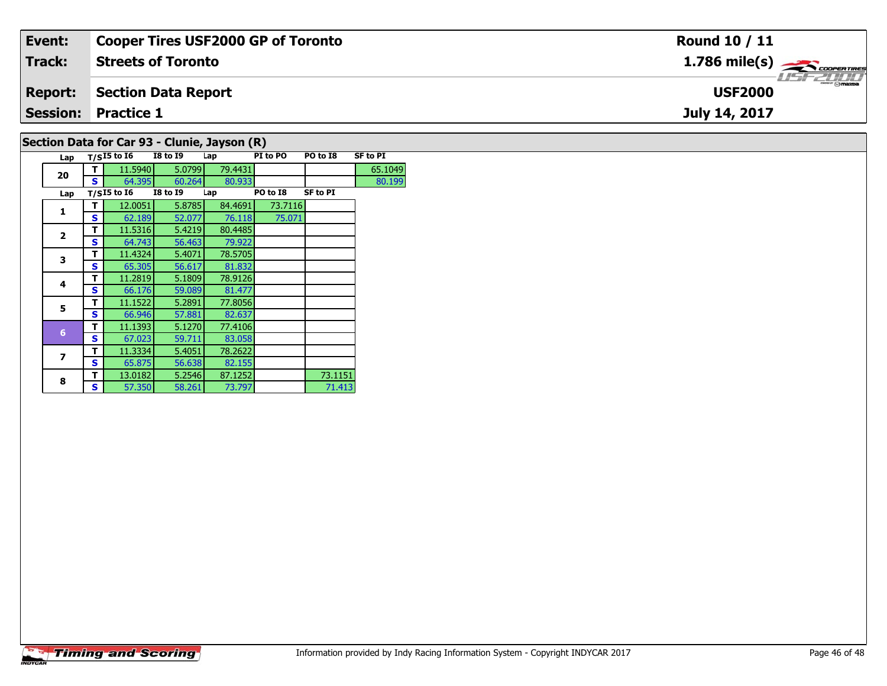| **Event:** | **Cooper Tires USF2000 GP of Toronto** | **Round 10 / 11** |
|---|---|---|
| **Track:** | **Streets of Toronto** | **1.786 mile(s)** |
| **Report:** | **Section Data Report** | **USF2000** |
| **Session:** | **Practice 1** | **July 14, 2017** |

## Section Data for Car 93 - Clunie, Jayson (R)

| Lap | T/S | I5 to I6 | I8 to I9 | Lap | PI to PO | PO to I8 | SF to PI |
|---|---|---|---|---|---|---|---|
| 20 | T | 11.5940 | 5.0799 | 79.4431 | | | 65.1049 |
| | S | 64.395 | 60.264 | 80.933 | | | 80.199 |

| Lap | T/S | I5 to I6 | I8 to I9 | Lap | PO to I8 | SF to PI |
|---|---|---|---|---|---|---|
| 1 | T | 12.0051 | 5.8785 | 84.4691 | 73.7116 | |
| | S | 62.189 | 52.077 | 76.118 | 75.071 | |
| 2 | T | 11.5316 | 5.4219 | 80.4485 | | |
| | S | 64.743 | 56.463 | 79.922 | | |
| 3 | T | 11.4324 | 5.4071 | 78.5705 | | |
| | S | 65.305 | 56.617 | 81.832 | | |
| 4 | T | 11.2819 | 5.1809 | 78.9126 | | |
| | S | 66.176 | 59.089 | 81.477 | | |
| 5 | T | 11.1522 | 5.2891 | 77.8056 | | |
| | S | 66.946 | 57.881 | 82.637 | | |
| 6 | T | 11.1393 | 5.1270 | 77.4106 | | |
| | S | 67.023 | 59.711 | 83.058 | | |
| 7 | T | 11.3334 | 5.4051 | 78.2622 | | |
| | S | 65.875 | 56.638 | 82.155 | | |
| 8 | T | 13.0182 | 5.2546 | 87.1252 | | 73.1151 |
| | S | 57.350 | 58.261 | 73.797 | | 71.413 |

Information provided by Indy Racing Information System - Copyright INDYCAR 2017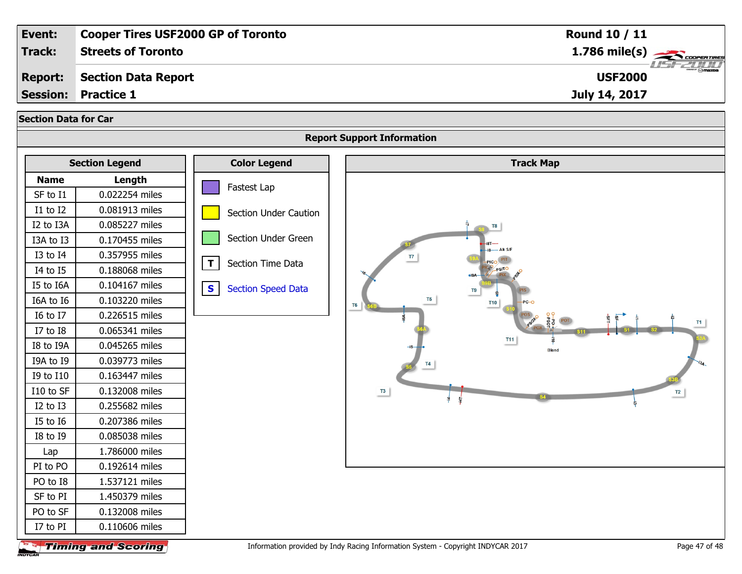| Event: | Cooper Tires USF2000 GP of Toronto | Round 10 / 11 |
|---|---|---|
| Track: | Streets of Toronto | 1.786 mile(s) |
| Report: | Section Data Report | USF2000 |
| Session: | Practice 1 | July 14, 2017 |

## Section Data for Car

### Report Support Information

#### Section Legend

| Name | Length |
|---|---|
| SF to I1 | 0.022254 miles |
| I1 to I2 | 0.081913 miles |
| I2 to I3A | 0.085227 miles |
| I3A to I3 | 0.170455 miles |
| I3 to I4 | 0.357955 miles |
| I4 to I5 | 0.188068 miles |
| I5 to I6A | 0.104167 miles |
| I6A to I6 | 0.103220 miles |
| I6 to I7 | 0.226515 miles |
| I7 to I8 | 0.065341 miles |
| I8 to I9A | 0.045265 miles |
| I9A to I9 | 0.039773 miles |
| I9 to I10 | 0.163447 miles |
| I10 to SF | 0.132008 miles |
| I2 to I3 | 0.255682 miles |
| I5 to I6 | 0.207386 miles |
| I8 to I9 | 0.085038 miles |
| Lap | 1.786000 miles |
| PI to PO | 0.192614 miles |
| PO to I8 | 1.537121 miles |
| SF to PI | 1.450379 miles |
| PO to SF | 0.132008 miles |
| I7 to PI | 0.110606 miles |

#### Color Legend

- Fastest Lap
- Section Under Caution
- Section Under Green
- **T** Section Time Data
- **S** Section Speed Data

#### Track Map

Information provided by Indy Racing Information System - Copyright INDYCAR 2017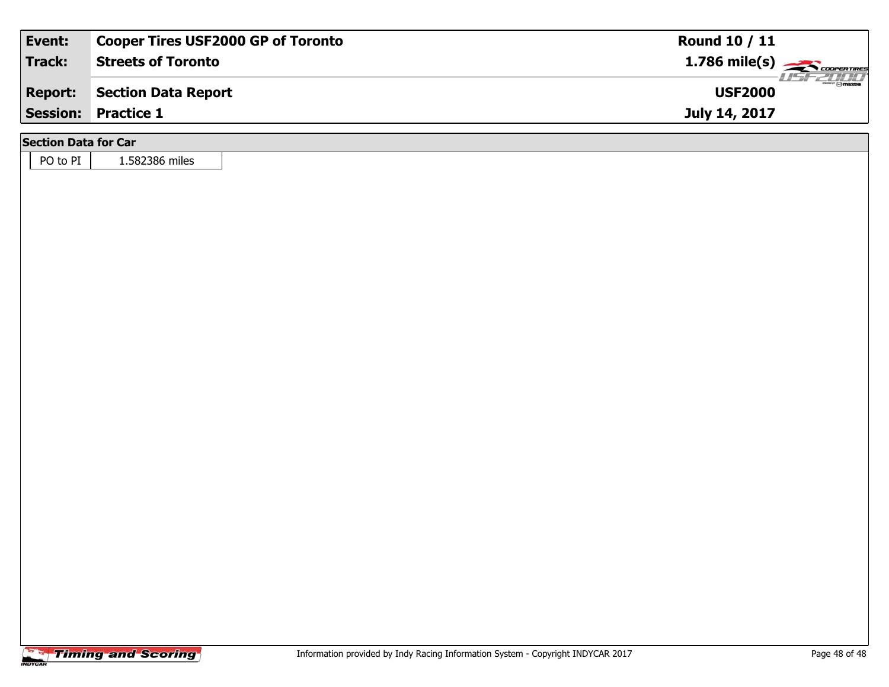| | |
|---|---|
| **Event:** | **Cooper Tires USF2000 GP of Toronto** |
| **Track:** | **Streets of Toronto** |
| **Report:** | **Section Data Report** |
| **Session:** | **Practice 1** |

**Round 10 / 11**
**1.786 mile(s)**
**USF2000**
**July 14, 2017**

## Section Data for Car

| | |
|---|---|
| PO to PI | 1.582386 miles |

Information provided by Indy Racing Information System - Copyright INDYCAR 2017